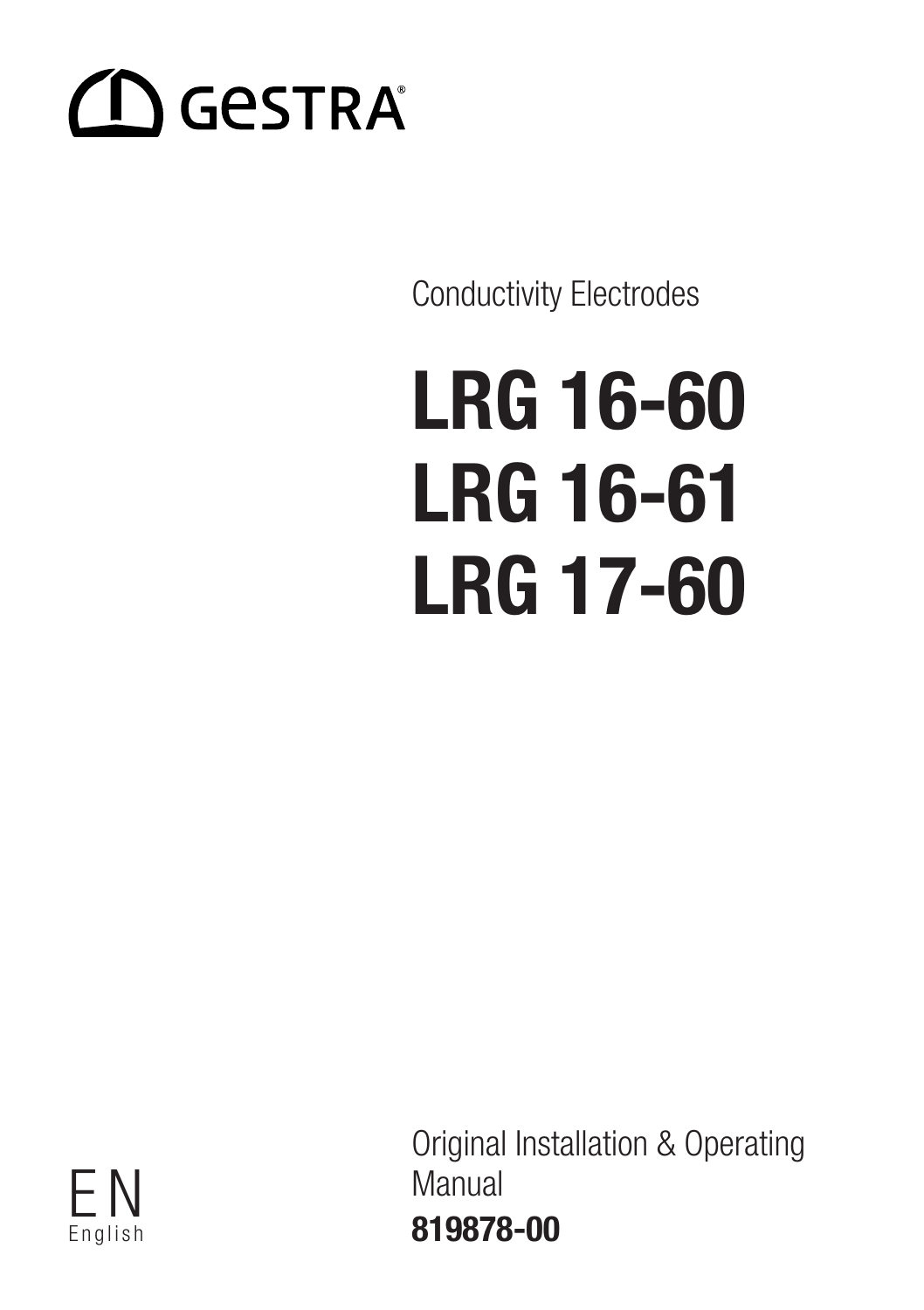GESTRA®

Conductivity Electrodes

# LRG 16-60
# LRG 16-61
# LRG 17-60

EN
English

Original Installation & Operating Manual
**819878-00**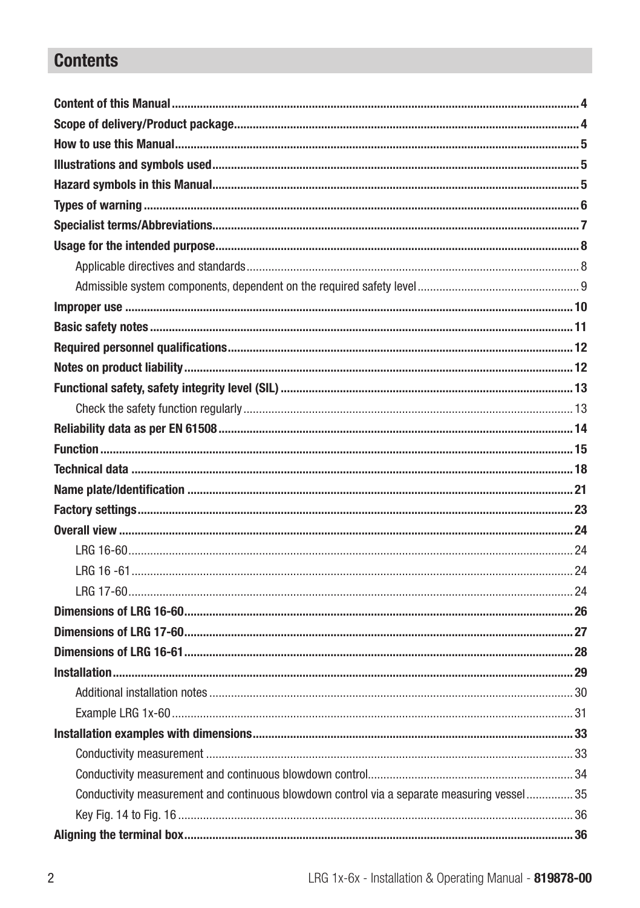## Contents

| | |
|---|---|
| **Content of this Manual** | **4** |
| **Scope of delivery/Product package** | **4** |
| **How to use this Manual** | **5** |
| **Illustrations and symbols used** | **5** |
| **Hazard symbols in this Manual** | **5** |
| **Types of warning** | **6** |
| **Specialist terms/Abbreviations** | **7** |
| **Usage for the intended purpose** | **8** |
| Applicable directives and standards | 8 |
| Admissible system components, dependent on the required safety level | 9 |
| **Improper use** | **10** |
| **Basic safety notes** | **11** |
| **Required personnel qualifications** | **12** |
| **Notes on product liability** | **12** |
| **Functional safety, safety integrity level (SIL)** | **13** |
| Check the safety function regularly | 13 |
| **Reliability data as per EN 61508** | **14** |
| **Function** | **15** |
| **Technical data** | **18** |
| **Name plate/Identification** | **21** |
| **Factory settings** | **23** |
| **Overall view** | **24** |
| LRG 16-60 | 24 |
| LRG 16 -61 | 24 |
| LRG 17-60 | 24 |
| **Dimensions of LRG 16-60** | **26** |
| **Dimensions of LRG 17-60** | **27** |
| **Dimensions of LRG 16-61** | **28** |
| **Installation** | **29** |
| Additional installation notes | 30 |
| Example LRG 1x-60 | 31 |
| **Installation examples with dimensions** | **33** |
| Conductivity measurement | 33 |
| Conductivity measurement and continuous blowdown control | 34 |
| Conductivity measurement and continuous blowdown control via a separate measuring vessel | 35 |
| Key Fig. 14 to Fig. 16 | 36 |
| **Aligning the terminal box** | **36** |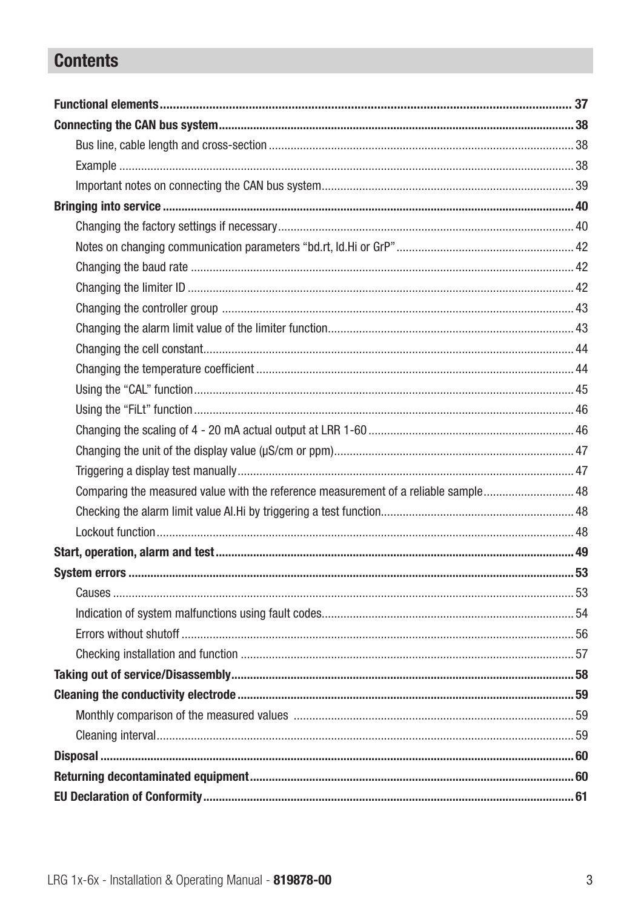# Contents

| | |
|---|---|
| **Functional elements** | **37** |
| **Connecting the CAN bus system** | **38** |
| Bus line, cable length and cross-section | 38 |
| Example | 38 |
| Important notes on connecting the CAN bus system | 39 |
| **Bringing into service** | **40** |
| Changing the factory settings if necessary | 40 |
| Notes on changing communication parameters “bd.rt, Id.Hi or GrP” | 42 |
| Changing the baud rate | 42 |
| Changing the limiter ID | 42 |
| Changing the controller group | 43 |
| Changing the alarm limit value of the limiter function | 43 |
| Changing the cell constant | 44 |
| Changing the temperature coefficient | 44 |
| Using the “CAL” function | 45 |
| Using the “FiLt” function | 46 |
| Changing the scaling of 4 - 20 mA actual output at LRR 1-60 | 46 |
| Changing the unit of the display value (µS/cm or ppm) | 47 |
| Triggering a display test manually | 47 |
| Comparing the measured value with the reference measurement of a reliable sample | 48 |
| Checking the alarm limit value Al.Hi by triggering a test function | 48 |
| Lockout function | 48 |
| **Start, operation, alarm and test** | **49** |
| **System errors** | **53** |
| Causes | 53 |
| Indication of system malfunctions using fault codes | 54 |
| Errors without shutoff | 56 |
| Checking installation and function | 57 |
| **Taking out of service/Disassembly** | **58** |
| **Cleaning the conductivity electrode** | **59** |
| Monthly comparison of the measured values | 59 |
| Cleaning interval | 59 |
| **Disposal** | **60** |
| **Returning decontaminated equipment** | **60** |
| **EU Declaration of Conformity** | **61** |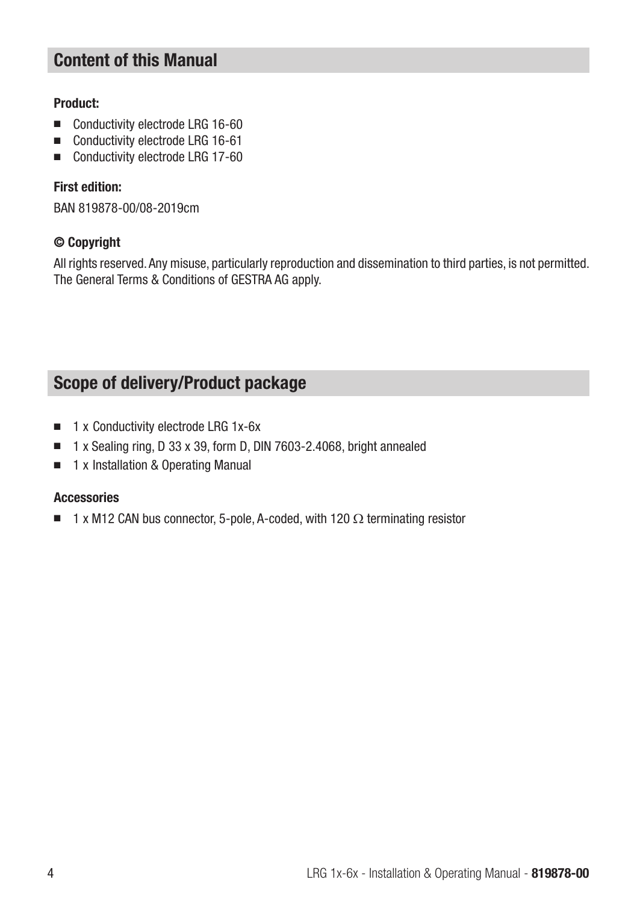## Content of this Manual

**Product:**

- Conductivity electrode LRG 16-60
- Conductivity electrode LRG 16-61
- Conductivity electrode LRG 17-60

**First edition:**

BAN 819878-00/08-2019cm

**© Copyright**

All rights reserved. Any misuse, particularly reproduction and dissemination to third parties, is not permitted. The General Terms & Conditions of GESTRA AG apply.

## Scope of delivery/Product package

- 1 x Conductivity electrode LRG 1x-6x
- 1 x Sealing ring, D 33 x 39, form D, DIN 7603-2.4068, bright annealed
- 1 x Installation & Operating Manual

**Accessories**

- 1 x M12 CAN bus connector, 5-pole, A-coded, with 120 $\Omega$ terminating resistor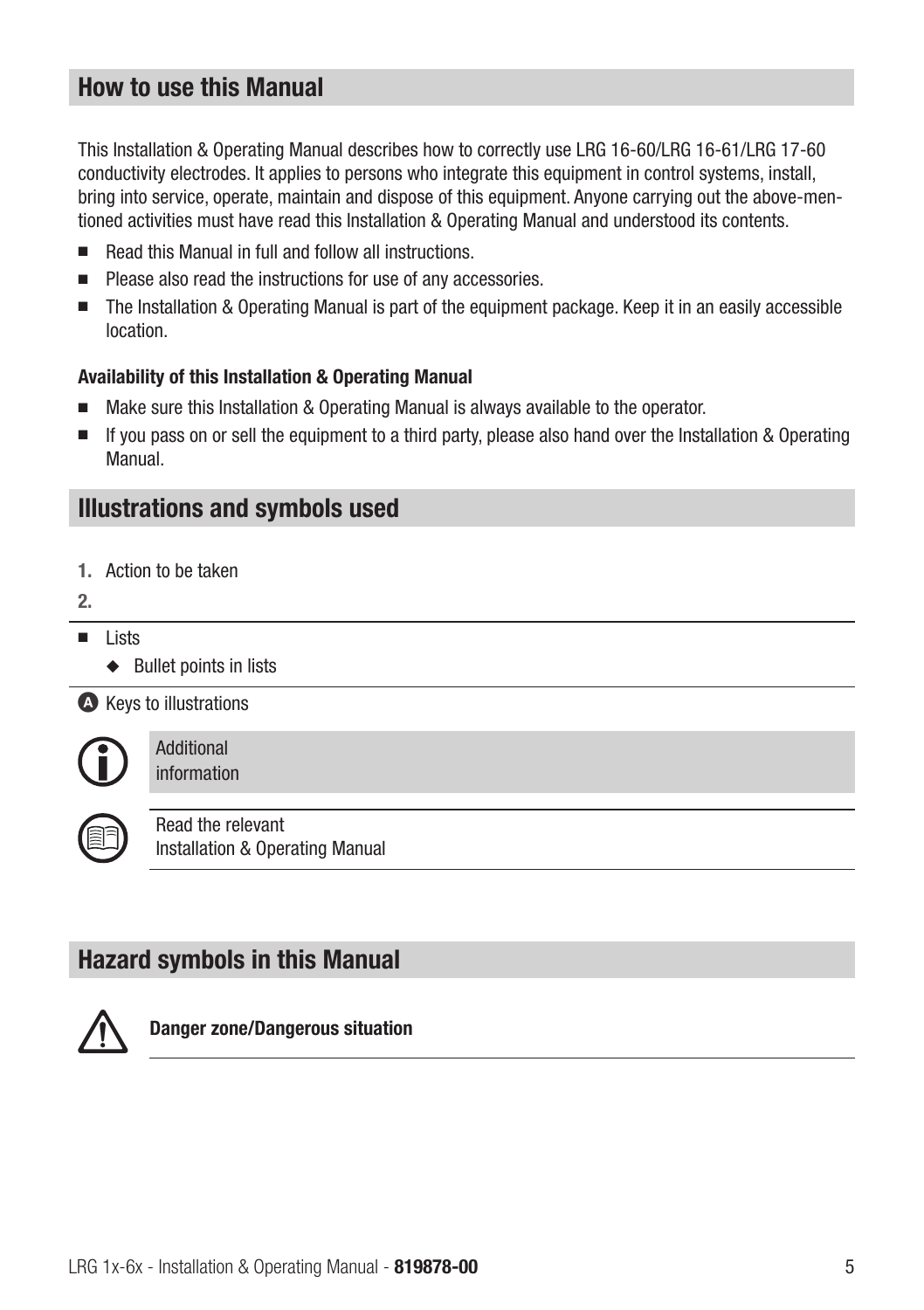## How to use this Manual

This Installation & Operating Manual describes how to correctly use LRG 16-60/LRG 16-61/LRG 17-60 conductivity electrodes. It applies to persons who integrate this equipment in control systems, install, bring into service, operate, maintain and dispose of this equipment. Anyone carrying out the above-mentioned activities must have read this Installation & Operating Manual and understood its contents.

- Read this Manual in full and follow all instructions.
- Please also read the instructions for use of any accessories.
- The Installation & Operating Manual is part of the equipment package. Keep it in an easily accessible location.

**Availability of this Installation & Operating Manual**

- Make sure this Installation & Operating Manual is always available to the operator.
- If you pass on or sell the equipment to a third party, please also hand over the Installation & Operating Manual.

## Illustrations and symbols used

1. Action to be taken
2.

---

- Lists
  - Bullet points in lists

---

**A** Keys to illustrations

Additional information

Read the relevant Installation & Operating Manual

## Hazard symbols in this Manual

**Danger zone/Dangerous situation**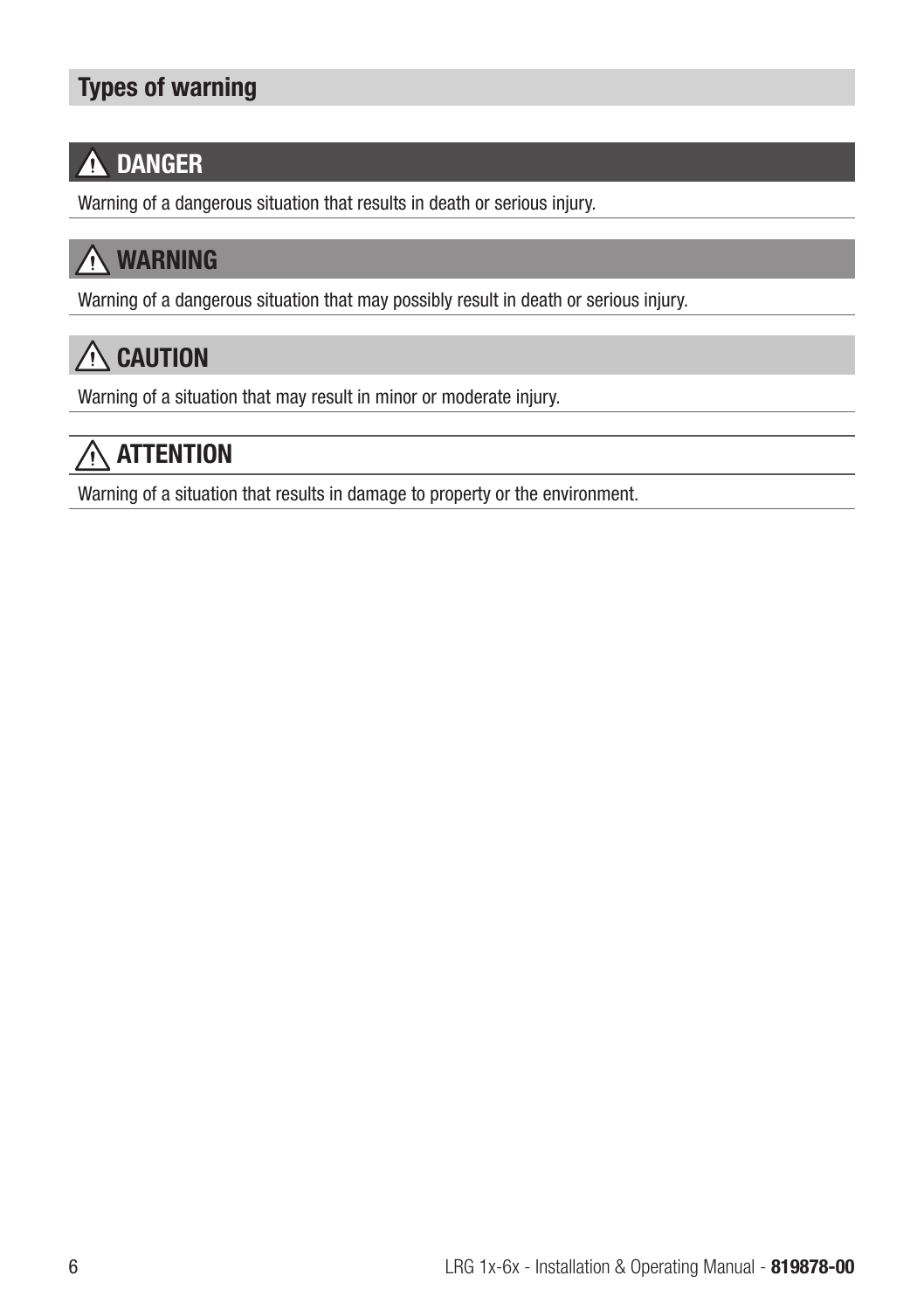## Types of warning

### ⚠ DANGER

Warning of a dangerous situation that results in death or serious injury.

### ⚠ WARNING

Warning of a dangerous situation that may possibly result in death or serious injury.

### ⚠ CAUTION

Warning of a situation that may result in minor or moderate injury.

### ⚠ ATTENTION

Warning of a situation that results in damage to property or the environment.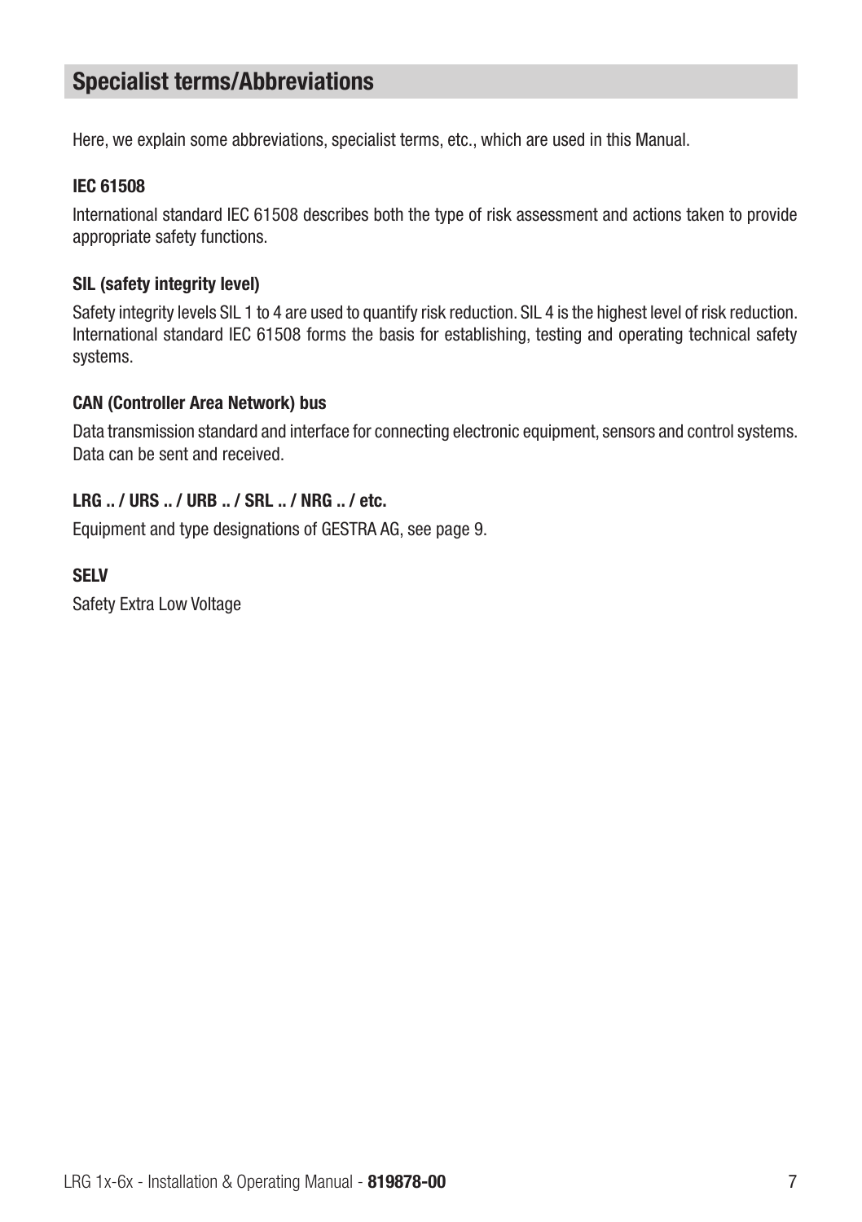## Specialist terms/Abbreviations

Here, we explain some abbreviations, specialist terms, etc., which are used in this Manual.

### IEC 61508

International standard IEC 61508 describes both the type of risk assessment and actions taken to provide appropriate safety functions.

### SIL (safety integrity level)

Safety integrity levels SIL 1 to 4 are used to quantify risk reduction. SIL 4 is the highest level of risk reduction. International standard IEC 61508 forms the basis for establishing, testing and operating technical safety systems.

### CAN (Controller Area Network) bus

Data transmission standard and interface for connecting electronic equipment, sensors and control systems. Data can be sent and received.

### LRG .. / URS .. / URB .. / SRL .. / NRG .. / etc.

Equipment and type designations of GESTRA AG, see page 9.

### SELV

Safety Extra Low Voltage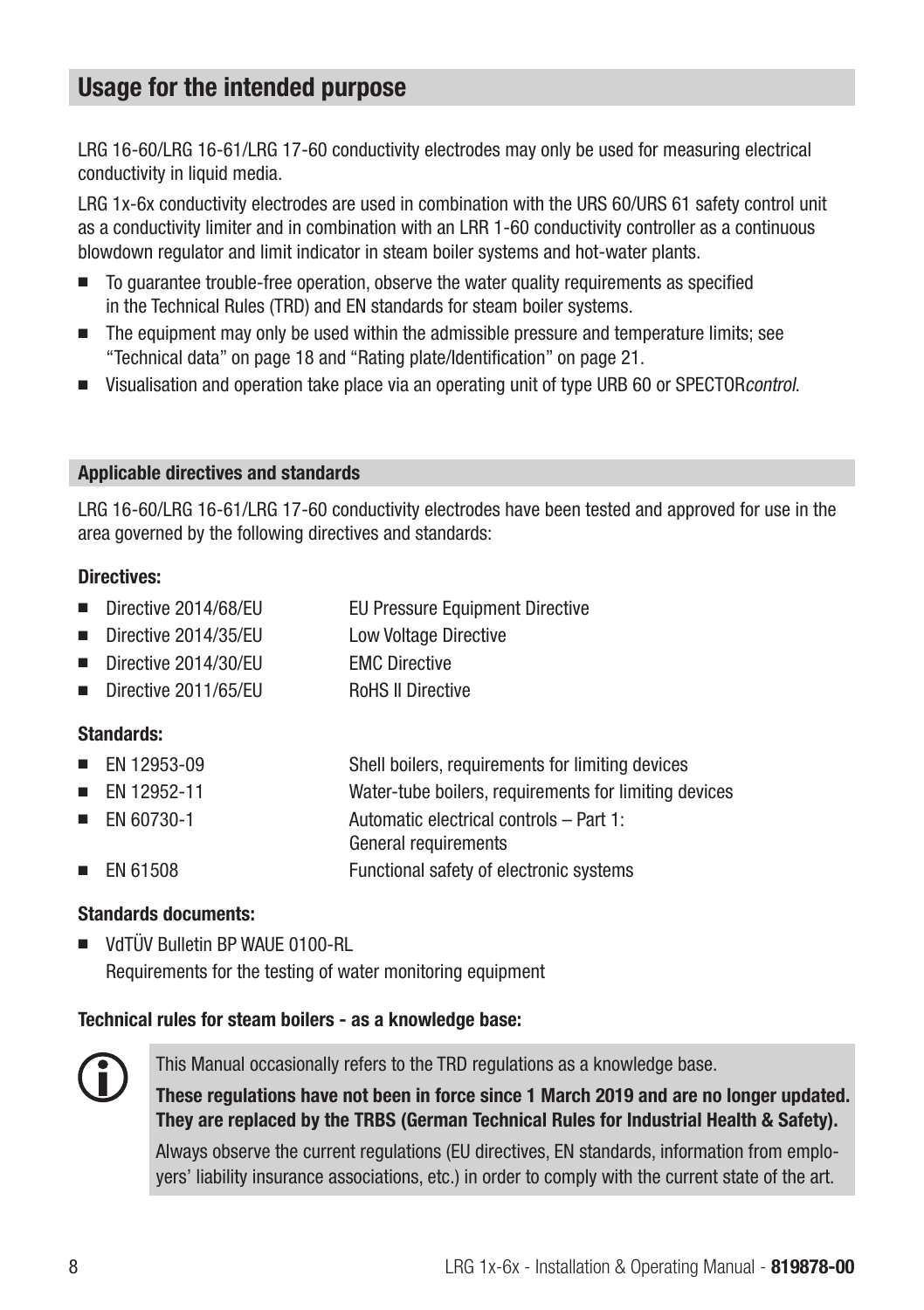## Usage for the intended purpose

LRG 16-60/LRG 16-61/LRG 17-60 conductivity electrodes may only be used for measuring electrical conductivity in liquid media.

LRG 1x-6x conductivity electrodes are used in combination with the URS 60/URS 61 safety control unit as a conductivity limiter and in combination with an LRR 1-60 conductivity controller as a continuous blowdown regulator and limit indicator in steam boiler systems and hot-water plants.

- To guarantee trouble-free operation, observe the water quality requirements as specified in the Technical Rules (TRD) and EN standards for steam boiler systems.
- The equipment may only be used within the admissible pressure and temperature limits; see "Technical data" on page 18 and "Rating plate/Identification" on page 21.
- Visualisation and operation take place via an operating unit of type URB 60 or SPECTOR*control*.

### Applicable directives and standards

LRG 16-60/LRG 16-61/LRG 17-60 conductivity electrodes have been tested and approved for use in the area governed by the following directives and standards:

**Directives:**

- Directive 2014/68/EU — EU Pressure Equipment Directive
- Directive 2014/35/EU — Low Voltage Directive
- Directive 2014/30/EU — EMC Directive
- Directive 2011/65/EU — RoHS II Directive

**Standards:**

- EN 12953-09 — Shell boilers, requirements for limiting devices
- EN 12952-11 — Water-tube boilers, requirements for limiting devices
- EN 60730-1 — Automatic electrical controls – Part 1: General requirements
- EN 61508 — Functional safety of electronic systems

**Standards documents:**

- VdTÜV Bulletin BP WAUE 0100-RL
  Requirements for the testing of water monitoring equipment

**Technical rules for steam boilers - as a knowledge base:**

This Manual occasionally refers to the TRD regulations as a knowledge base.

**These regulations have not been in force since 1 March 2019 and are no longer updated. They are replaced by the TRBS (German Technical Rules for Industrial Health & Safety).**

Always observe the current regulations (EU directives, EN standards, information from employers' liability insurance associations, etc.) in order to comply with the current state of the art.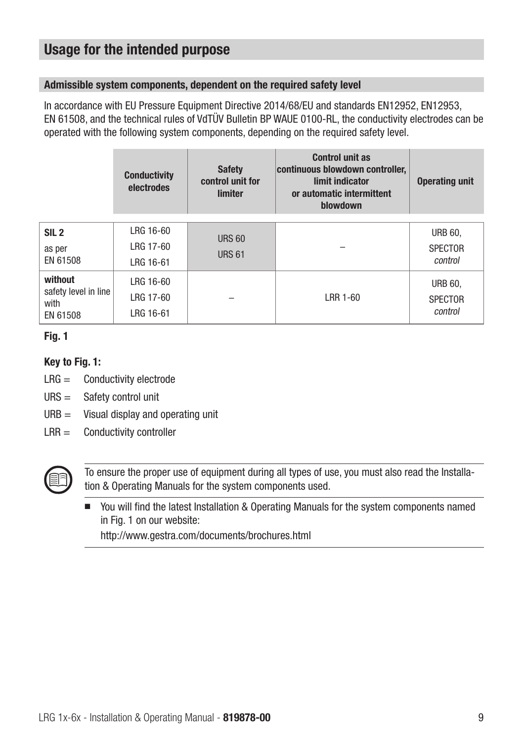# Usage for the intended purpose

## Admissible system components, dependent on the required safety level

In accordance with EU Pressure Equipment Directive 2014/68/EU and standards EN12952, EN12953, EN 61508, and the technical rules of VdTÜV Bulletin BP WAUE 0100-RL, the conductivity electrodes can be operated with the following system components, depending on the required safety level.

| | Conductivity electrodes | Safety control unit for limiter | Control unit as continuous blowdown controller, limit indicator or automatic intermittent blowdown | Operating unit |
|---|---|---|---|---|
| **SIL 2** as per EN 61508 | LRG 16-60<br>LRG 17-60<br>LRG 16-61 | URS 60<br>URS 61 | – | URB 60,<br>SPECTOR *control* |
| **without** safety level in line with EN 61508 | LRG 16-60<br>LRG 17-60<br>LRG 16-61 | – | LRR 1-60 | URB 60,<br>SPECTOR *control* |

**Fig. 1**

**Key to Fig. 1:**

LRG = Conductivity electrode

URS = Safety control unit

URB = Visual display and operating unit

LRR = Conductivity controller

To ensure the proper use of equipment during all types of use, you must also read the Installation & Operating Manuals for the system components used.

- You will find the latest Installation & Operating Manuals for the system components named in Fig. 1 on our website:
  http://www.gestra.com/documents/brochures.html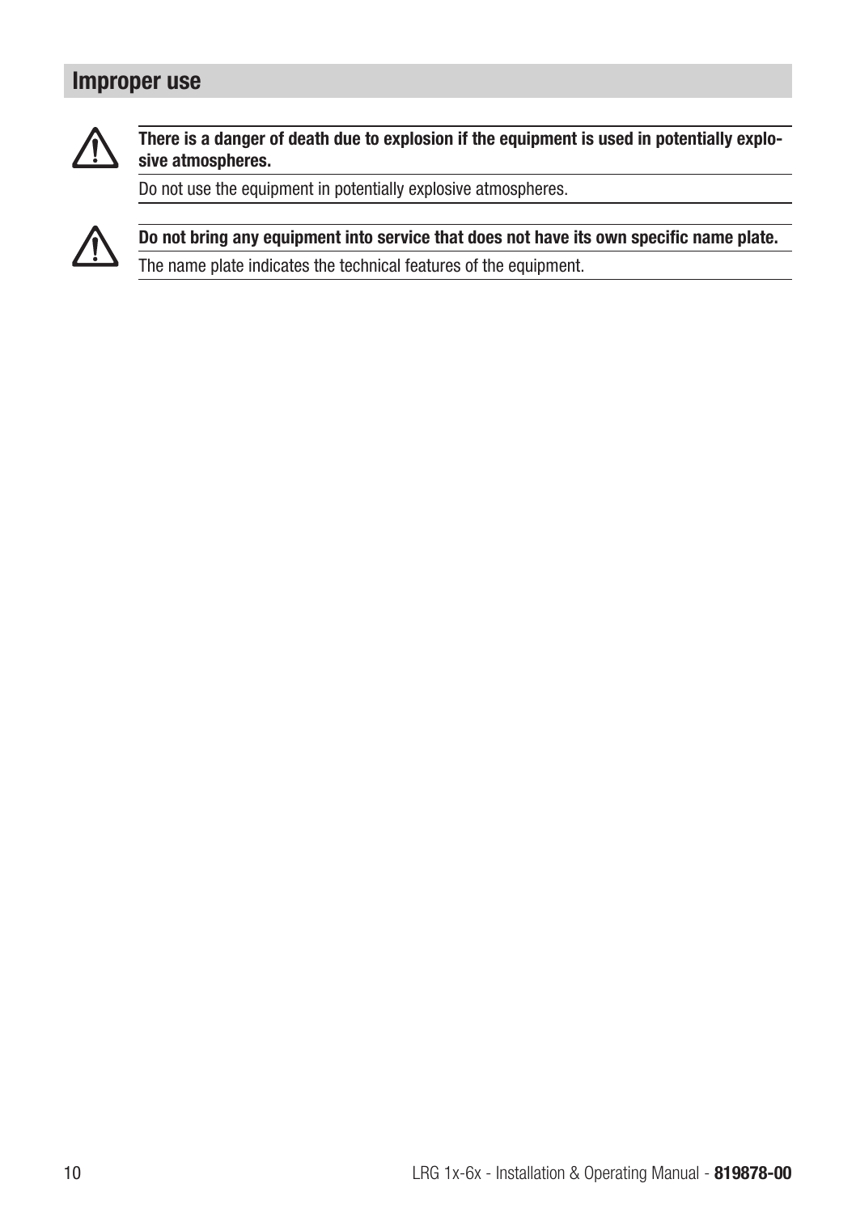## Improper use

⚠ **There is a danger of death due to explosion if the equipment is used in potentially explosive atmospheres.**

Do not use the equipment in potentially explosive atmospheres.

⚠ **Do not bring any equipment into service that does not have its own specific name plate.**

The name plate indicates the technical features of the equipment.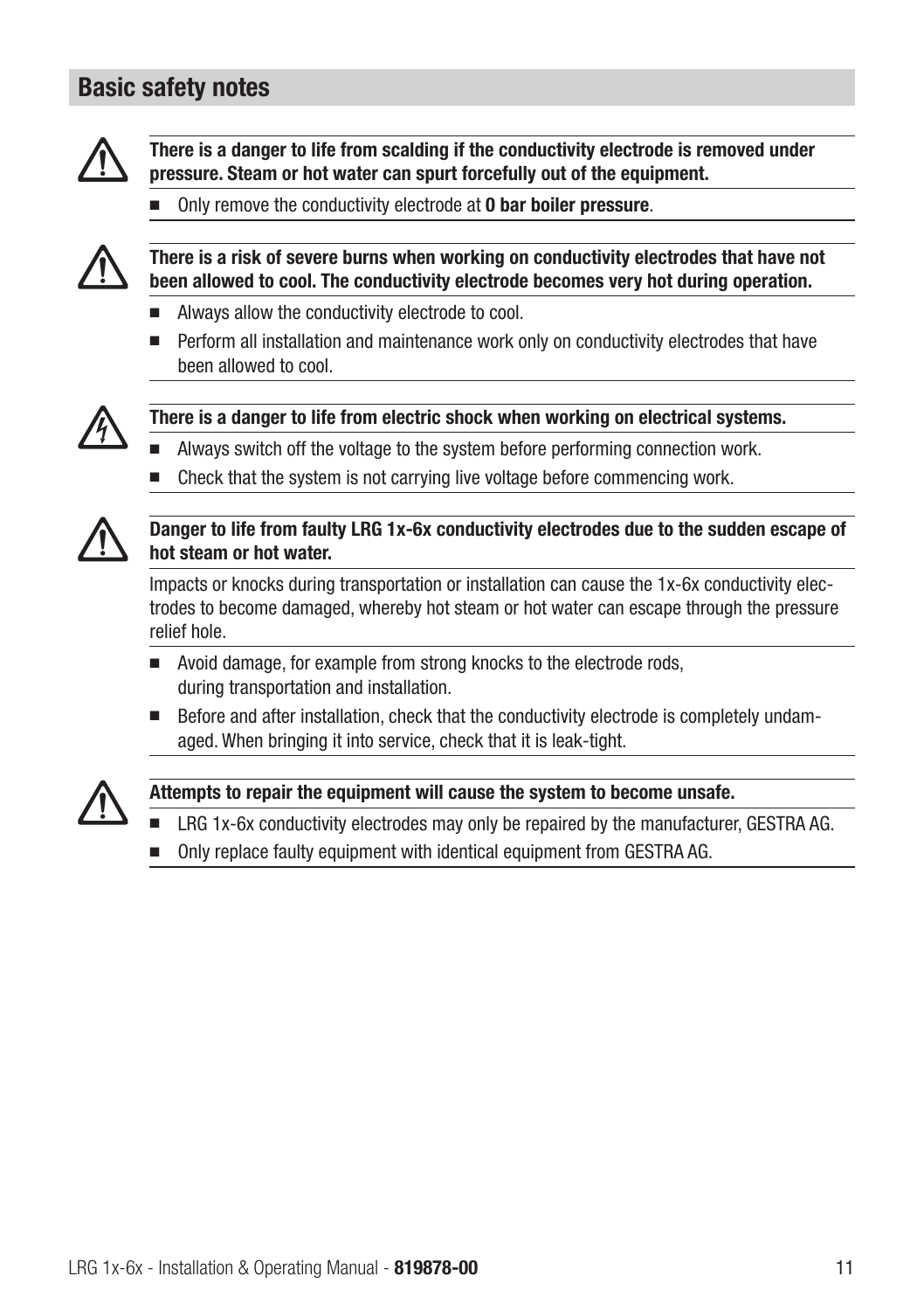## Basic safety notes

**There is a danger to life from scalding if the conductivity electrode is removed under pressure. Steam or hot water can spurt forcefully out of the equipment.**

- Only remove the conductivity electrode at **0 bar boiler pressure**.

**There is a risk of severe burns when working on conductivity electrodes that have not been allowed to cool. The conductivity electrode becomes very hot during operation.**

- Always allow the conductivity electrode to cool.
- Perform all installation and maintenance work only on conductivity electrodes that have been allowed to cool.

**There is a danger to life from electric shock when working on electrical systems.**

- Always switch off the voltage to the system before performing connection work.
- Check that the system is not carrying live voltage before commencing work.

**Danger to life from faulty LRG 1x-6x conductivity electrodes due to the sudden escape of hot steam or hot water.**

Impacts or knocks during transportation or installation can cause the 1x-6x conductivity electrodes to become damaged, whereby hot steam or hot water can escape through the pressure relief hole.

- Avoid damage, for example from strong knocks to the electrode rods, during transportation and installation.
- Before and after installation, check that the conductivity electrode is completely undamaged. When bringing it into service, check that it is leak-tight.

**Attempts to repair the equipment will cause the system to become unsafe.**

- LRG 1x-6x conductivity electrodes may only be repaired by the manufacturer, GESTRA AG.
- Only replace faulty equipment with identical equipment from GESTRA AG.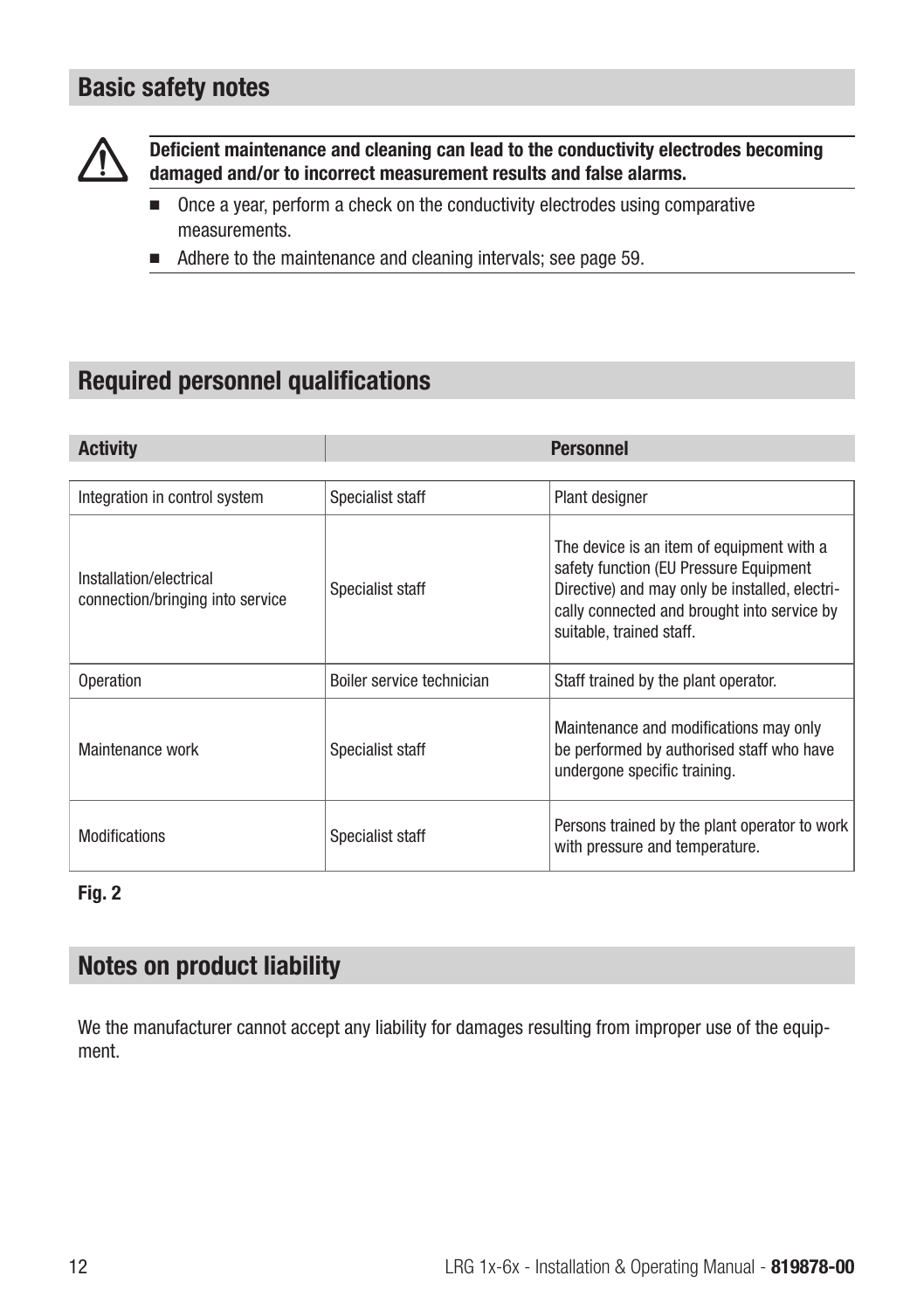## Basic safety notes

⚠ **Deficient maintenance and cleaning can lead to the conductivity electrodes becoming damaged and/or to incorrect measurement results and false alarms.**

- Once a year, perform a check on the conductivity electrodes using comparative measurements.
- Adhere to the maintenance and cleaning intervals; see page 59.

## Required personnel qualifications

| Activity | Personnel | |
|---|---|---|
| Integration in control system | Specialist staff | Plant designer |
| Installation/electrical connection/bringing into service | Specialist staff | The device is an item of equipment with a safety function (EU Pressure Equipment Directive) and may only be installed, electrically connected and brought into service by suitable, trained staff. |
| Operation | Boiler service technician | Staff trained by the plant operator. |
| Maintenance work | Specialist staff | Maintenance and modifications may only be performed by authorised staff who have undergone specific training. |
| Modifications | Specialist staff | Persons trained by the plant operator to work with pressure and temperature. |

**Fig. 2**

## Notes on product liability

We the manufacturer cannot accept any liability for damages resulting from improper use of the equipment.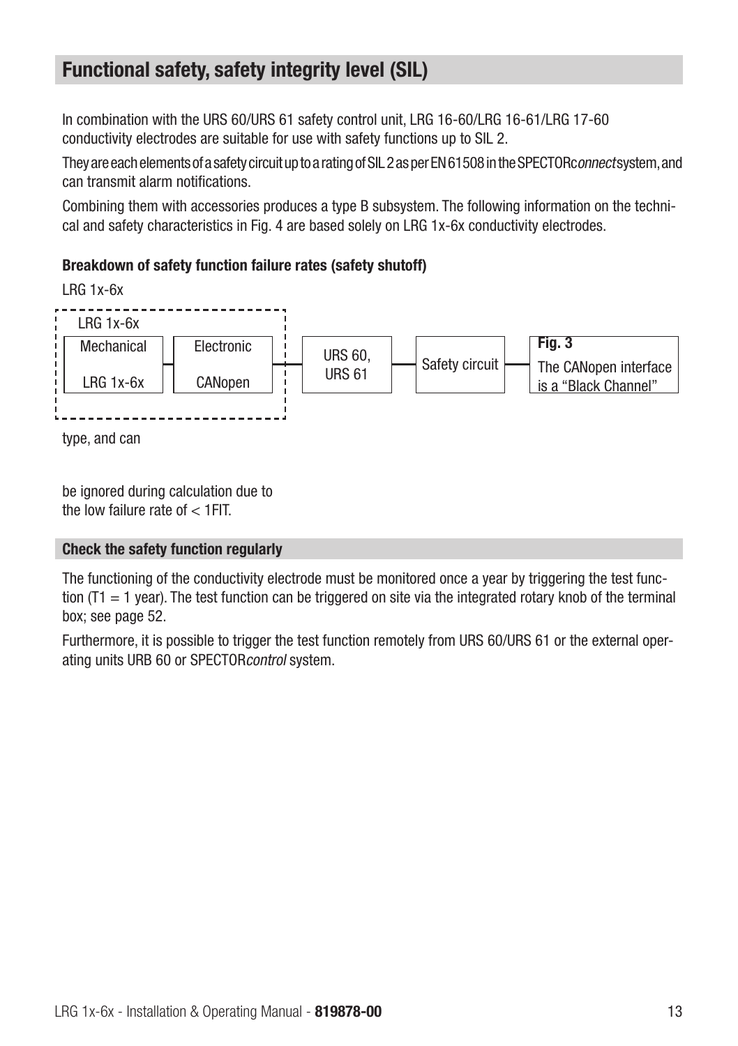## Functional safety, safety integrity level (SIL)

In combination with the URS 60/URS 61 safety control unit, LRG 16-60/LRG 16-61/LRG 17-60 conductivity electrodes are suitable for use with safety functions up to SIL 2.

They are each elements of a safety circuit up to a rating of SIL 2 as per EN 61508 in the SPECTOR*connect* system, and can transmit alarm notifications.

Combining them with accessories produces a type B subsystem. The following information on the technical and safety characteristics in Fig. 4 are based solely on LRG 1x-6x conductivity electrodes.

### Breakdown of safety function failure rates (safety shutoff)

LRG 1x-6x

LRG 1x-6x

Mechanical

LRG 1x-6x

Electronic

CANopen

URS 60, URS 61

Safety circuit

**Fig. 3**

The CANopen interface is a "Black Channel" type, and can be ignored during calculation due to the low failure rate of < 1FIT.

### Check the safety function regularly

The functioning of the conductivity electrode must be monitored once a year by triggering the test function (T1 = 1 year). The test function can be triggered on site via the integrated rotary knob of the terminal box; see page 52.

Furthermore, it is possible to trigger the test function remotely from URS 60/URS 61 or the external operating units URB 60 or SPECTOR*control* system.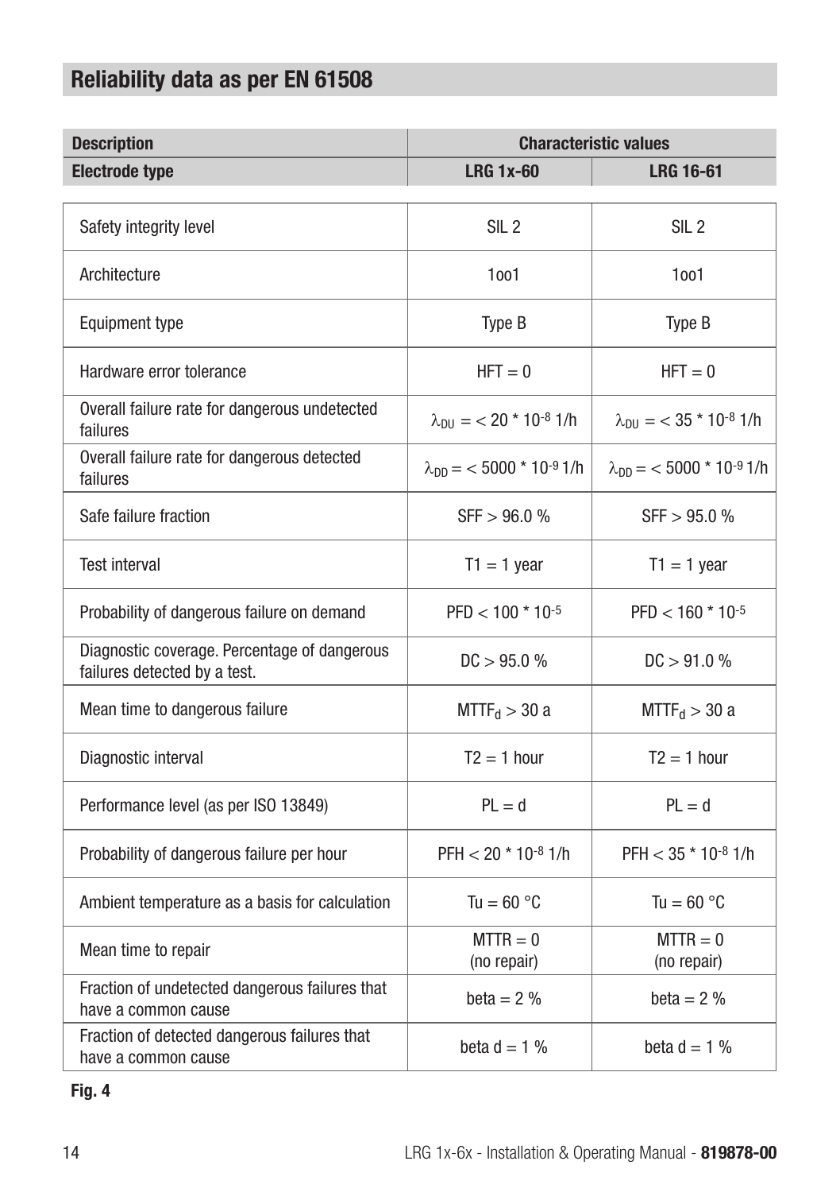## Reliability data as per EN 61508

| Description | Characteristic values | |
|---|---|---|
| **Electrode type** | **LRG 1x-60** | **LRG 16-61** |
| Safety integrity level | SIL 2 | SIL 2 |
| Architecture | 1oo1 | 1oo1 |
| Equipment type | Type B | Type B |
| Hardware error tolerance | HFT = 0 | HFT = 0 |
| Overall failure rate for dangerous undetected failures | $\lambda_{DU}$ = < 20 * $10^{-8}$ 1/h | $\lambda_{DU}$ = < 35 * $10^{-8}$ 1/h |
| Overall failure rate for dangerous detected failures | $\lambda_{DD}$ = < 5000 * $10^{-9}$ 1/h | $\lambda_{DD}$ = < 5000 * $10^{-9}$ 1/h |
| Safe failure fraction | SFF > 96.0 % | SFF > 95.0 % |
| Test interval | T1 = 1 year | T1 = 1 year |
| Probability of dangerous failure on demand | PFD < 100 * $10^{-5}$ | PFD < 160 * $10^{-5}$ |
| Diagnostic coverage. Percentage of dangerous failures detected by a test. | DC > 95.0 % | DC > 91.0 % |
| Mean time to dangerous failure | $MTTF_d$ > 30 a | $MTTF_d$ > 30 a |
| Diagnostic interval | T2 = 1 hour | T2 = 1 hour |
| Performance level (as per ISO 13849) | PL = d | PL = d |
| Probability of dangerous failure per hour | PFH < 20 * $10^{-8}$ 1/h | PFH < 35 * $10^{-8}$ 1/h |
| Ambient temperature as a basis for calculation | Tu = 60 °C | Tu = 60 °C |
| Mean time to repair | MTTR = 0 (no repair) | MTTR = 0 (no repair) |
| Fraction of undetected dangerous failures that have a common cause | beta = 2 % | beta = 2 % |
| Fraction of detected dangerous failures that have a common cause | beta d = 1 % | beta d = 1 % |

**Fig. 4**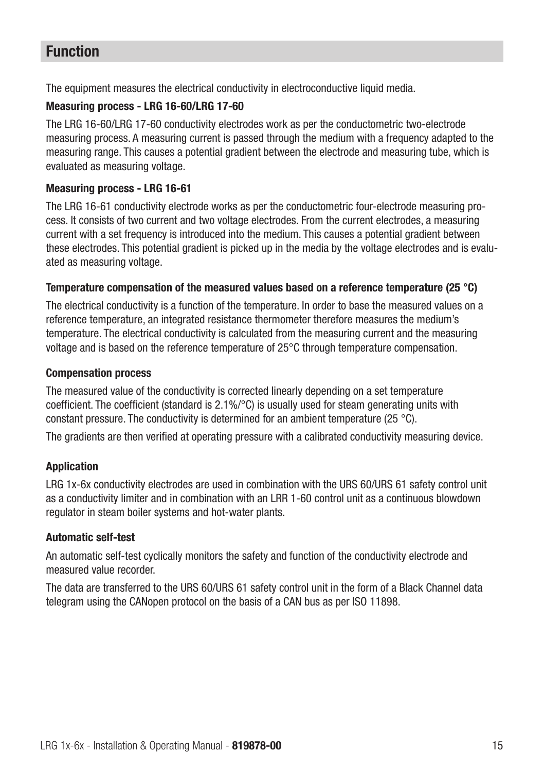# Function

The equipment measures the electrical conductivity in electroconductive liquid media.

**Measuring process - LRG 16-60/LRG 17-60**

The LRG 16-60/LRG 17-60 conductivity electrodes work as per the conductometric two-electrode measuring process. A measuring current is passed through the medium with a frequency adapted to the measuring range. This causes a potential gradient between the electrode and measuring tube, which is evaluated as measuring voltage.

**Measuring process - LRG 16-61**

The LRG 16-61 conductivity electrode works as per the conductometric four-electrode measuring process. It consists of two current and two voltage electrodes. From the current electrodes, a measuring current with a set frequency is introduced into the medium. This causes a potential gradient between these electrodes. This potential gradient is picked up in the media by the voltage electrodes and is evaluated as measuring voltage.

**Temperature compensation of the measured values based on a reference temperature (25 °C)**

The electrical conductivity is a function of the temperature. In order to base the measured values on a reference temperature, an integrated resistance thermometer therefore measures the medium's temperature. The electrical conductivity is calculated from the measuring current and the measuring voltage and is based on the reference temperature of 25°C through temperature compensation.

**Compensation process**

The measured value of the conductivity is corrected linearly depending on a set temperature coefficient. The coefficient (standard is 2.1%/°C) is usually used for steam generating units with constant pressure. The conductivity is determined for an ambient temperature (25 °C).

The gradients are then verified at operating pressure with a calibrated conductivity measuring device.

**Application**

LRG 1x-6x conductivity electrodes are used in combination with the URS 60/URS 61 safety control unit as a conductivity limiter and in combination with an LRR 1-60 control unit as a continuous blowdown regulator in steam boiler systems and hot-water plants.

**Automatic self-test**

An automatic self-test cyclically monitors the safety and function of the conductivity electrode and measured value recorder.

The data are transferred to the URS 60/URS 61 safety control unit in the form of a Black Channel data telegram using the CANopen protocol on the basis of a CAN bus as per ISO 11898.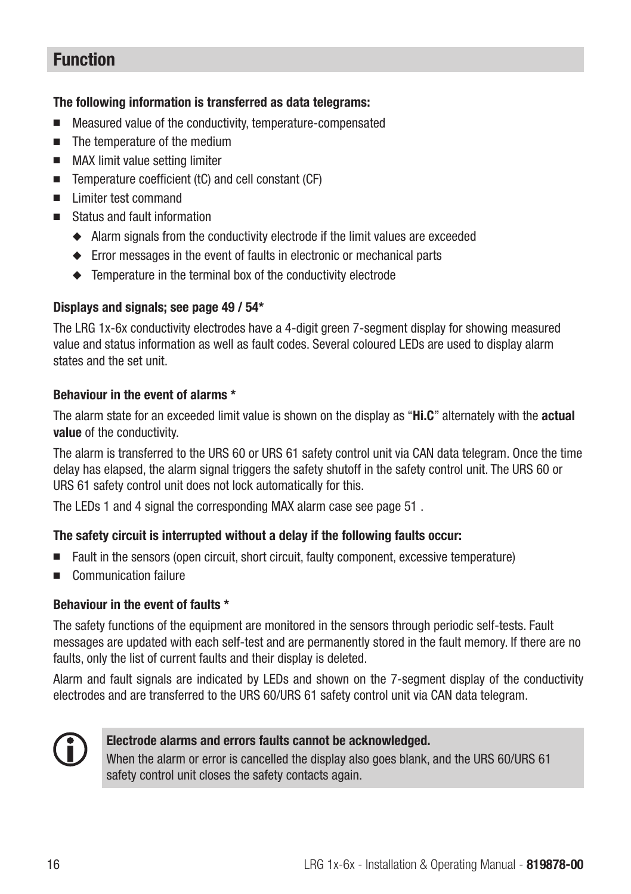## Function

**The following information is transferred as data telegrams:**

- Measured value of the conductivity, temperature-compensated
- The temperature of the medium
- MAX limit value setting limiter
- Temperature coefficient (tC) and cell constant (CF)
- Limiter test command
- Status and fault information
  - Alarm signals from the conductivity electrode if the limit values are exceeded
  - Error messages in the event of faults in electronic or mechanical parts
  - Temperature in the terminal box of the conductivity electrode

**Displays and signals; see page 49 / 54***

The LRG 1x-6x conductivity electrodes have a 4-digit green 7-segment display for showing measured value and status information as well as fault codes. Several coloured LEDs are used to display alarm states and the set unit.

**Behaviour in the event of alarms ***

The alarm state for an exceeded limit value is shown on the display as "**Hi.C**" alternately with the **actual value** of the conductivity.

The alarm is transferred to the URS 60 or URS 61 safety control unit via CAN data telegram. Once the time delay has elapsed, the alarm signal triggers the safety shutoff in the safety control unit. The URS 60 or URS 61 safety control unit does not lock automatically for this.

The LEDs 1 and 4 signal the corresponding MAX alarm case see page 51 .

**The safety circuit is interrupted without a delay if the following faults occur:**

- Fault in the sensors (open circuit, short circuit, faulty component, excessive temperature)
- Communication failure

**Behaviour in the event of faults ***

The safety functions of the equipment are monitored in the sensors through periodic self-tests. Fault messages are updated with each self-test and are permanently stored in the fault memory. If there are no faults, only the list of current faults and their display is deleted.

Alarm and fault signals are indicated by LEDs and shown on the 7-segment display of the conductivity electrodes and are transferred to the URS 60/URS 61 safety control unit via CAN data telegram.

**Electrode alarms and errors faults cannot be acknowledged.**

When the alarm or error is cancelled the display also goes blank, and the URS 60/URS 61 safety control unit closes the safety contacts again.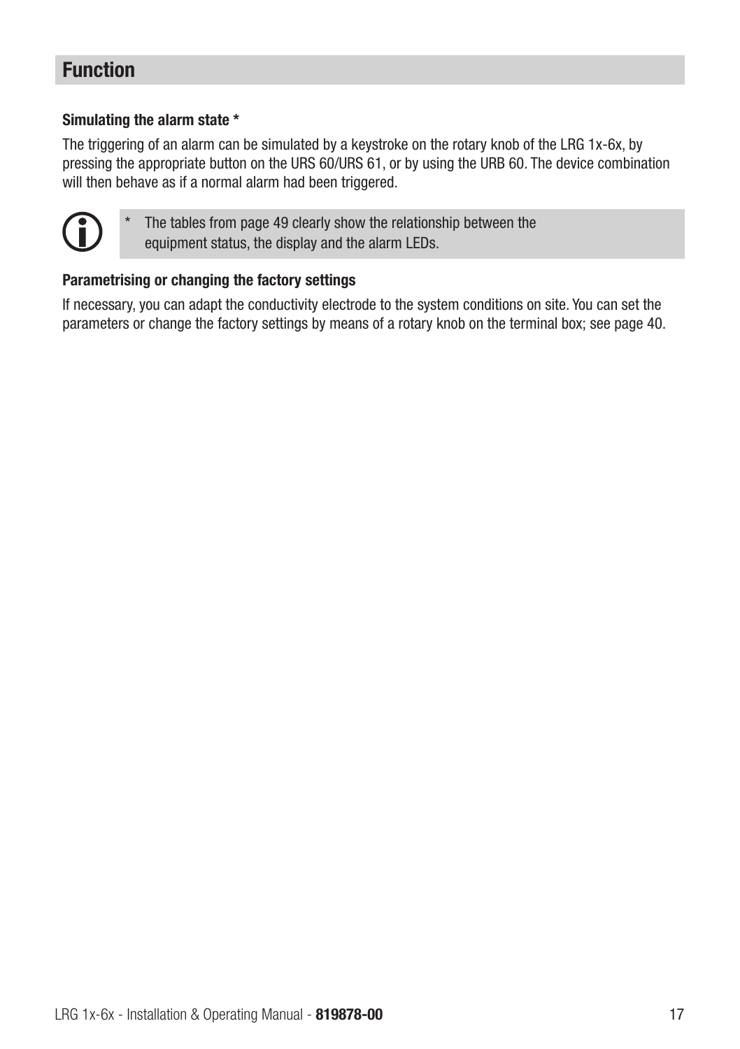## Function

**Simulating the alarm state ***

The triggering of an alarm can be simulated by a keystroke on the rotary knob of the LRG 1x-6x, by pressing the appropriate button on the URS 60/URS 61, or by using the URB 60. The device combination will then behave as if a normal alarm had been triggered.

> * The tables from page 49 clearly show the relationship between the equipment status, the display and the alarm LEDs.

**Parametrising or changing the factory settings**

If necessary, you can adapt the conductivity electrode to the system conditions on site. You can set the parameters or change the factory settings by means of a rotary knob on the terminal box; see page 40.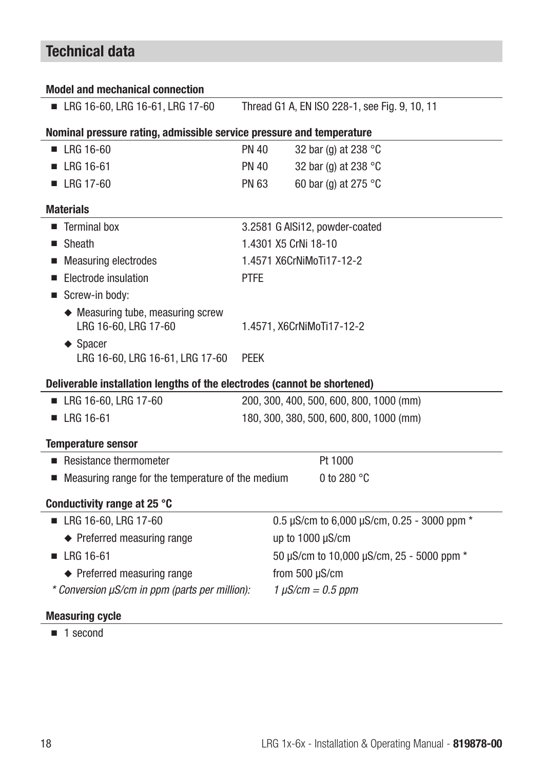## Technical data

**Model and mechanical connection**

- LRG 16-60, LRG 16-61, LRG 17-60 — Thread G1 A, EN ISO 228-1, see Fig. 9, 10, 11

**Nominal pressure rating, admissible service pressure and temperature**

| | | |
|---|---|---|
| ■ LRG 16-60 | PN 40 | 32 bar (g) at 238 °C |
| ■ LRG 16-61 | PN 40 | 32 bar (g) at 238 °C |
| ■ LRG 17-60 | PN 63 | 60 bar (g) at 275 °C |

**Materials**

| | |
|---|---|
| ■ Terminal box | 3.2581 G AlSi12, powder-coated |
| ■ Sheath | 1.4301 X5 CrNi 18-10 |
| ■ Measuring electrodes | 1.4571 X6CrNiMoTi17-12-2 |
| ■ Electrode insulation | PTFE |
| ■ Screw-in body: | |
| ◆ Measuring tube, measuring screw LRG 16-60, LRG 17-60 | 1.4571, X6CrNiMoTi17-12-2 |
| ◆ Spacer LRG 16-60, LRG 16-61, LRG 17-60 | PEEK |

**Deliverable installation lengths of the electrodes (cannot be shortened)**

| | |
|---|---|
| ■ LRG 16-60, LRG 17-60 | 200, 300, 400, 500, 600, 800, 1000 (mm) |
| ■ LRG 16-61 | 180, 300, 380, 500, 600, 800, 1000 (mm) |

**Temperature sensor**

| | |
|---|---|
| ■ Resistance thermometer | Pt 1000 |
| ■ Measuring range for the temperature of the medium | 0 to 280 °C |

**Conductivity range at 25 °C**

| | |
|---|---|
| ■ LRG 16-60, LRG 17-60 | 0.5 µS/cm to 6,000 µS/cm, 0.25 - 3000 ppm * |
| ◆ Preferred measuring range | up to 1000 µS/cm |
| ■ LRG 16-61 | 50 µS/cm to 10,000 µS/cm, 25 - 5000 ppm * |
| ◆ Preferred measuring range | from 500 µS/cm |
| *\* Conversion µS/cm in ppm (parts per million):* | *1 µS/cm = 0.5 ppm* |

**Measuring cycle**

- 1 second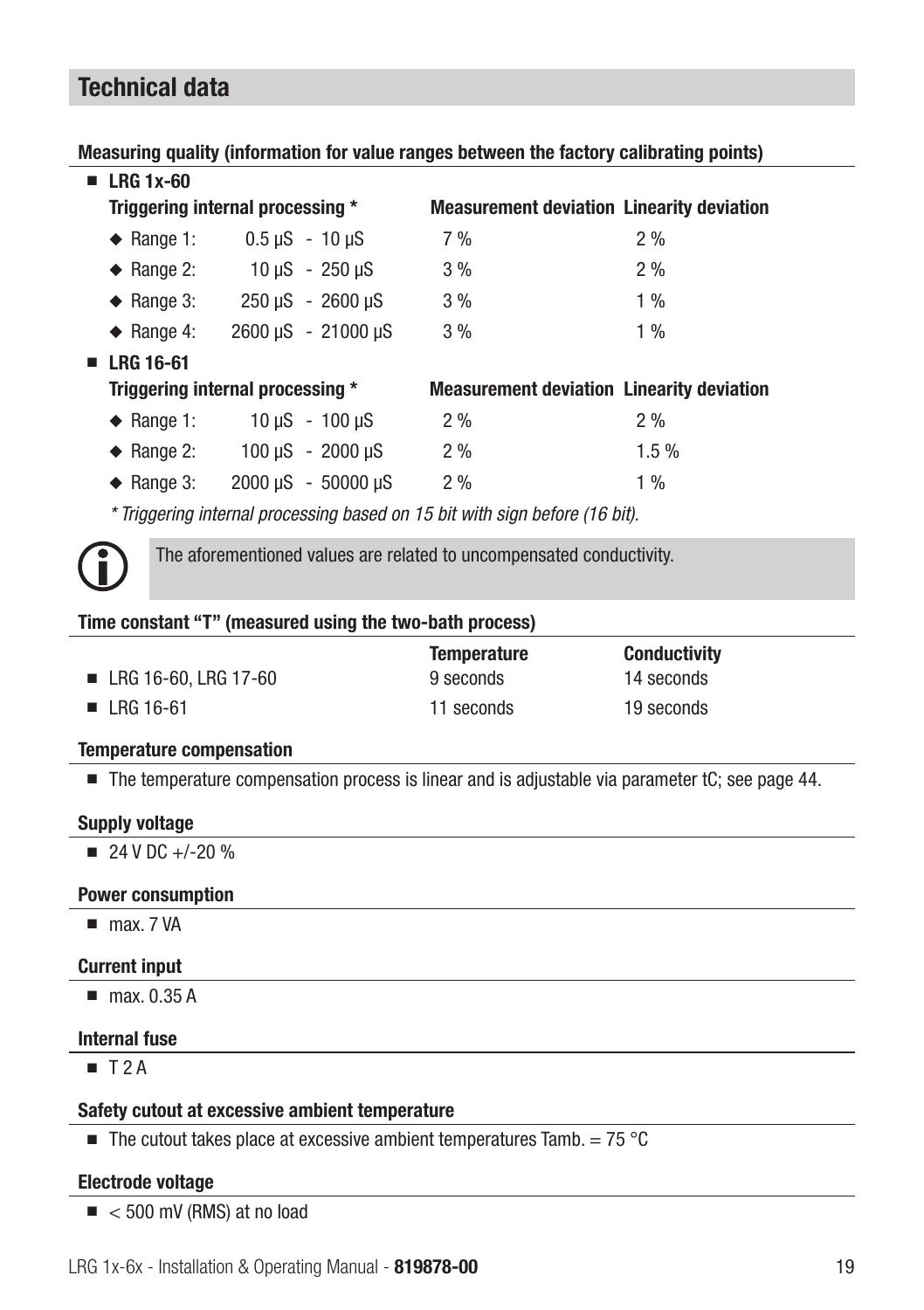## Technical data

**Measuring quality (information for value ranges between the factory calibrating points)**

■ **LRG 1x-60**

| Triggering internal processing * | | Measurement deviation | Linearity deviation |
|---|---|---|---|
| ◆ Range 1: | 0.5 µS - 10 µS | 7 % | 2 % |
| ◆ Range 2: | 10 µS - 250 µS | 3 % | 2 % |
| ◆ Range 3: | 250 µS - 2600 µS | 3 % | 1 % |
| ◆ Range 4: | 2600 µS - 21000 µS | 3 % | 1 % |

■ **LRG 16-61**

| Triggering internal processing * | | Measurement deviation | Linearity deviation |
|---|---|---|---|
| ◆ Range 1: | 10 µS - 100 µS | 2 % | 2 % |
| ◆ Range 2: | 100 µS - 2000 µS | 2 % | 1.5 % |
| ◆ Range 3: | 2000 µS - 50000 µS | 2 % | 1 % |

*\* Triggering internal processing based on 15 bit with sign before (16 bit).*

The aforementioned values are related to uncompensated conductivity.

**Time constant "T" (measured using the two-bath process)**

| | Temperature | Conductivity |
|---|---|---|
| ■ LRG 16-60, LRG 17-60 | 9 seconds | 14 seconds |
| ■ LRG 16-61 | 11 seconds | 19 seconds |

**Temperature compensation**

- The temperature compensation process is linear and is adjustable via parameter tC; see page 44.

**Supply voltage**

- 24 V DC +/-20 %

**Power consumption**

- max. 7 VA

**Current input**

- max. 0.35 A

**Internal fuse**

- T 2 A

**Safety cutout at excessive ambient temperature**

- The cutout takes place at excessive ambient temperatures Tamb. = 75 °C

**Electrode voltage**

- < 500 mV (RMS) at no load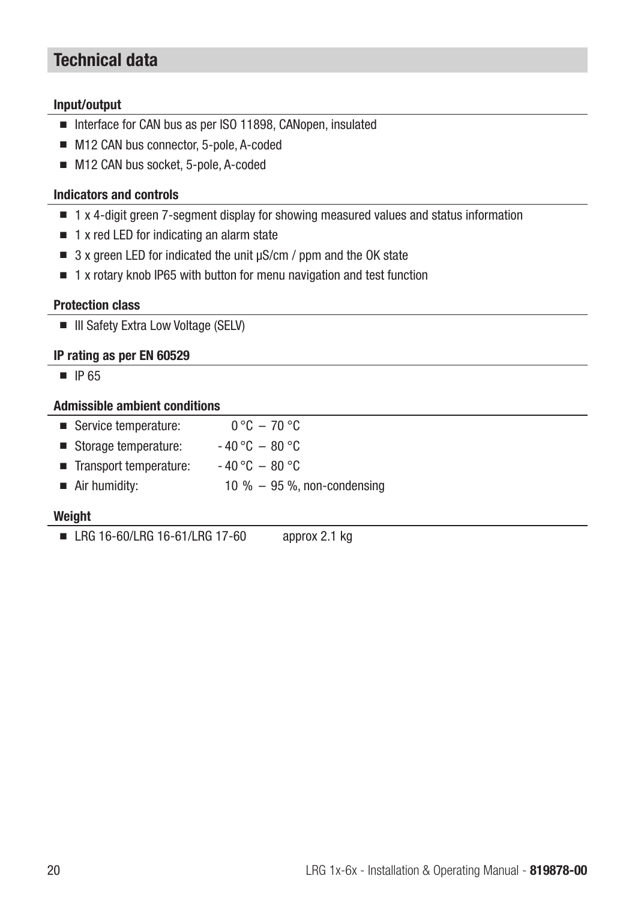## Technical data

### Input/output

- Interface for CAN bus as per ISO 11898, CANopen, insulated
- M12 CAN bus connector, 5-pole, A-coded
- M12 CAN bus socket, 5-pole, A-coded

### Indicators and controls

- 1 x 4-digit green 7-segment display for showing measured values and status information
- 1 x red LED for indicating an alarm state
- 3 x green LED for indicated the unit µS/cm / ppm and the OK state
- 1 x rotary knob IP65 with button for menu navigation and test function

### Protection class

- III Safety Extra Low Voltage (SELV)

### IP rating as per EN 60529

- IP 65

### Admissible ambient conditions

- Service temperature: 0 °C – 70 °C
- Storage temperature: - 40 °C – 80 °C
- Transport temperature: - 40 °C – 80 °C
- Air humidity: 10 % – 95 %, non-condensing

### Weight

- LRG 16-60/LRG 16-61/LRG 17-60 approx 2.1 kg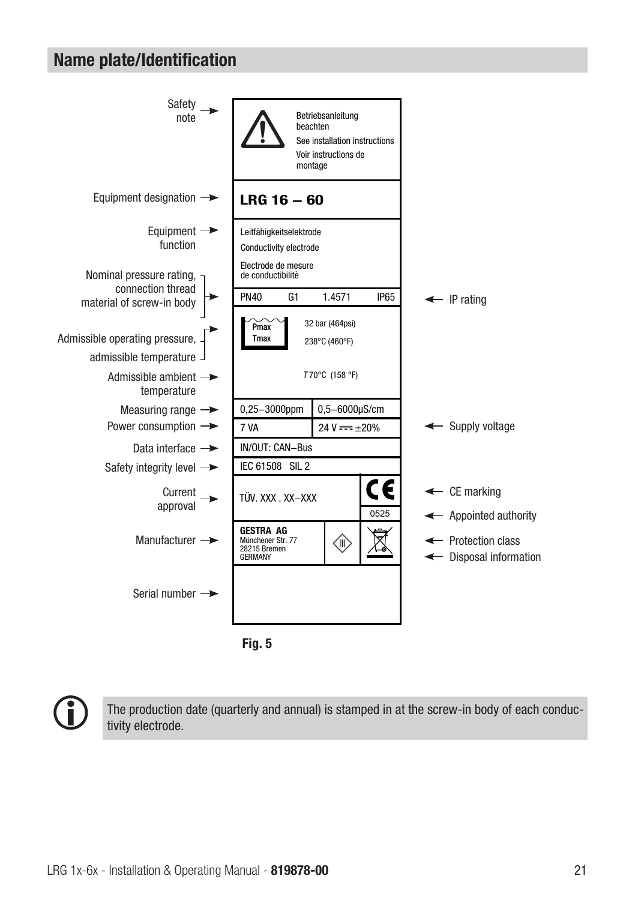## Name plate/Identification

| Label | Name plate content | Label |
|---|---|---|
| Safety note | ⚠ Betriebsanleitung beachten / See installation instructions / Voir instructions de montage | |
| Equipment designation | **LRG 16 – 60** | |
| Equipment function | Leitfähigkeitselektrode / Conductivity electrode / Electrode de mesure de conductibilitè | |
| Nominal pressure rating, connection thread material of screw-in body | PN40 G1 1.4571 IP65 | IP rating |
| Admissible operating pressure, admissible temperature | Pmax 32 bar (464psi) / Tmax 238°C (460°F) | |
| Admissible ambient temperature | T 70°C (158 °F) | |
| Measuring range | 0,25–3000ppm / 0,5–6000µS/cm | |
| Power consumption | 7 VA / 24 V ⎓ ±20% | Supply voltage |
| Data interface | IN/OUT: CAN–Bus | |
| Safety integrity level | IEC 61508 SIL 2 | |
| Current approval | TÜV. XXX . XX–XXX / CE 0525 | CE marking / Appointed authority |
| Manufacturer | GESTRA AG, Münchener Str. 77, 28215 Bremen, GERMANY | Protection class / Disposal information |
| Serial number | | |

**Fig. 5**

The production date (quarterly and annual) is stamped in at the screw-in body of each conductivity electrode.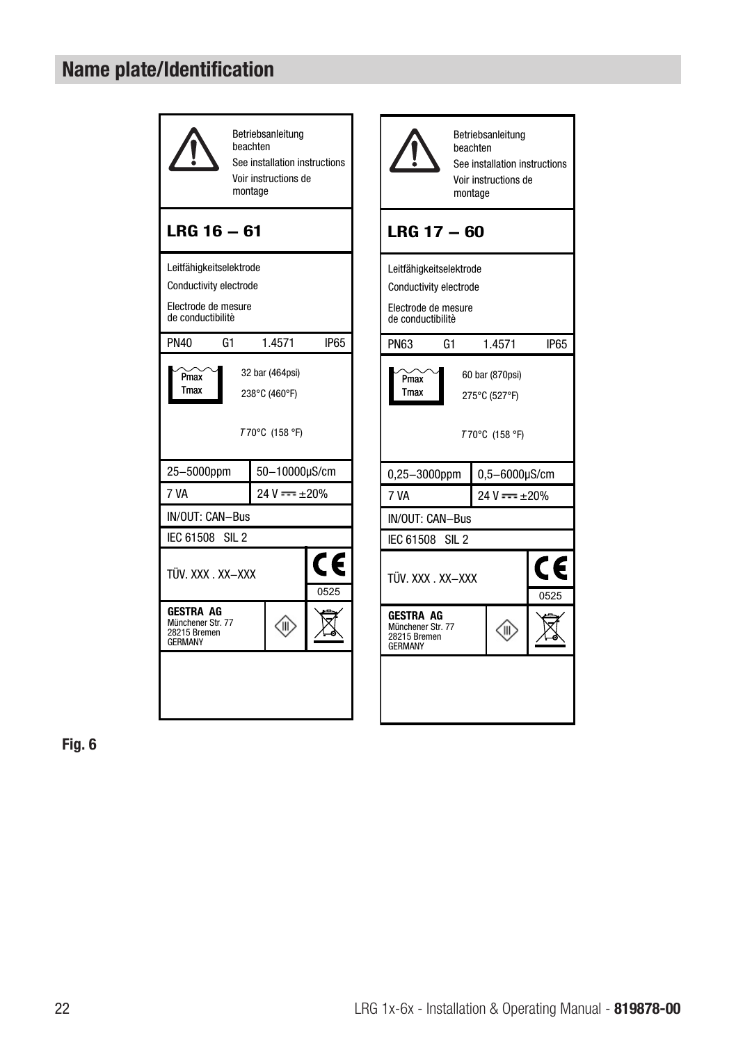# Name plate/Identification

| | |
|---|---|
| Betriebsanleitung beachten<br>See installation instructions<br>Voir instructions de montage | Betriebsanleitung beachten<br>See installation instructions<br>Voir instructions de montage |
| **LRG 16 – 61** | **LRG 17 – 60** |
| Leitfähigkeitselektrode<br>Conductivity electrode<br>Electrode de mesure de conductibilitè | Leitfähigkeitselektrode<br>Conductivity electrode<br>Electrode de mesure de conductibilitè |
| PN40 G1 1.4571 IP65 | PN63 G1 1.4571 IP65 |
| Pmax 32 bar (464psi)<br>Tmax 238°C (460°F)<br>*T* 70°C (158 °F) | Pmax 60 bar (870psi)<br>Tmax 275°C (527°F)<br>*T* 70°C (158 °F) |
| 25–5000ppm / 50–10000μS/cm | 0,25–3000ppm / 0,5–6000μS/cm |
| 7 VA / 24 V ⎓ ±20% | 7 VA / 24 V ⎓ ±20% |
| IN/OUT: CAN–Bus | IN/OUT: CAN–Bus |
| IEC 61508 SIL 2 | IEC 61508 SIL 2 |
| TÜV. XXX . XX–XXX / CE 0525 | TÜV. XXX . XX–XXX / CE 0525 |
| **GESTRA AG**<br>Münchener Str. 77<br>28215 Bremen<br>GERMANY | **GESTRA AG**<br>Münchener Str. 77<br>28215 Bremen<br>GERMANY |

**Fig. 6**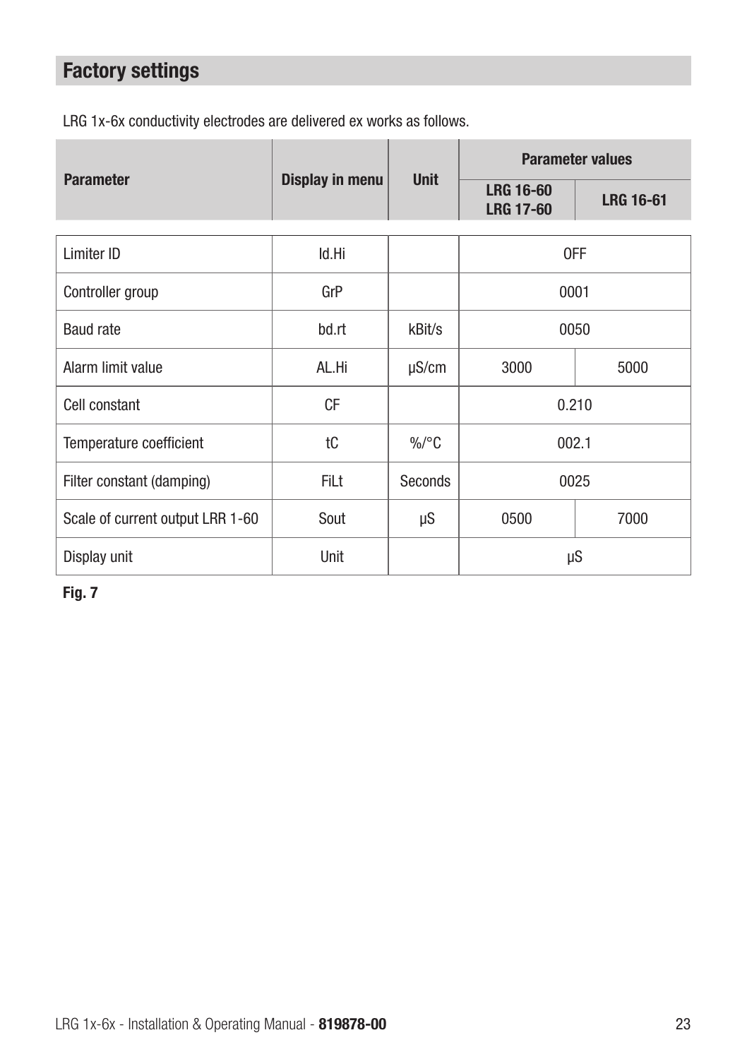# Factory settings

LRG 1x-6x conductivity electrodes are delivered ex works as follows.

| Parameter | Display in menu | Unit | Parameter values | |
|---|---|---|---|---|
| | | | LRG 16-60<br>LRG 17-60 | LRG 16-61 |
| Limiter ID | Id.Hi | | OFF | |
| Controller group | GrP | | 0001 | |
| Baud rate | bd.rt | kBit/s | 0050 | |
| Alarm limit value | AL.Hi | µS/cm | 3000 | 5000 |
| Cell constant | CF | | 0.210 | |
| Temperature coefficient | tC | %/°C | 002.1 | |
| Filter constant (damping) | FiLt | Seconds | 0025 | |
| Scale of current output LRR 1-60 | Sout | µS | 0500 | 7000 |
| Display unit | Unit | | µS | |

**Fig. 7**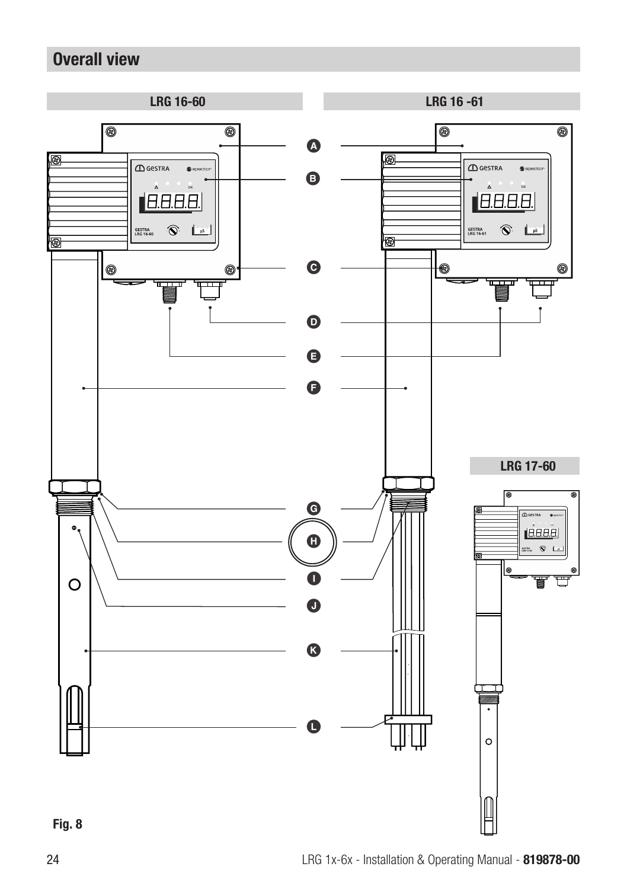# Overall view

LRG 16-60

LRG 16 -61

LRG 17-60

Fig. 8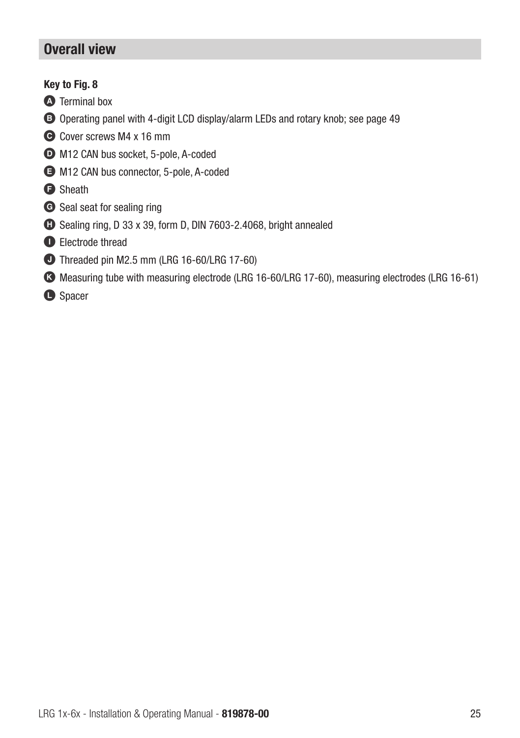## Overall view

**Key to Fig. 8**

- **A** Terminal box
- **B** Operating panel with 4-digit LCD display/alarm LEDs and rotary knob; see page 49
- **C** Cover screws M4 x 16 mm
- **D** M12 CAN bus socket, 5-pole, A-coded
- **E** M12 CAN bus connector, 5-pole, A-coded
- **F** Sheath
- **G** Seal seat for sealing ring
- **H** Sealing ring, D 33 x 39, form D, DIN 7603-2.4068, bright annealed
- **I** Electrode thread
- **J** Threaded pin M2.5 mm (LRG 16-60/LRG 17-60)
- **K** Measuring tube with measuring electrode (LRG 16-60/LRG 17-60), measuring electrodes (LRG 16-61)
- **L** Spacer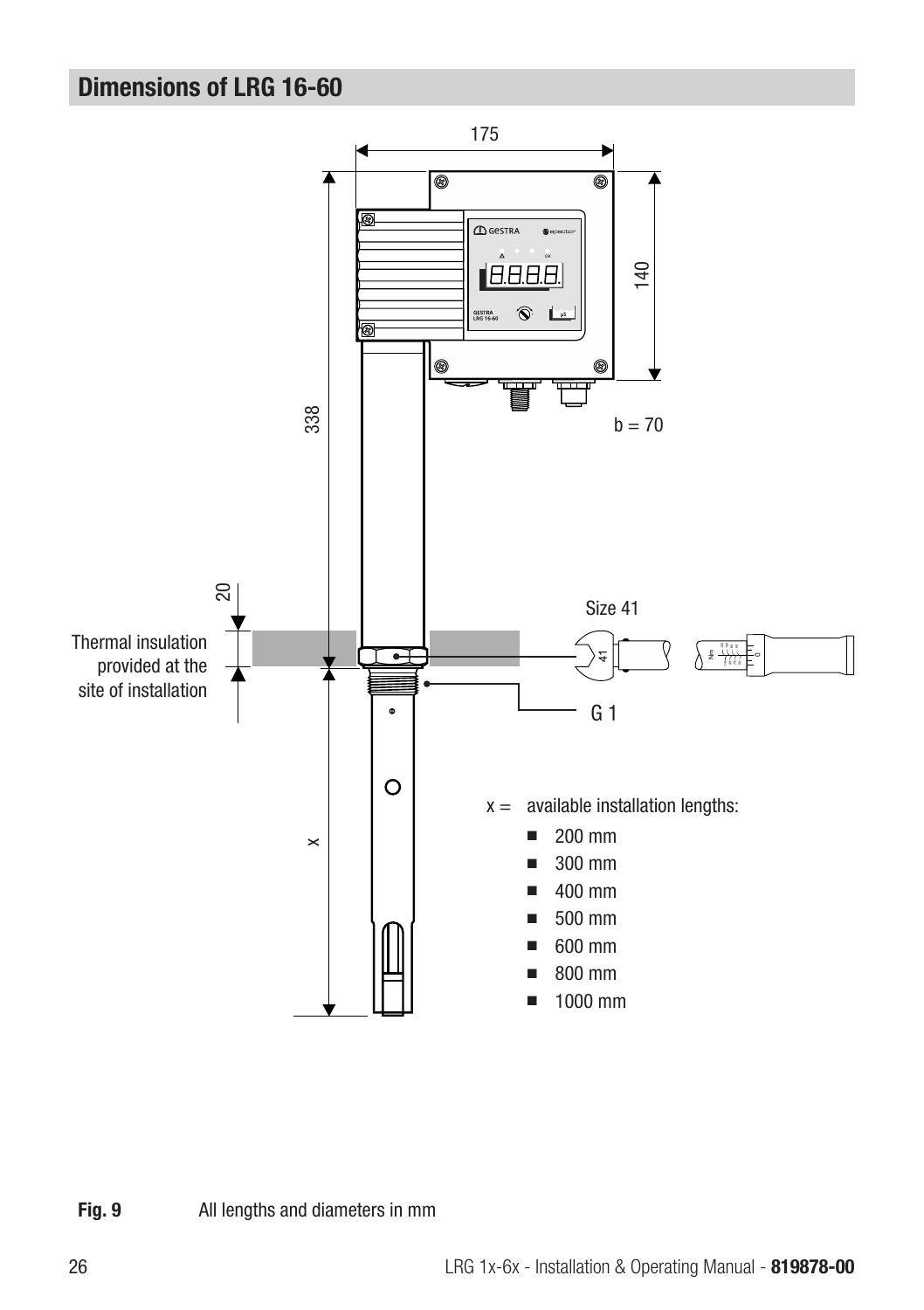## Dimensions of LRG 16-60

175

140

338

b = 70

20

Thermal insulation provided at the site of installation

Size 41

G 1

x

x = available installation lengths:

- 200 mm
- 300 mm
- 400 mm
- 500 mm
- 600 mm
- 800 mm
- 1000 mm

**Fig. 9** All lengths and diameters in mm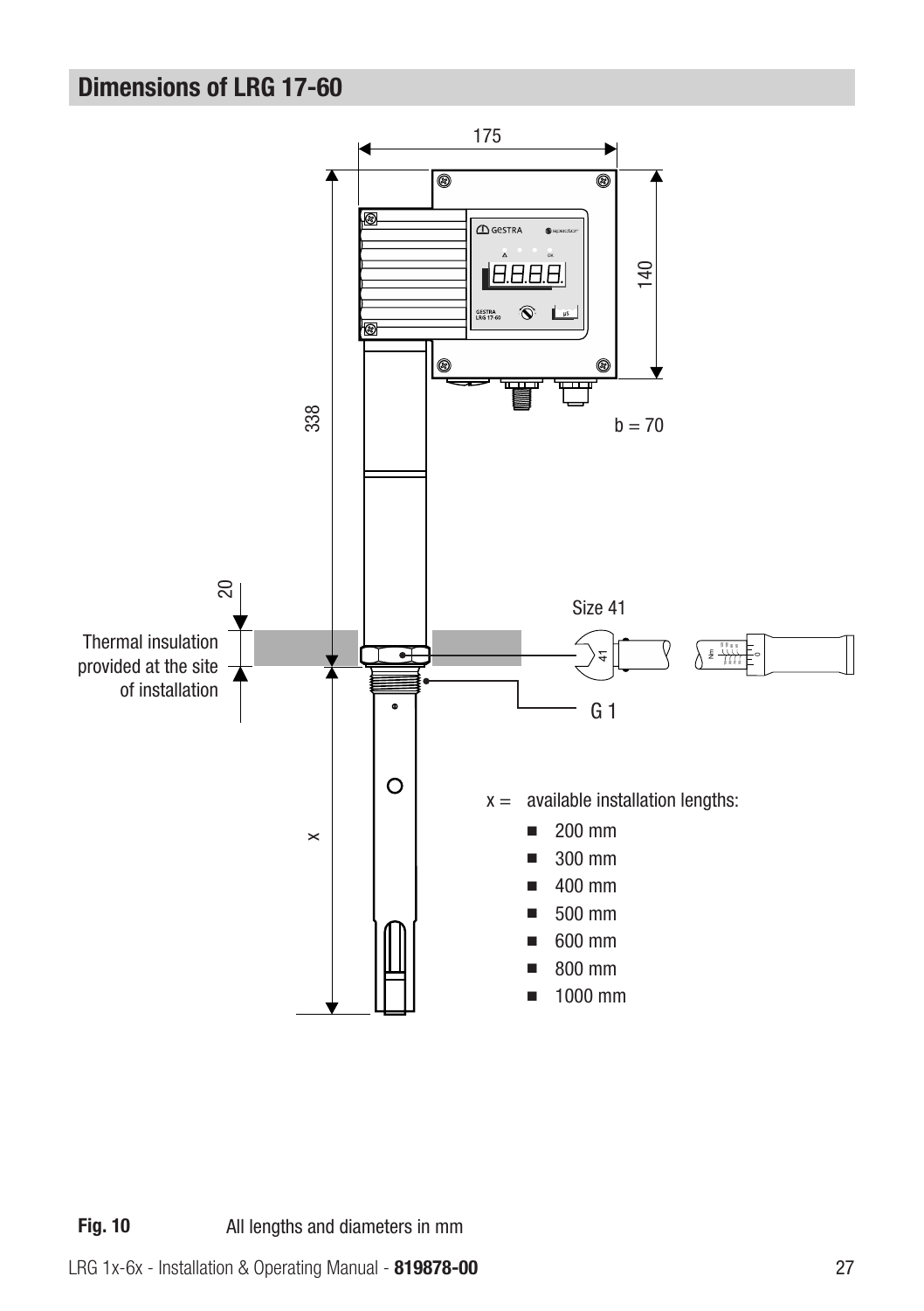## Dimensions of LRG 17-60

175

140

338

b = 70

20

Thermal insulation provided at the site of installation

Size 41

G 1

x

x = available installation lengths:

- 200 mm
- 300 mm
- 400 mm
- 500 mm
- 600 mm
- 800 mm
- 1000 mm

**Fig. 10** All lengths and diameters in mm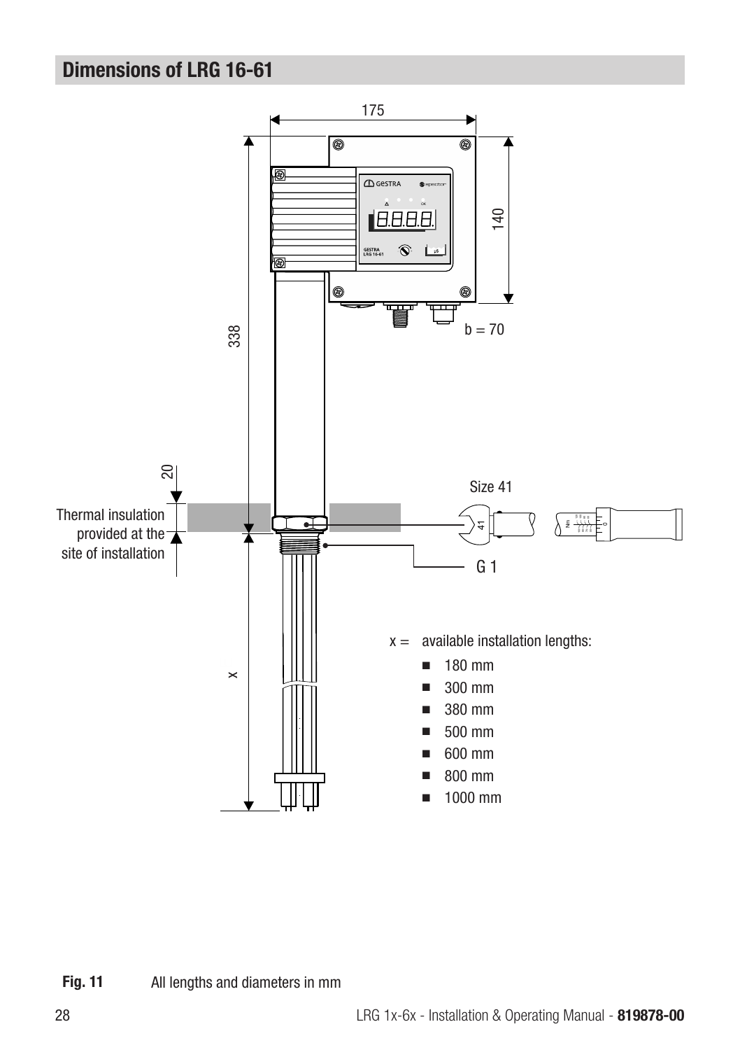## Dimensions of LRG 16-61

175

140

b = 70

338

20

Thermal insulation provided at the site of installation

Size 41

G 1

x

x = available installation lengths:

- 180 mm
- 300 mm
- 380 mm
- 500 mm
- 600 mm
- 800 mm
- 1000 mm

**Fig. 11** All lengths and diameters in mm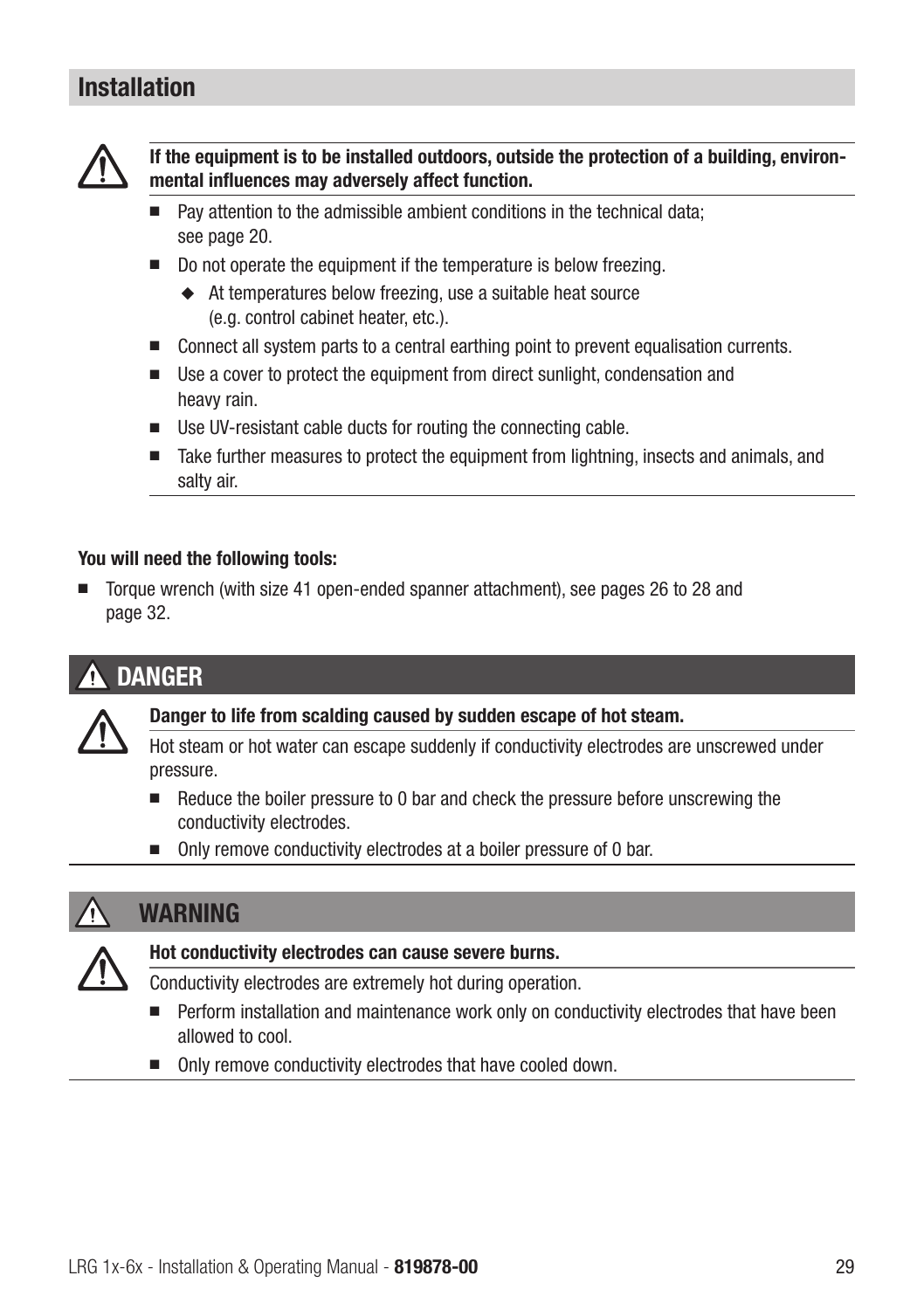# Installation

**If the equipment is to be installed outdoors, outside the protection of a building, environmental influences may adversely affect function.**

- Pay attention to the admissible ambient conditions in the technical data; see page 20.
- Do not operate the equipment if the temperature is below freezing.
  - At temperatures below freezing, use a suitable heat source (e.g. control cabinet heater, etc.).
- Connect all system parts to a central earthing point to prevent equalisation currents.
- Use a cover to protect the equipment from direct sunlight, condensation and heavy rain.
- Use UV-resistant cable ducts for routing the connecting cable.
- Take further measures to protect the equipment from lightning, insects and animals, and salty air.

**You will need the following tools:**

- Torque wrench (with size 41 open-ended spanner attachment), see pages 26 to 28 and page 32.

## DANGER

**Danger to life from scalding caused by sudden escape of hot steam.**

Hot steam or hot water can escape suddenly if conductivity electrodes are unscrewed under pressure.

- Reduce the boiler pressure to 0 bar and check the pressure before unscrewing the conductivity electrodes.
- Only remove conductivity electrodes at a boiler pressure of 0 bar.

## WARNING

**Hot conductivity electrodes can cause severe burns.**

Conductivity electrodes are extremely hot during operation.

- Perform installation and maintenance work only on conductivity electrodes that have been allowed to cool.
- Only remove conductivity electrodes that have cooled down.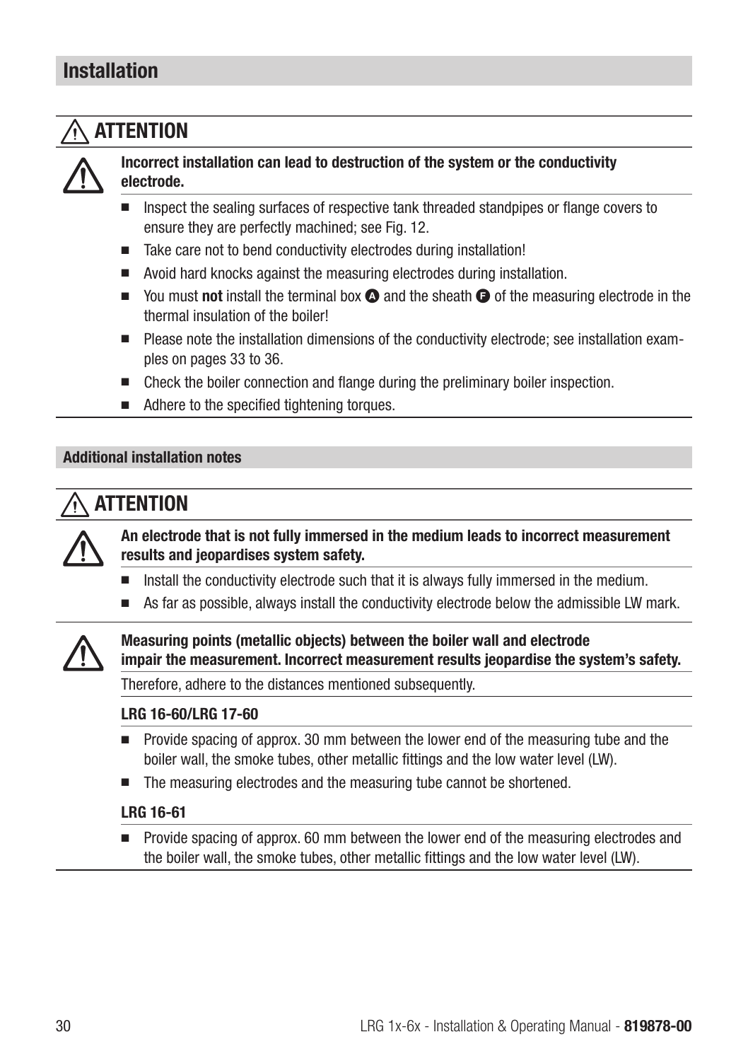# Installation

## ⚠ ATTENTION

**Incorrect installation can lead to destruction of the system or the conductivity electrode.**

- Inspect the sealing surfaces of respective tank threaded standpipes or flange covers to ensure they are perfectly machined; see Fig. 12.
- Take care not to bend conductivity electrodes during installation!
- Avoid hard knocks against the measuring electrodes during installation.
- You must **not** install the terminal box **A** and the sheath **F** of the measuring electrode in the thermal insulation of the boiler!
- Please note the installation dimensions of the conductivity electrode; see installation examples on pages 33 to 36.
- Check the boiler connection and flange during the preliminary boiler inspection.
- Adhere to the specified tightening torques.

### Additional installation notes

## ⚠ ATTENTION

**An electrode that is not fully immersed in the medium leads to incorrect measurement results and jeopardises system safety.**

- Install the conductivity electrode such that it is always fully immersed in the medium.
- As far as possible, always install the conductivity electrode below the admissible LW mark.

**Measuring points (metallic objects) between the boiler wall and electrode impair the measurement. Incorrect measurement results jeopardise the system's safety.**

Therefore, adhere to the distances mentioned subsequently.

**LRG 16-60/LRG 17-60**

- Provide spacing of approx. 30 mm between the lower end of the measuring tube and the boiler wall, the smoke tubes, other metallic fittings and the low water level (LW).
- The measuring electrodes and the measuring tube cannot be shortened.

**LRG 16-61**

- Provide spacing of approx. 60 mm between the lower end of the measuring electrodes and the boiler wall, the smoke tubes, other metallic fittings and the low water level (LW).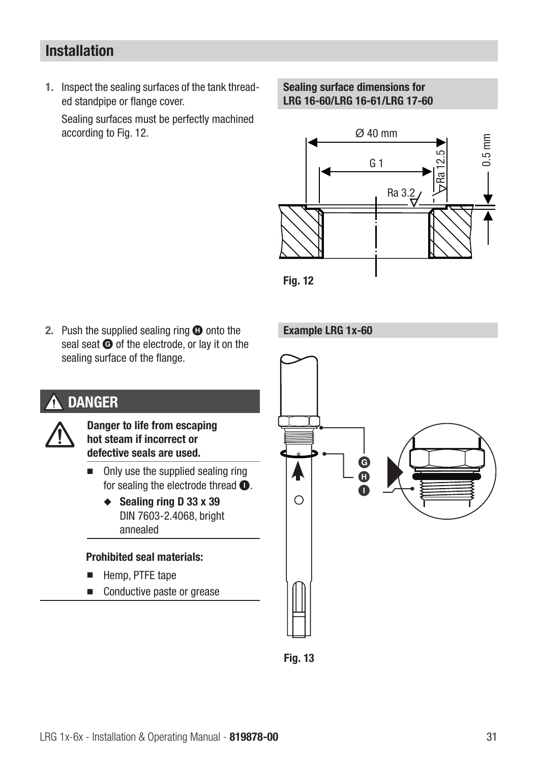## Installation

1. Inspect the sealing surfaces of the tank threaded standpipe or flange cover.

   Sealing surfaces must be perfectly machined according to Fig. 12.

**Sealing surface dimensions for LRG 16-60/LRG 16-61/LRG 17-60**

Fig. 12

2. Push the supplied sealing ring **H** onto the seal seat **G** of the electrode, or lay it on the sealing surface of the flange.

**Example LRG 1x-60**

Fig. 13

### ⚠ DANGER

**Danger to life from escaping hot steam if incorrect or defective seals are used.**

- Only use the supplied sealing ring for sealing the electrode thread **I**.
  - **Sealing ring D 33 x 39** DIN 7603-2.4068, bright annealed

**Prohibited seal materials:**

- Hemp, PTFE tape
- Conductive paste or grease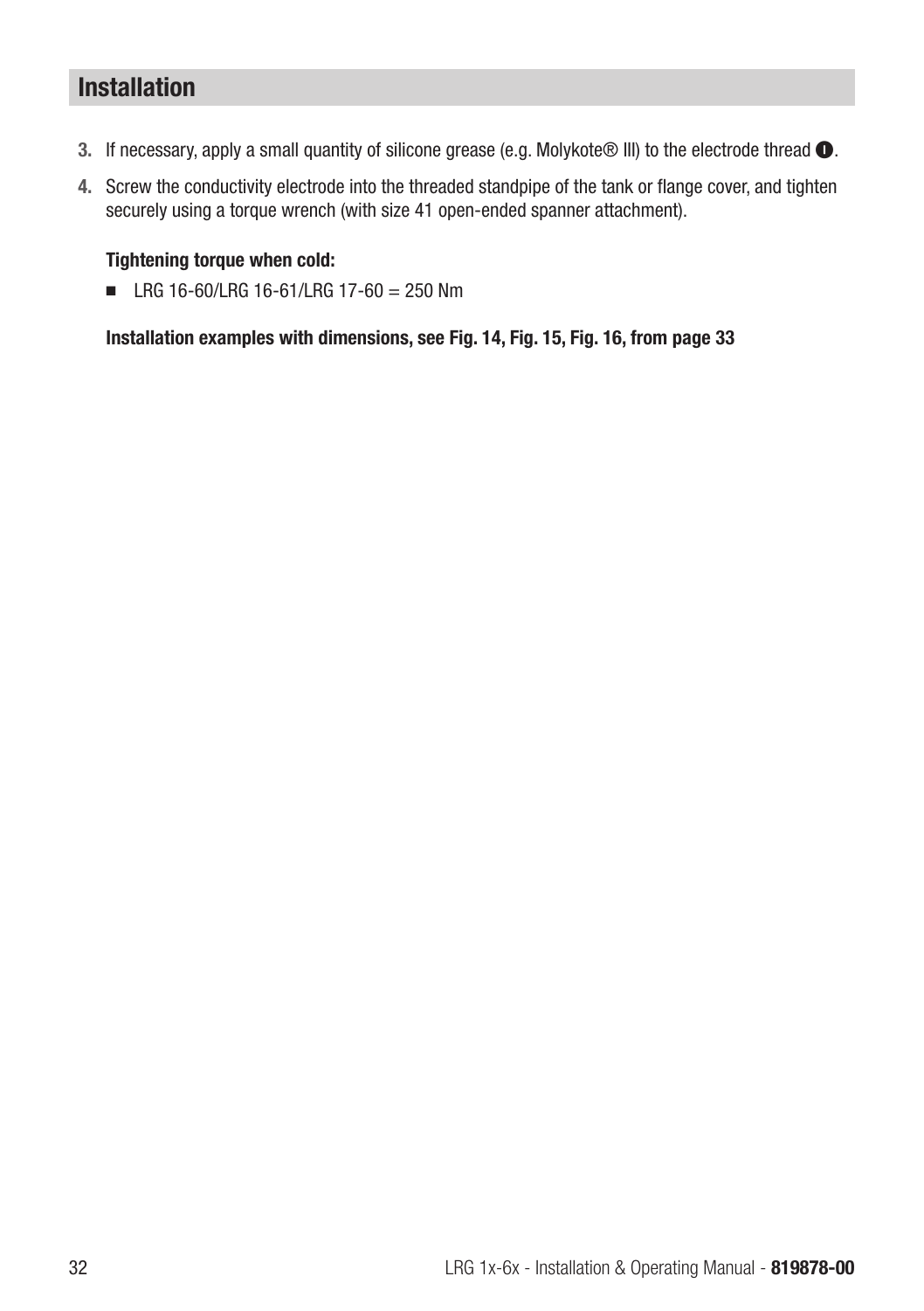## Installation

3. If necessary, apply a small quantity of silicone grease (e.g. Molykote® III) to the electrode thread ❶.
4. Screw the conductivity electrode into the threaded standpipe of the tank or flange cover, and tighten securely using a torque wrench (with size 41 open-ended spanner attachment).

   **Tightening torque when cold:**

   - LRG 16-60/LRG 16-61/LRG 17-60 = 250 Nm

   **Installation examples with dimensions, see Fig. 14, Fig. 15, Fig. 16, from page 33**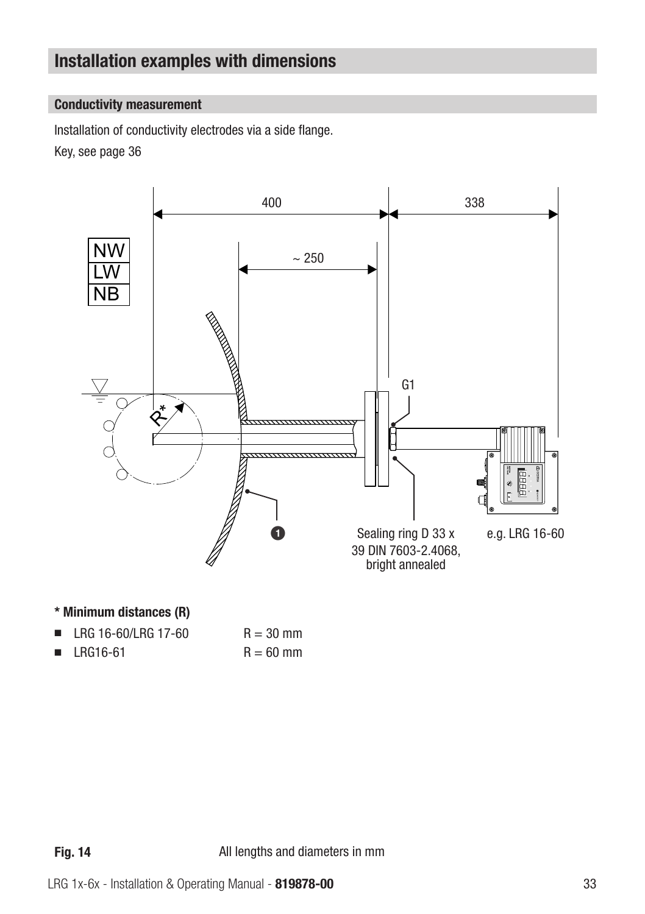## Installation examples with dimensions

### Conductivity measurement

Installation of conductivity electrodes via a side flange.

Key, see page 36

400

338

NW
LW
NB

~ 250

G1

R*

1

Sealing ring D 33 x 39 DIN 7603-2.4068, bright annealed

e.g. LRG 16-60

**\* Minimum distances (R)**

- LRG 16-60/LRG 17-60 R = 30 mm
- LRG16-61 R = 60 mm

**Fig. 14** All lengths and diameters in mm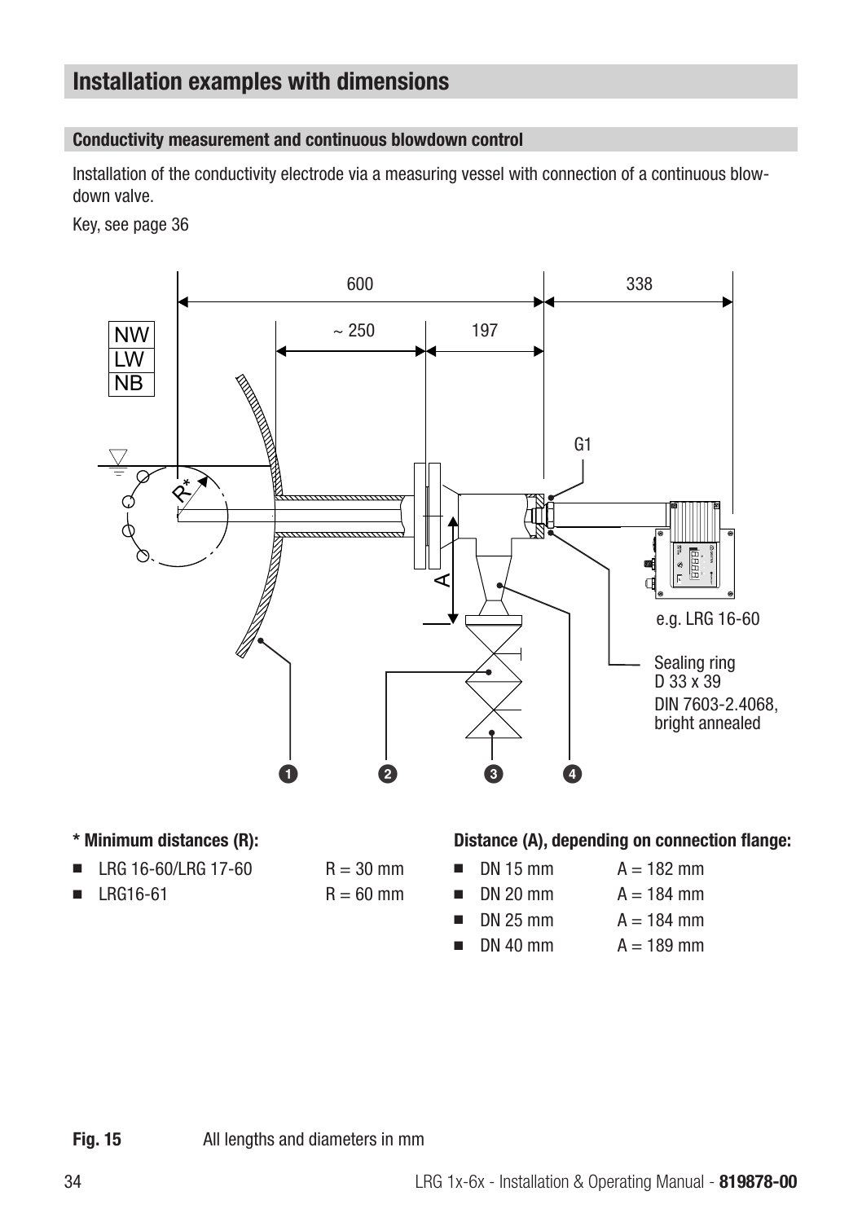# Installation examples with dimensions

## Conductivity measurement and continuous blowdown control

Installation of the conductivity electrode via a measuring vessel with connection of a continuous blow-down valve.

Key, see page 36

**\* Minimum distances (R):**

- LRG 16-60/LRG 17-60 R = 30 mm
- LRG16-61 R = 60 mm

**Distance (A), depending on connection flange:**

- DN 15 mm A = 182 mm
- DN 20 mm A = 184 mm
- DN 25 mm A = 184 mm
- DN 40 mm A = 189 mm

**Fig. 15** All lengths and diameters in mm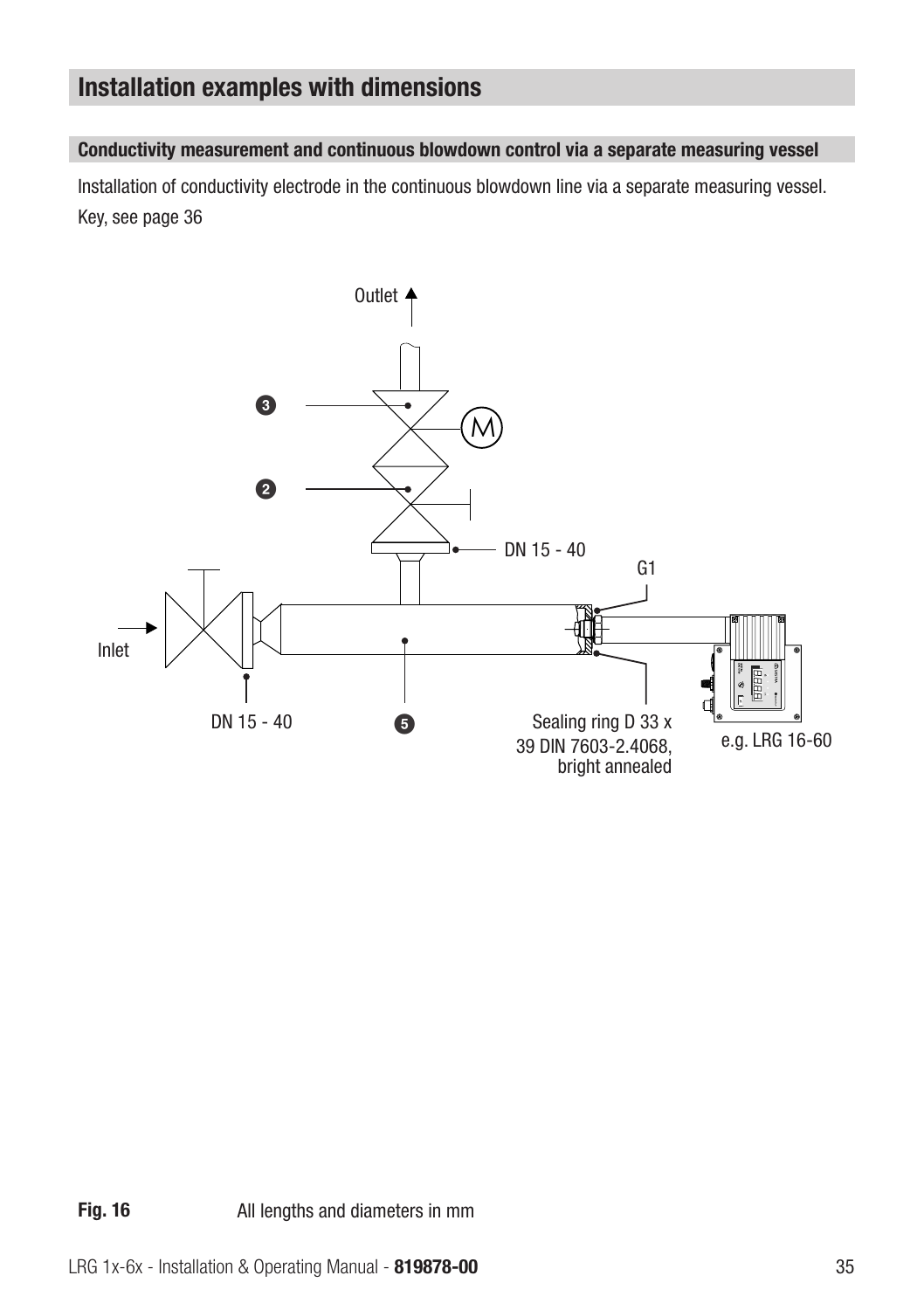## Installation examples with dimensions

### Conductivity measurement and continuous blowdown control via a separate measuring vessel

Installation of conductivity electrode in the continuous blowdown line via a separate measuring vessel.

Key, see page 36

Outlet

3

M

2

DN 15 - 40

G1

Inlet

DN 15 - 40

5

Sealing ring D 33 x 39 DIN 7603-2.4068, bright annealed

e.g. LRG 16-60

**Fig. 16** All lengths and diameters in mm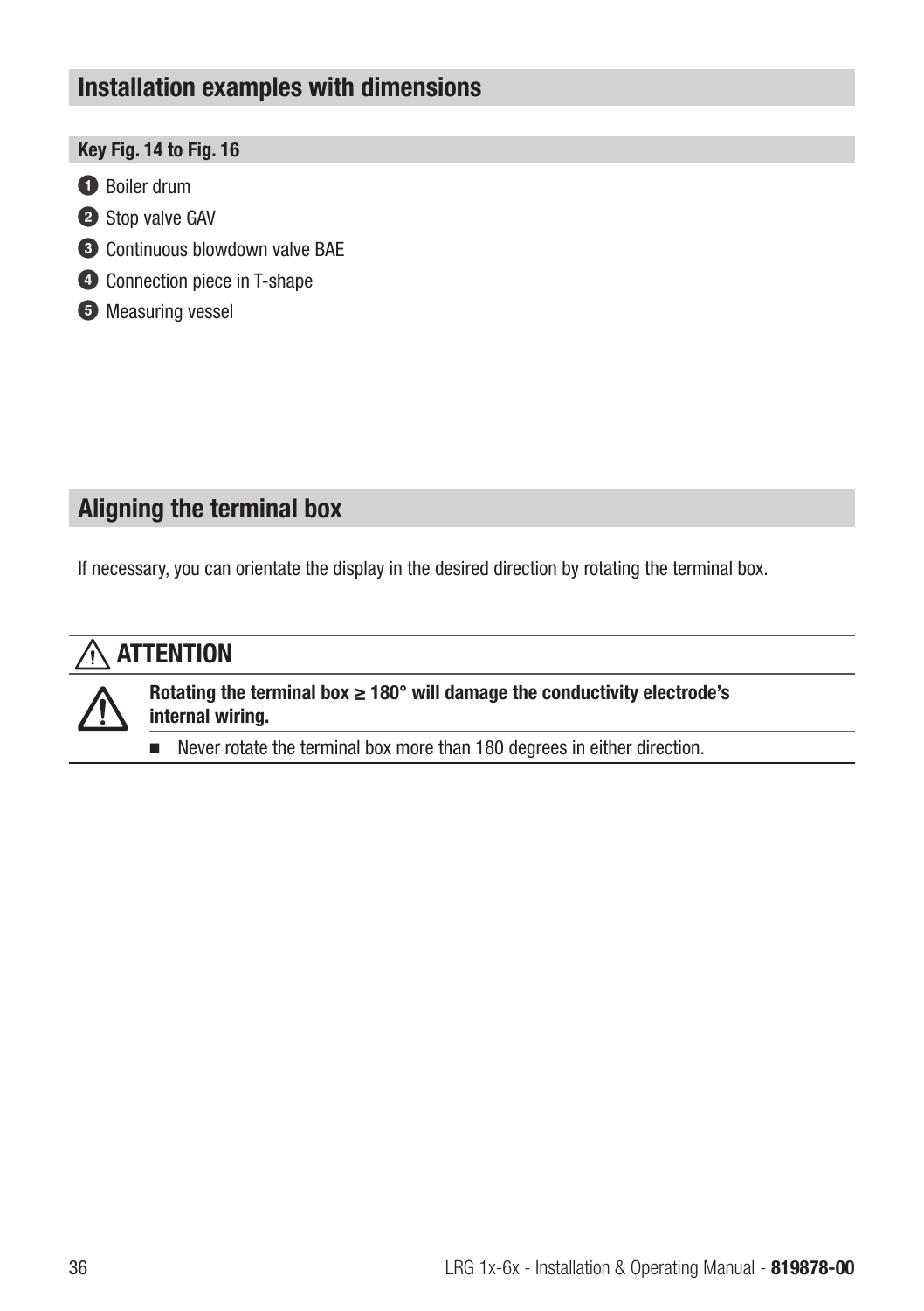## Installation examples with dimensions

### Key Fig. 14 to Fig. 16

1. Boiler drum
2. Stop valve GAV
3. Continuous blowdown valve BAE
4. Connection piece in T-shape
5. Measuring vessel

## Aligning the terminal box

If necessary, you can orientate the display in the desired direction by rotating the terminal box.

### ⚠ ATTENTION

**Rotating the terminal box ≥ 180° will damage the conductivity electrode's internal wiring.**

- Never rotate the terminal box more than 180 degrees in either direction.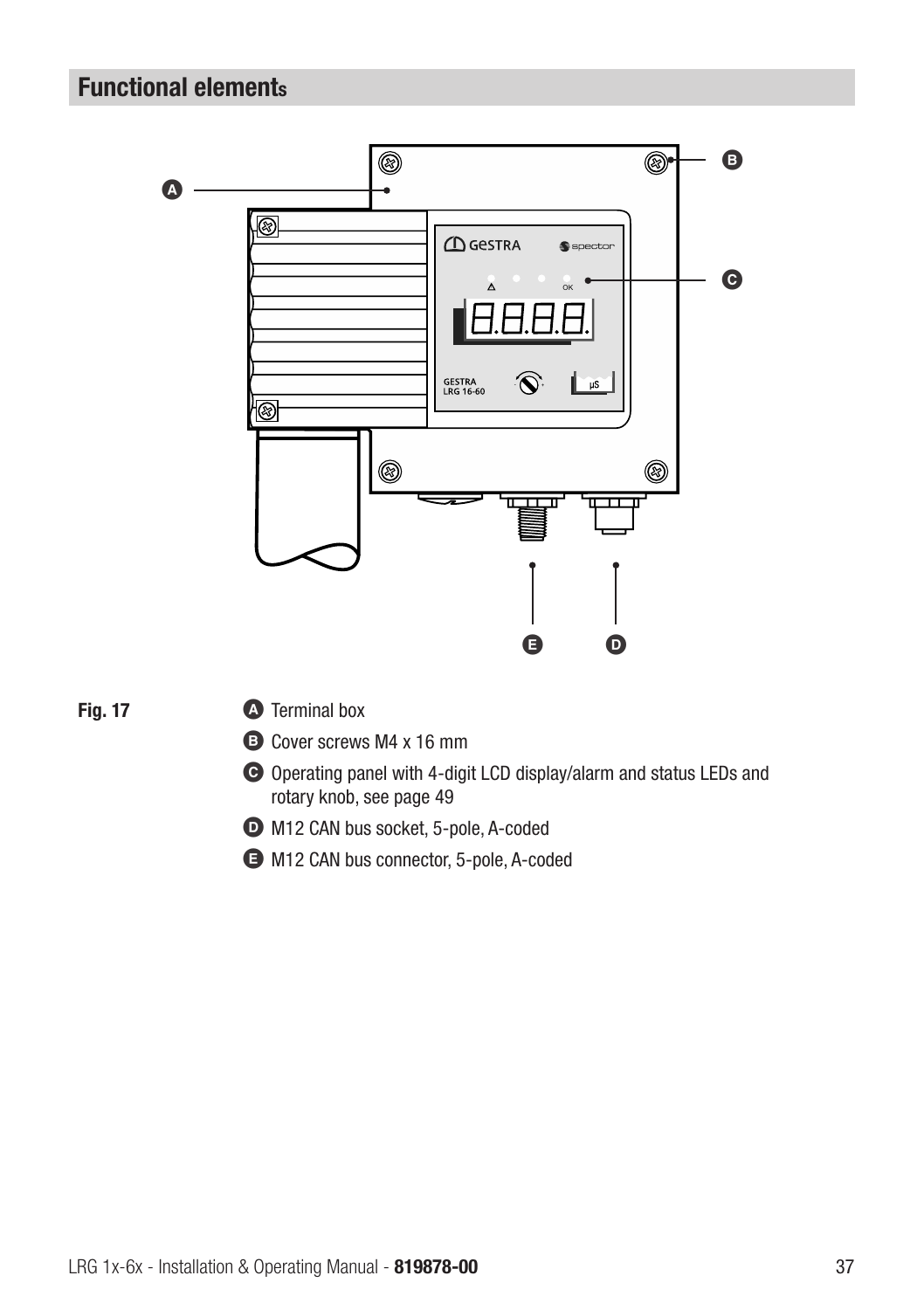## Functional elements

**Fig. 17**

- **A** Terminal box
- **B** Cover screws M4 x 16 mm
- **C** Operating panel with 4-digit LCD display/alarm and status LEDs and rotary knob, see page 49
- **D** M12 CAN bus socket, 5-pole, A-coded
- **E** M12 CAN bus connector, 5-pole, A-coded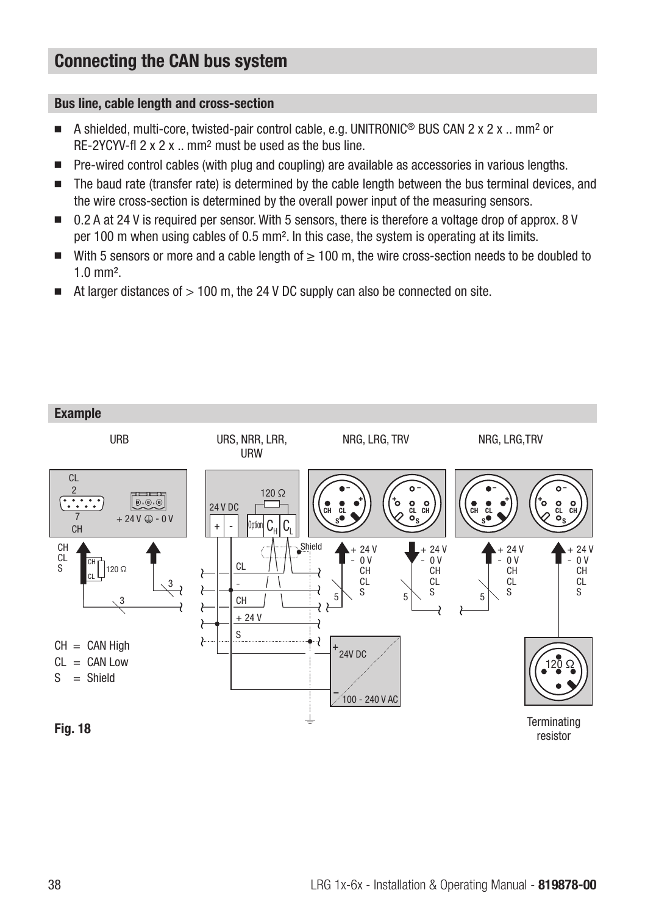# Connecting the CAN bus system

## Bus line, cable length and cross-section

- A shielded, multi-core, twisted-pair control cable, e.g. UNITRONIC® BUS CAN 2 x 2 x .. mm² or RE-2YCYV-fl 2 x 2 x .. mm² must be used as the bus line.
- Pre-wired control cables (with plug and coupling) are available as accessories in various lengths.
- The baud rate (transfer rate) is determined by the cable length between the bus terminal devices, and the wire cross-section is determined by the overall power input of the measuring sensors.
- 0.2 A at 24 V is required per sensor. With 5 sensors, there is therefore a voltage drop of approx. 8 V per 100 m when using cables of 0.5 mm². In this case, the system is operating at its limits.
- With 5 sensors or more and a cable length of ≥ 100 m, the wire cross-section needs to be doubled to 1.0 mm².
- At larger distances of > 100 m, the 24 V DC supply can also be connected on site.

## Example

URB | URS, NRR, LRR, URW | NRG, LRG, TRV | NRG, LRG,TRV

CH = CAN High
CL = CAN Low
S = Shield

Terminating resistor

**Fig. 18**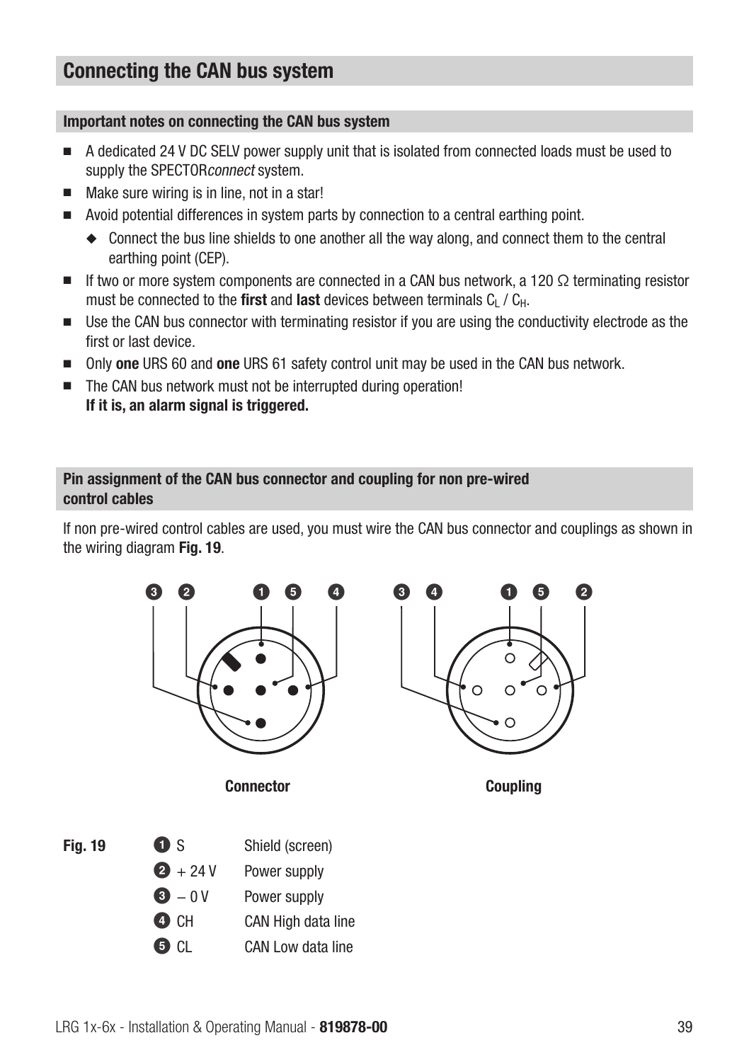# Connecting the CAN bus system

## Important notes on connecting the CAN bus system

- A dedicated 24 V DC SELV power supply unit that is isolated from connected loads must be used to supply the SPECTOR*connect* system.
- Make sure wiring is in line, not in a star!
- Avoid potential differences in system parts by connection to a central earthing point.
  - Connect the bus line shields to one another all the way along, and connect them to the central earthing point (CEP).
- If two or more system components are connected in a CAN bus network, a 120 Ω terminating resistor must be connected to the **first** and **last** devices between terminals $C_L$ / $C_H$.
- Use the CAN bus connector with terminating resistor if you are using the conductivity electrode as the first or last device.
- Only **one** URS 60 and **one** URS 61 safety control unit may be used in the CAN bus network.
- The CAN bus network must not be interrupted during operation!
  **If it is, an alarm signal is triggered.**

## Pin assignment of the CAN bus connector and coupling for non pre-wired control cables

If non pre-wired control cables are used, you must wire the CAN bus connector and couplings as shown in the wiring diagram **Fig. 19**.

Connector | Coupling

**Fig. 19**

| | | |
|---|---|---|
| ❶ | S | Shield (screen) |
| ❷ | + 24 V | Power supply |
| ❸ | – 0 V | Power supply |
| ❹ | CH | CAN High data line |
| ❺ | CL | CAN Low data line |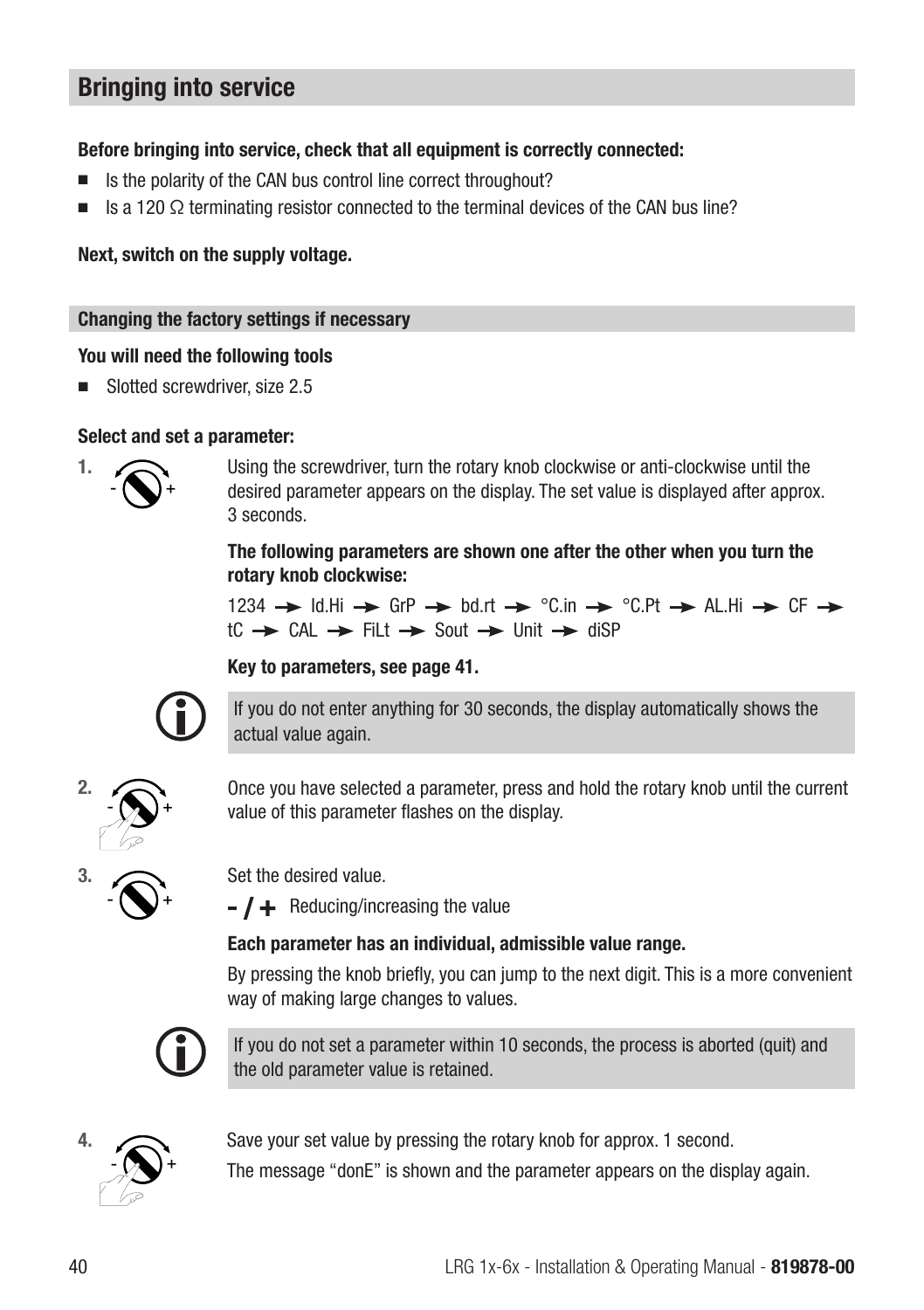## Bringing into service

**Before bringing into service, check that all equipment is correctly connected:**

- Is the polarity of the CAN bus control line correct throughout?
- Is a 120 Ω terminating resistor connected to the terminal devices of the CAN bus line?

**Next, switch on the supply voltage.**

### Changing the factory settings if necessary

**You will need the following tools**

- Slotted screwdriver, size 2.5

**Select and set a parameter:**

**1.** Using the screwdriver, turn the rotary knob clockwise or anti-clockwise until the desired parameter appears on the display. The set value is displayed after approx. 3 seconds.

**The following parameters are shown one after the other when you turn the rotary knob clockwise:**

1234 → Id.Hi → GrP → bd.rt → °C.in → °C.Pt → AL.Hi → CF → tC → CAL → FiLt → Sout → Unit → diSP

**Key to parameters, see page 41.**

> If you do not enter anything for 30 seconds, the display automatically shows the actual value again.

**2.** Once you have selected a parameter, press and hold the rotary knob until the current value of this parameter flashes on the display.

**3.** Set the desired value.

**- / +** Reducing/increasing the value

**Each parameter has an individual, admissible value range.**

By pressing the knob briefly, you can jump to the next digit. This is a more convenient way of making large changes to values.

> If you do not set a parameter within 10 seconds, the process is aborted (quit) and the old parameter value is retained.

**4.** Save your set value by pressing the rotary knob for approx. 1 second.

The message "donE" is shown and the parameter appears on the display again.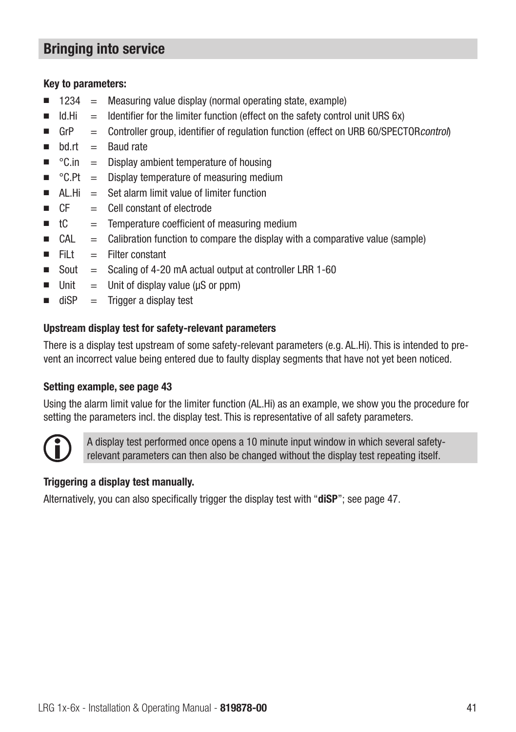## Bringing into service

**Key to parameters:**

- 1234 = Measuring value display (normal operating state, example)
- Id.Hi = Identifier for the limiter function (effect on the safety control unit URS 6x)
- GrP = Controller group, identifier of regulation function (effect on URB 60/SPECTOR*control*)
- bd.rt = Baud rate
- °C.in = Display ambient temperature of housing
- °C.Pt = Display temperature of measuring medium
- AL.Hi = Set alarm limit value of limiter function
- CF = Cell constant of electrode
- tC = Temperature coefficient of measuring medium
- CAL = Calibration function to compare the display with a comparative value (sample)
- FiLt = Filter constant
- Sout = Scaling of 4-20 mA actual output at controller LRR 1-60
- Unit = Unit of display value (µS or ppm)
- diSP = Trigger a display test

**Upstream display test for safety-relevant parameters**

There is a display test upstream of some safety-relevant parameters (e.g. AL.Hi). This is intended to prevent an incorrect value being entered due to faulty display segments that have not yet been noticed.

**Setting example, see page 43**

Using the alarm limit value for the limiter function (AL.Hi) as an example, we show you the procedure for setting the parameters incl. the display test. This is representative of all safety parameters.

A display test performed once opens a 10 minute input window in which several safety-relevant parameters can then also be changed without the display test repeating itself.

**Triggering a display test manually.**

Alternatively, you can also specifically trigger the display test with "**diSP**"; see page 47.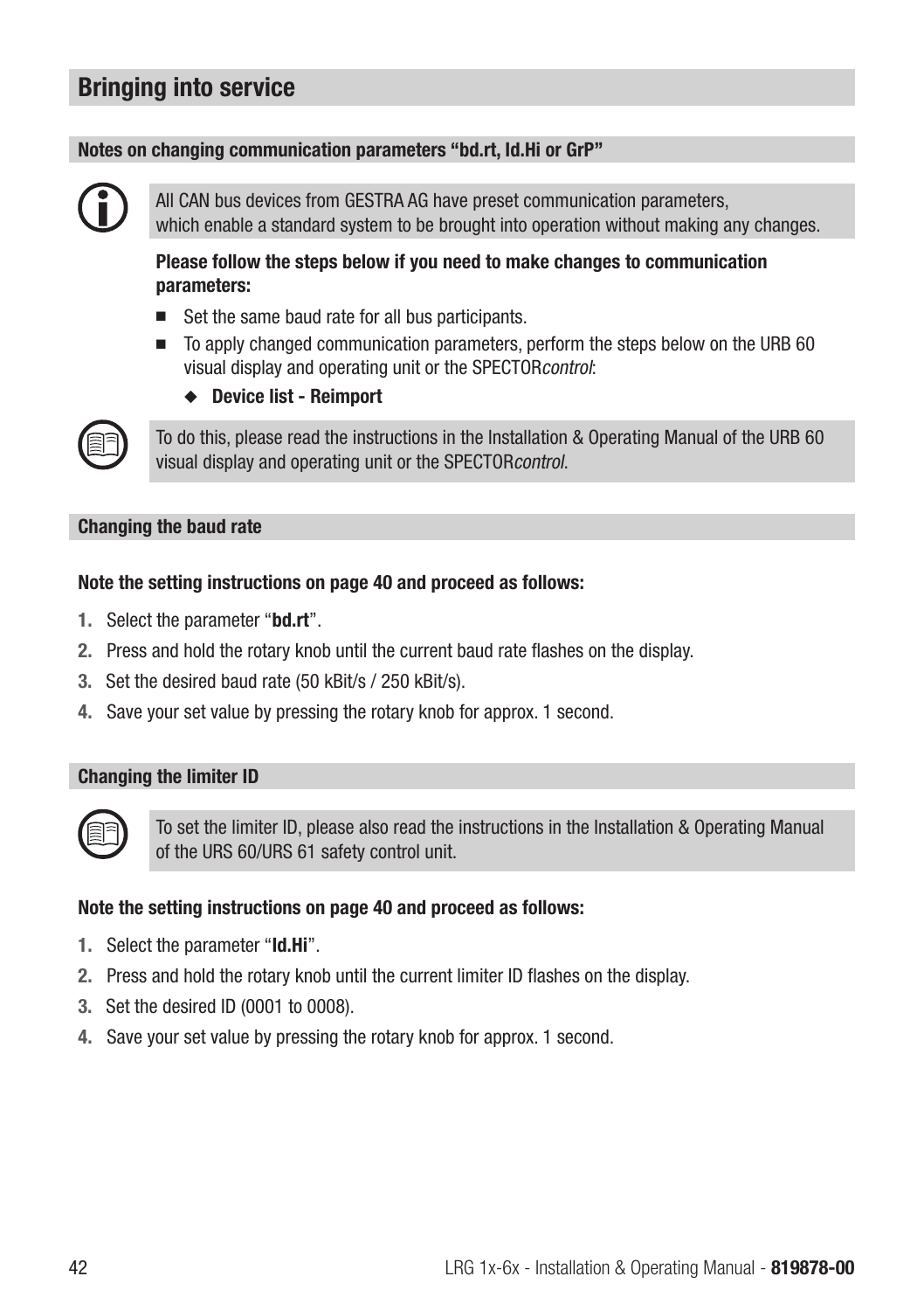# Bringing into service

## Notes on changing communication parameters “bd.rt, Id.Hi or GrP”

All CAN bus devices from GESTRA AG have preset communication parameters, which enable a standard system to be brought into operation without making any changes.

**Please follow the steps below if you need to make changes to communication parameters:**

- Set the same baud rate for all bus participants.
- To apply changed communication parameters, perform the steps below on the URB 60 visual display and operating unit or the SPECTOR*control*:
  - **Device list - Reimport**

To do this, please read the instructions in the Installation & Operating Manual of the URB 60 visual display and operating unit or the SPECTOR*control*.

## Changing the baud rate

**Note the setting instructions on page 40 and proceed as follows:**

1. Select the parameter “**bd.rt**”.
2. Press and hold the rotary knob until the current baud rate flashes on the display.
3. Set the desired baud rate (50 kBit/s / 250 kBit/s).
4. Save your set value by pressing the rotary knob for approx. 1 second.

## Changing the limiter ID

To set the limiter ID, please also read the instructions in the Installation & Operating Manual of the URS 60/URS 61 safety control unit.

**Note the setting instructions on page 40 and proceed as follows:**

1. Select the parameter “**Id.Hi**”.
2. Press and hold the rotary knob until the current limiter ID flashes on the display.
3. Set the desired ID (0001 to 0008).
4. Save your set value by pressing the rotary knob for approx. 1 second.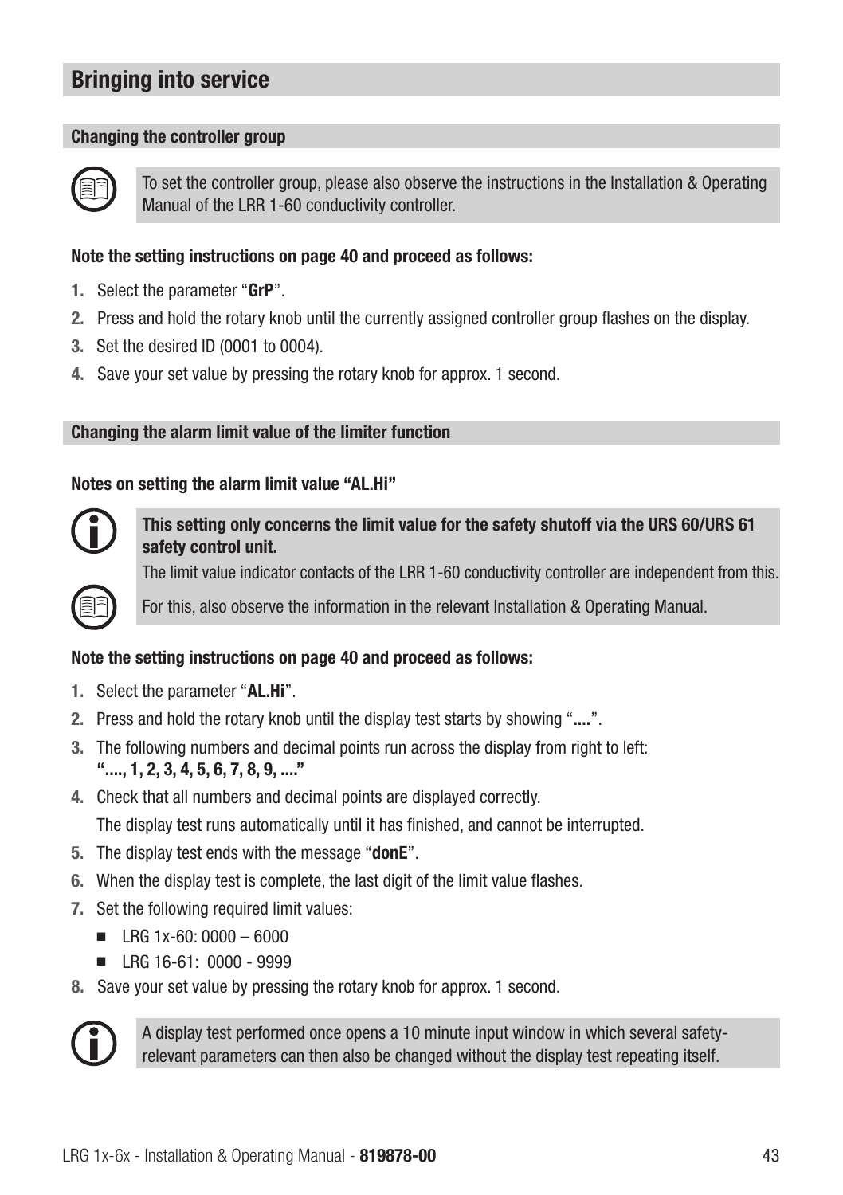# Bringing into service

## Changing the controller group

To set the controller group, please also observe the instructions in the Installation & Operating Manual of the LRR 1-60 conductivity controller.

**Note the setting instructions on page 40 and proceed as follows:**

1. Select the parameter "**GrP**".
2. Press and hold the rotary knob until the currently assigned controller group flashes on the display.
3. Set the desired ID (0001 to 0004).
4. Save your set value by pressing the rotary knob for approx. 1 second.

## Changing the alarm limit value of the limiter function

**Notes on setting the alarm limit value "AL.Hi"**

**This setting only concerns the limit value for the safety shutoff via the URS 60/URS 61 safety control unit.**

The limit value indicator contacts of the LRR 1-60 conductivity controller are independent from this.

For this, also observe the information in the relevant Installation & Operating Manual.

**Note the setting instructions on page 40 and proceed as follows:**

1. Select the parameter "**AL.Hi**".
2. Press and hold the rotary knob until the display test starts by showing "**....**".
3. The following numbers and decimal points run across the display from right to left:
   **"...., 1, 2, 3, 4, 5, 6, 7, 8, 9, ...."**
4. Check that all numbers and decimal points are displayed correctly.
   The display test runs automatically until it has finished, and cannot be interrupted.
5. The display test ends with the message "**donE**".
6. When the display test is complete, the last digit of the limit value flashes.
7. Set the following required limit values:
   - LRG 1x-60: 0000 – 6000
   - LRG 16-61: 0000 - 9999
8. Save your set value by pressing the rotary knob for approx. 1 second.

A display test performed once opens a 10 minute input window in which several safety-relevant parameters can then also be changed without the display test repeating itself.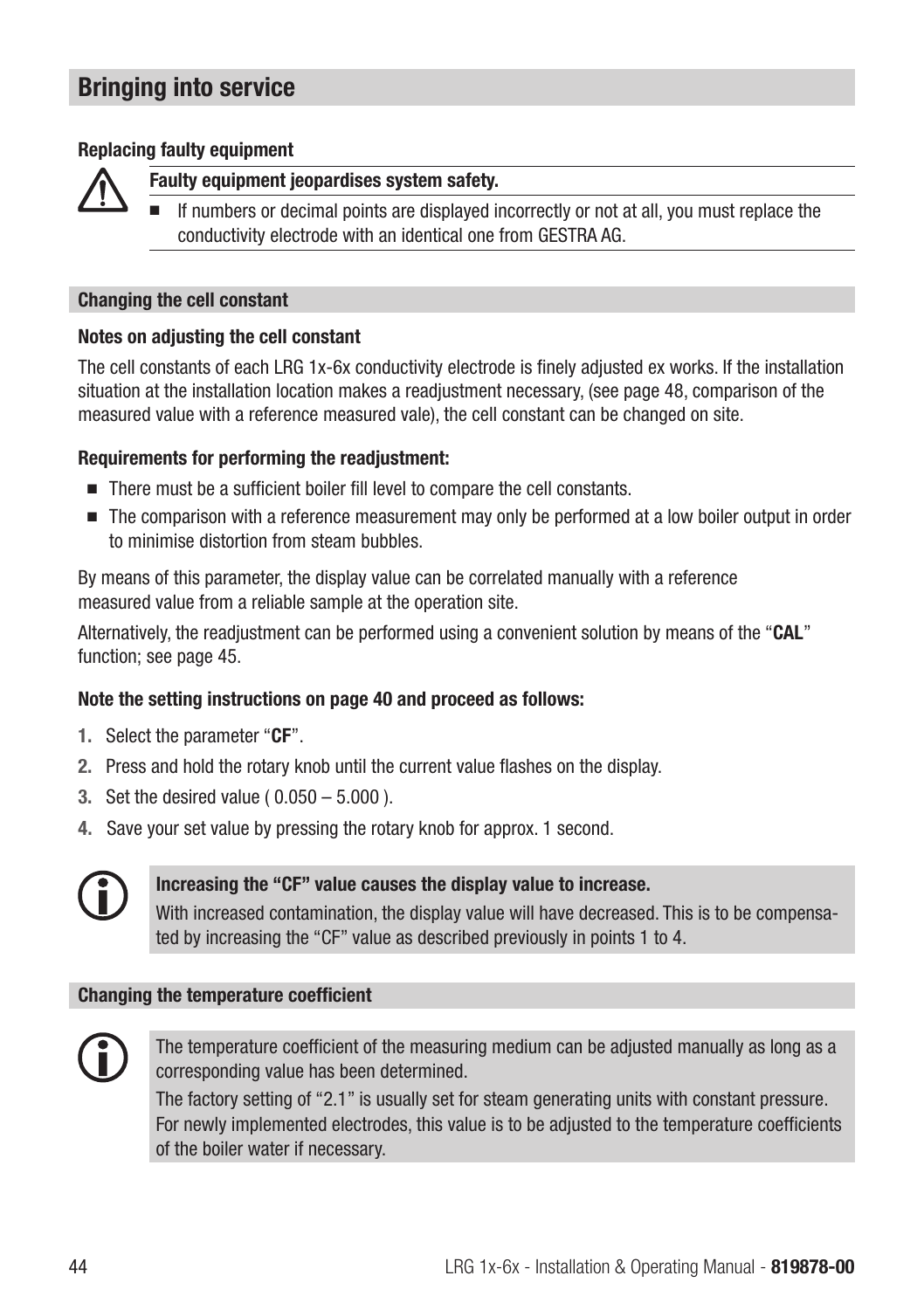# Bringing into service

### Replacing faulty equipment

**Faulty equipment jeopardises system safety.**

- If numbers or decimal points are displayed incorrectly or not at all, you must replace the conductivity electrode with an identical one from GESTRA AG.

## Changing the cell constant

### Notes on adjusting the cell constant

The cell constants of each LRG 1x-6x conductivity electrode is finely adjusted ex works. If the installation situation at the installation location makes a readjustment necessary, (see page 48, comparison of the measured value with a reference measured vale), the cell constant can be changed on site.

### Requirements for performing the readjustment:

- There must be a sufficient boiler fill level to compare the cell constants.
- The comparison with a reference measurement may only be performed at a low boiler output in order to minimise distortion from steam bubbles.

By means of this parameter, the display value can be correlated manually with a reference measured value from a reliable sample at the operation site.

Alternatively, the readjustment can be performed using a convenient solution by means of the "**CAL**" function; see page 45.

### Note the setting instructions on page 40 and proceed as follows:

1. Select the parameter "**CF**".
2. Press and hold the rotary knob until the current value flashes on the display.
3. Set the desired value ( 0.050 – 5.000 ).
4. Save your set value by pressing the rotary knob for approx. 1 second.

**Increasing the "CF" value causes the display value to increase.**

With increased contamination, the display value will have decreased. This is to be compensated by increasing the "CF" value as described previously in points 1 to 4.

## Changing the temperature coefficient

The temperature coefficient of the measuring medium can be adjusted manually as long as a corresponding value has been determined.

The factory setting of "2.1" is usually set for steam generating units with constant pressure. For newly implemented electrodes, this value is to be adjusted to the temperature coefficients of the boiler water if necessary.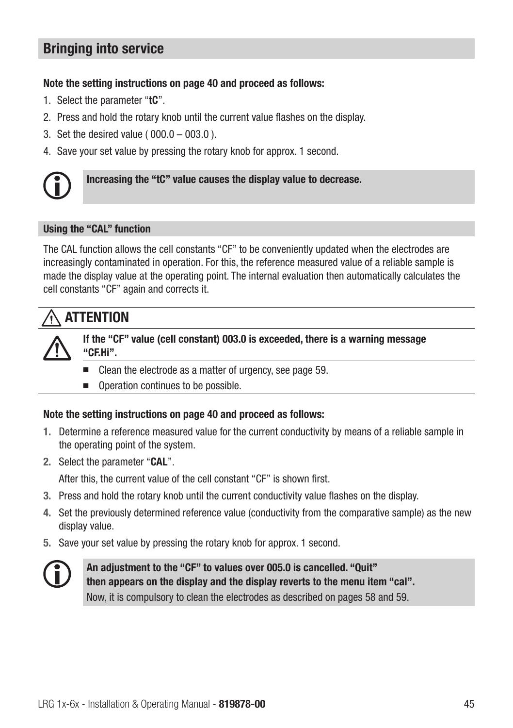## Bringing into service

**Note the setting instructions on page 40 and proceed as follows:**

1. Select the parameter "**tC**".
2. Press and hold the rotary knob until the current value flashes on the display.
3. Set the desired value ( 000.0 – 003.0 ).
4. Save your set value by pressing the rotary knob for approx. 1 second.

**Increasing the "tC" value causes the display value to decrease.**

### Using the "CAL" function

The CAL function allows the cell constants "CF" to be conveniently updated when the electrodes are increasingly contaminated in operation. For this, the reference measured value of a reliable sample is made the display value at the operating point. The internal evaluation then automatically calculates the cell constants "CF" again and corrects it.

### ⚠ ATTENTION

**If the "CF" value (cell constant) 003.0 is exceeded, there is a warning message "CF.Hi".**

- Clean the electrode as a matter of urgency, see page 59.
- Operation continues to be possible.

**Note the setting instructions on page 40 and proceed as follows:**

1. Determine a reference measured value for the current conductivity by means of a reliable sample in the operating point of the system.
2. Select the parameter "**CAL**".

   After this, the current value of the cell constant "CF" is shown first.
3. Press and hold the rotary knob until the current conductivity value flashes on the display.
4. Set the previously determined reference value (conductivity from the comparative sample) as the new display value.
5. Save your set value by pressing the rotary knob for approx. 1 second.

**An adjustment to the "CF" to values over 005.0 is cancelled. "Quit" then appears on the display and the display reverts to the menu item "cal".**
Now, it is compulsory to clean the electrodes as described on pages 58 and 59.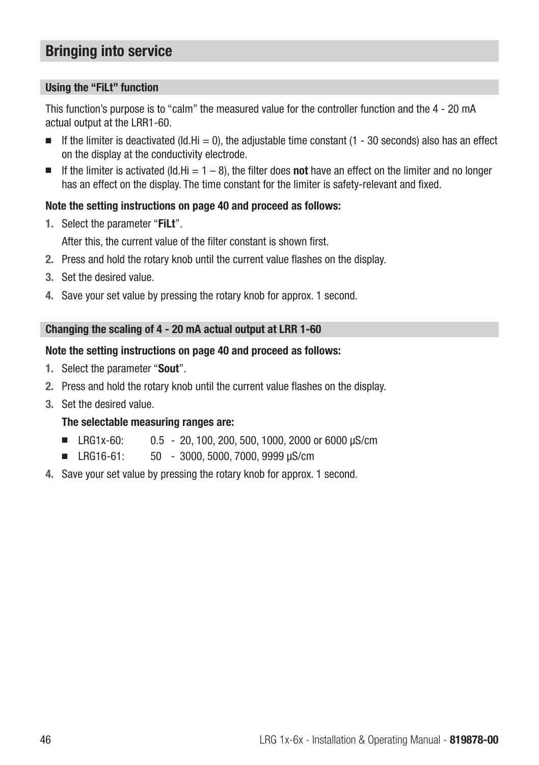## Bringing into service

### Using the "FiLt" function

This function's purpose is to "calm" the measured value for the controller function and the 4 - 20 mA actual output at the LRR1-60.

- If the limiter is deactivated (ld.Hi = 0), the adjustable time constant (1 - 30 seconds) also has an effect on the display at the conductivity electrode.
- If the limiter is activated (ld.Hi = 1 – 8), the filter does **not** have an effect on the limiter and no longer has an effect on the display. The time constant for the limiter is safety-relevant and fixed.

**Note the setting instructions on page 40 and proceed as follows:**

1. Select the parameter "**FiLt**".

   After this, the current value of the filter constant is shown first.
2. Press and hold the rotary knob until the current value flashes on the display.
3. Set the desired value.
4. Save your set value by pressing the rotary knob for approx. 1 second.

### Changing the scaling of 4 - 20 mA actual output at LRR 1-60

**Note the setting instructions on page 40 and proceed as follows:**

1. Select the parameter "**Sout**".
2. Press and hold the rotary knob until the current value flashes on the display.
3. Set the desired value.

   **The selectable measuring ranges are:**

   - LRG1x-60: 0.5 - 20, 100, 200, 500, 1000, 2000 or 6000 µS/cm
   - LRG16-61: 50 - 3000, 5000, 7000, 9999 µS/cm
4. Save your set value by pressing the rotary knob for approx. 1 second.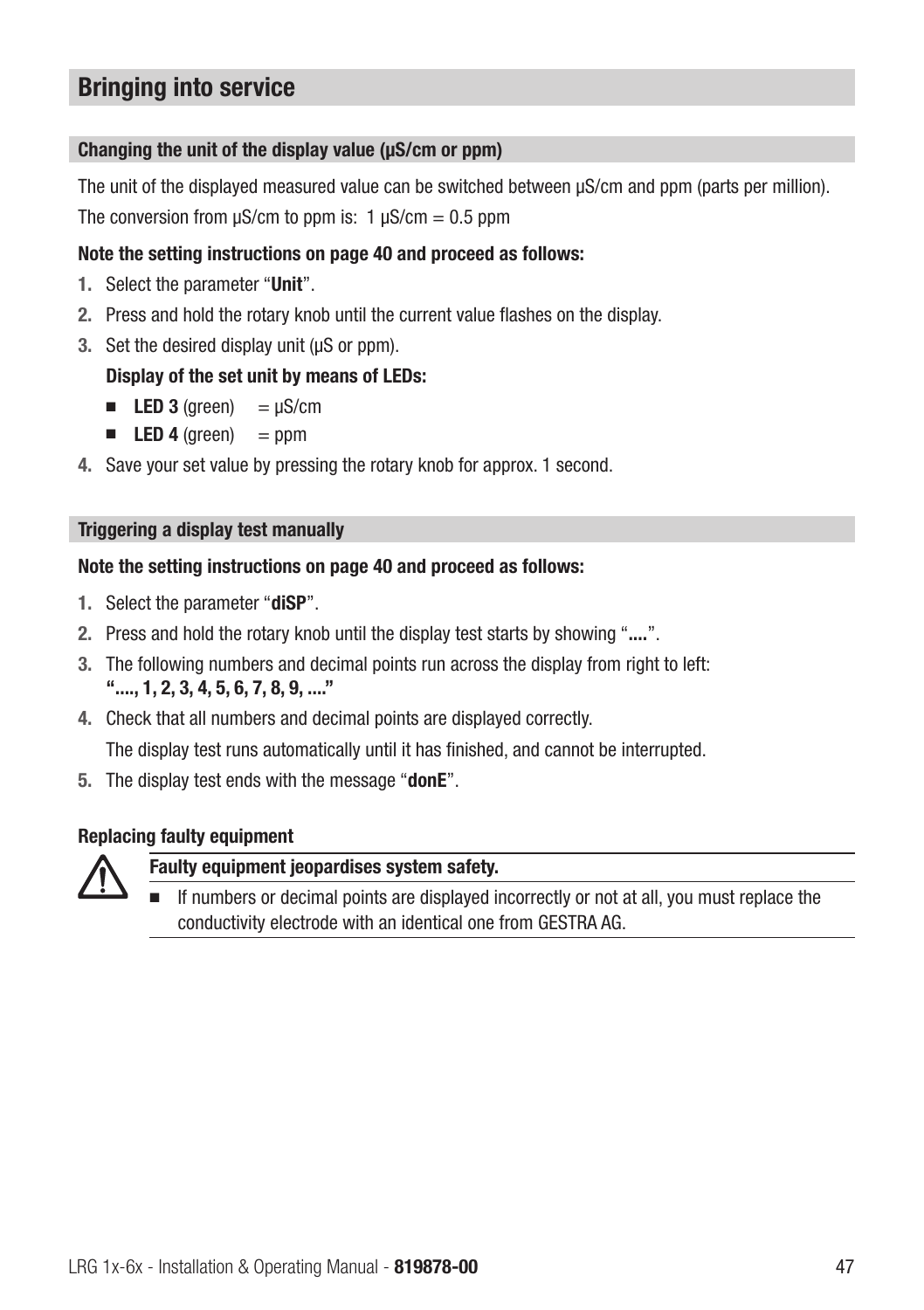# Bringing into service

## Changing the unit of the display value (µS/cm or ppm)

The unit of the displayed measured value can be switched between µS/cm and ppm (parts per million).

The conversion from µS/cm to ppm is: 1 µS/cm = 0.5 ppm

**Note the setting instructions on page 40 and proceed as follows:**

1. Select the parameter "**Unit**".
2. Press and hold the rotary knob until the current value flashes on the display.
3. Set the desired display unit (µS or ppm).

   **Display of the set unit by means of LEDs:**

   - **LED 3** (green) = µS/cm
   - **LED 4** (green) = ppm

4. Save your set value by pressing the rotary knob for approx. 1 second.

## Triggering a display test manually

**Note the setting instructions on page 40 and proceed as follows:**

1. Select the parameter "**diSP**".
2. Press and hold the rotary knob until the display test starts by showing "**....**".
3. The following numbers and decimal points run across the display from right to left:
   **"...., 1, 2, 3, 4, 5, 6, 7, 8, 9, ...."**
4. Check that all numbers and decimal points are displayed correctly.

   The display test runs automatically until it has finished, and cannot be interrupted.

5. The display test ends with the message "**donE**".

### Replacing faulty equipment

**Faulty equipment jeopardises system safety.**

- If numbers or decimal points are displayed incorrectly or not at all, you must replace the conductivity electrode with an identical one from GESTRA AG.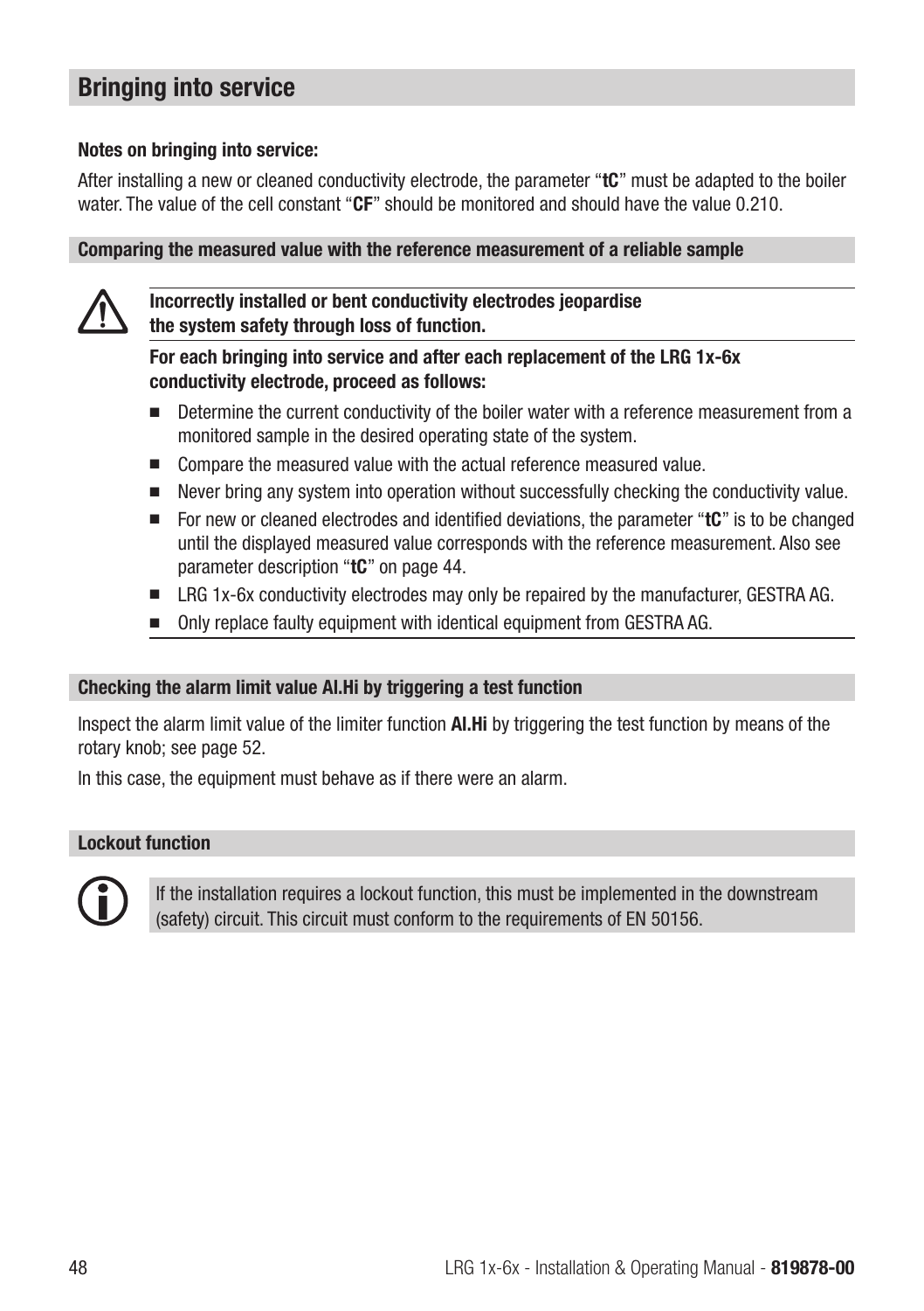# Bringing into service

**Notes on bringing into service:**

After installing a new or cleaned conductivity electrode, the parameter "**tC**" must be adapted to the boiler water. The value of the cell constant "**CF**" should be monitored and should have the value 0.210.

### Comparing the measured value with the reference measurement of a reliable sample

**Incorrectly installed or bent conductivity electrodes jeopardise the system safety through loss of function.**

**For each bringing into service and after each replacement of the LRG 1x-6x conductivity electrode, proceed as follows:**

- Determine the current conductivity of the boiler water with a reference measurement from a monitored sample in the desired operating state of the system.
- Compare the measured value with the actual reference measured value.
- Never bring any system into operation without successfully checking the conductivity value.
- For new or cleaned electrodes and identified deviations, the parameter "**tC**" is to be changed until the displayed measured value corresponds with the reference measurement. Also see parameter description "**tC**" on page 44.
- LRG 1x-6x conductivity electrodes may only be repaired by the manufacturer, GESTRA AG.
- Only replace faulty equipment with identical equipment from GESTRA AG.

### Checking the alarm limit value Al.Hi by triggering a test function

Inspect the alarm limit value of the limiter function **Al.Hi** by triggering the test function by means of the rotary knob; see page 52.

In this case, the equipment must behave as if there were an alarm.

### Lockout function

If the installation requires a lockout function, this must be implemented in the downstream (safety) circuit. This circuit must conform to the requirements of EN 50156.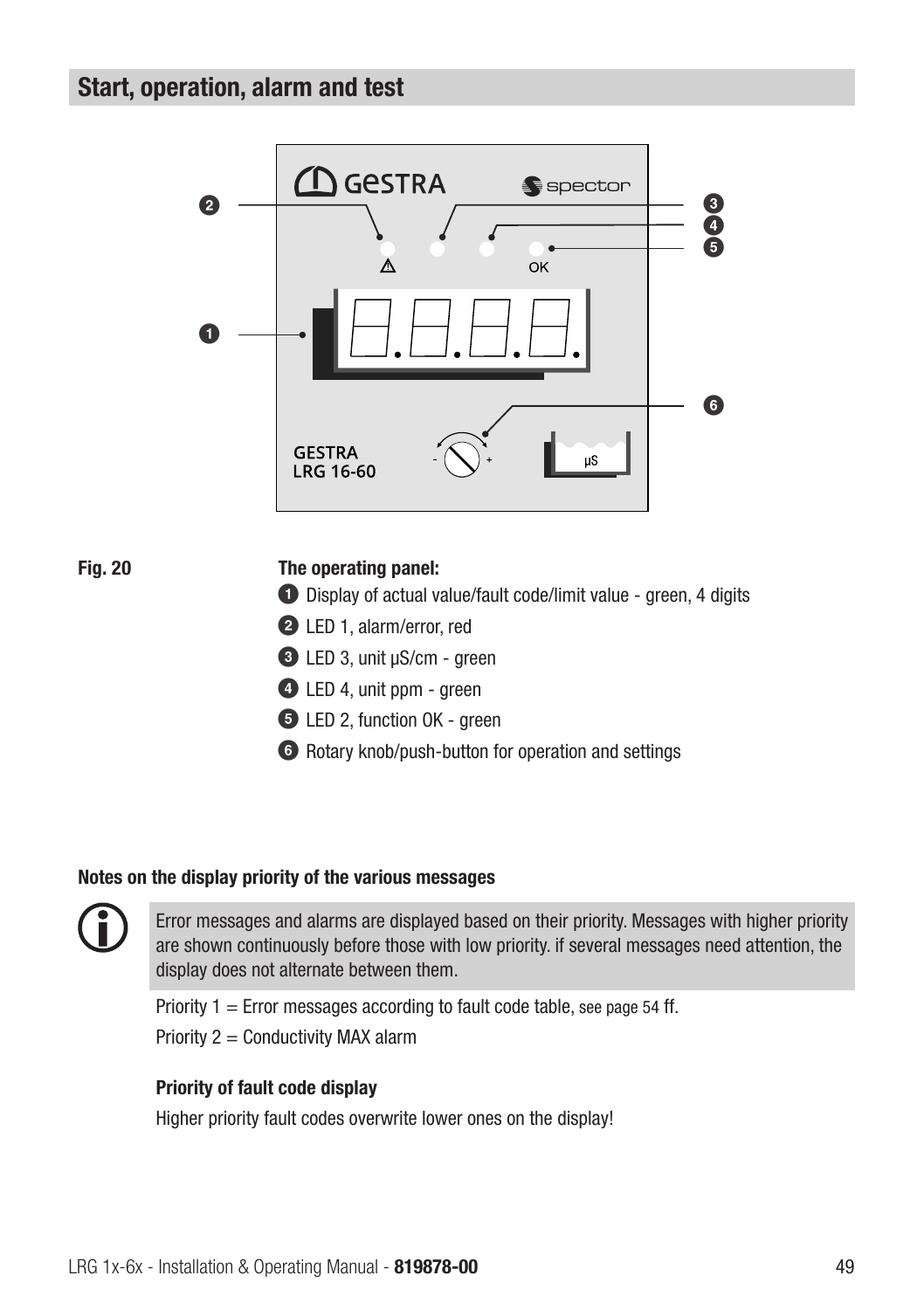## Start, operation, alarm and test

**Fig. 20** **The operating panel:**

1. Display of actual value/fault code/limit value - green, 4 digits
2. LED 1, alarm/error, red
3. LED 3, unit µS/cm - green
4. LED 4, unit ppm - green
5. LED 2, function OK - green
6. Rotary knob/push-button for operation and settings

**Notes on the display priority of the various messages**

Error messages and alarms are displayed based on their priority. Messages with higher priority are shown continuously before those with low priority. if several messages need attention, the display does not alternate between them.

Priority 1 = Error messages according to fault code table, see page 54 ff.

Priority 2 = Conductivity MAX alarm

**Priority of fault code display**

Higher priority fault codes overwrite lower ones on the display!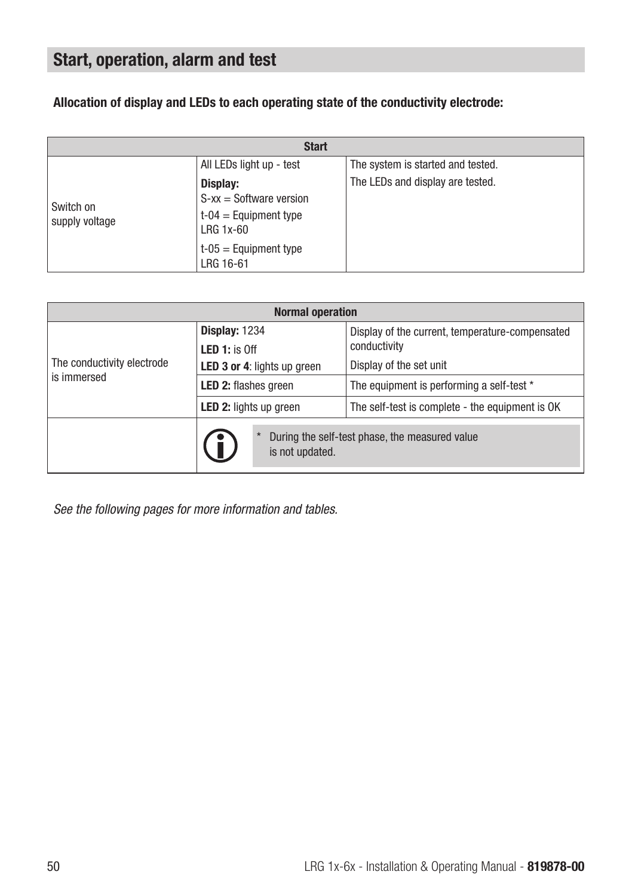## Start, operation, alarm and test

**Allocation of display and LEDs to each operating state of the conductivity electrode:**

| Start | | |
|---|---|---|
| Switch on supply voltage | All LEDs light up - test<br>**Display:**<br>S-xx = Software version<br>t-04 = Equipment type LRG 1x-60<br>t-05 = Equipment type LRG 16-61 | The system is started and tested.<br>The LEDs and display are tested. |

| Normal operation | | |
|---|---|---|
| The conductivity electrode is immersed | **Display:** 1234<br>**LED 1:** is Off<br>**LED 3 or 4**: lights up green | Display of the current, temperature-compensated conductivity<br>Display of the set unit |
| | **LED 2:** flashes green | The equipment is performing a self-test * |
| | **LED 2:** lights up green | The self-test is complete - the equipment is OK |
| | * During the self-test phase, the measured value is not updated. | |

*See the following pages for more information and tables.*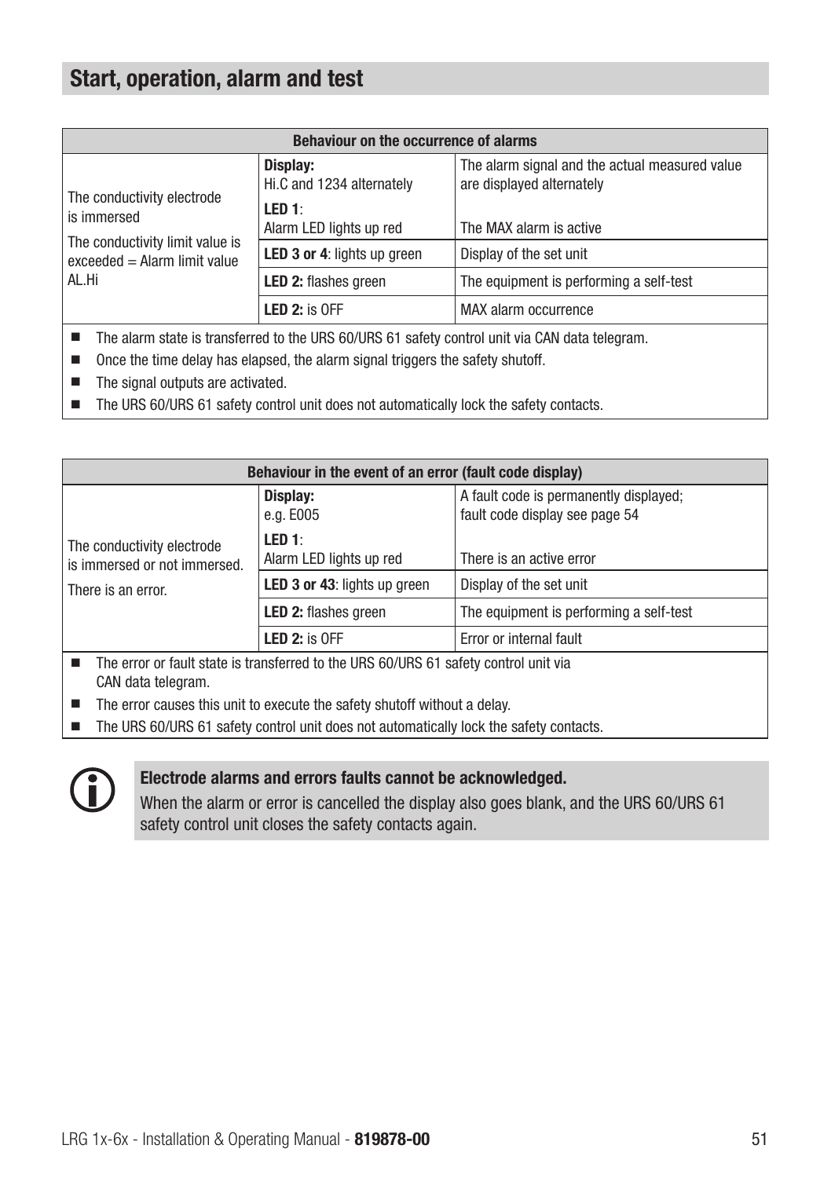## Start, operation, alarm and test

| Behaviour on the occurrence of alarms | | |
|---|---|---|
| The conductivity electrode is immersed<br><br>The conductivity limit value is exceeded = Alarm limit value AL.Hi | **Display:**<br>Hi.C and 1234 alternately<br>**LED 1**:<br>Alarm LED lights up red | The alarm signal and the actual measured value are displayed alternately<br><br>The MAX alarm is active |
| | **LED 3 or 4**: lights up green | Display of the set unit |
| | **LED 2:** flashes green | The equipment is performing a self-test |
| | **LED 2:** is OFF | MAX alarm occurrence |

- The alarm state is transferred to the URS 60/URS 61 safety control unit via CAN data telegram.
- Once the time delay has elapsed, the alarm signal triggers the safety shutoff.
- The signal outputs are activated.
- The URS 60/URS 61 safety control unit does not automatically lock the safety contacts.

| Behaviour in the event of an error (fault code display) | | |
|---|---|---|
| The conductivity electrode is immersed or not immersed.<br><br>There is an error. | **Display:**<br>e.g. E005<br>**LED 1**:<br>Alarm LED lights up red | A fault code is permanently displayed; fault code display see page 54<br><br>There is an active error |
| | **LED 3 or 43**: lights up green | Display of the set unit |
| | **LED 2:** flashes green | The equipment is performing a self-test |
| | **LED 2:** is OFF | Error or internal fault |

- The error or fault state is transferred to the URS 60/URS 61 safety control unit via CAN data telegram.
- The error causes this unit to execute the safety shutoff without a delay.
- The URS 60/URS 61 safety control unit does not automatically lock the safety contacts.

**Electrode alarms and errors faults cannot be acknowledged.**

When the alarm or error is cancelled the display also goes blank, and the URS 60/URS 61 safety control unit closes the safety contacts again.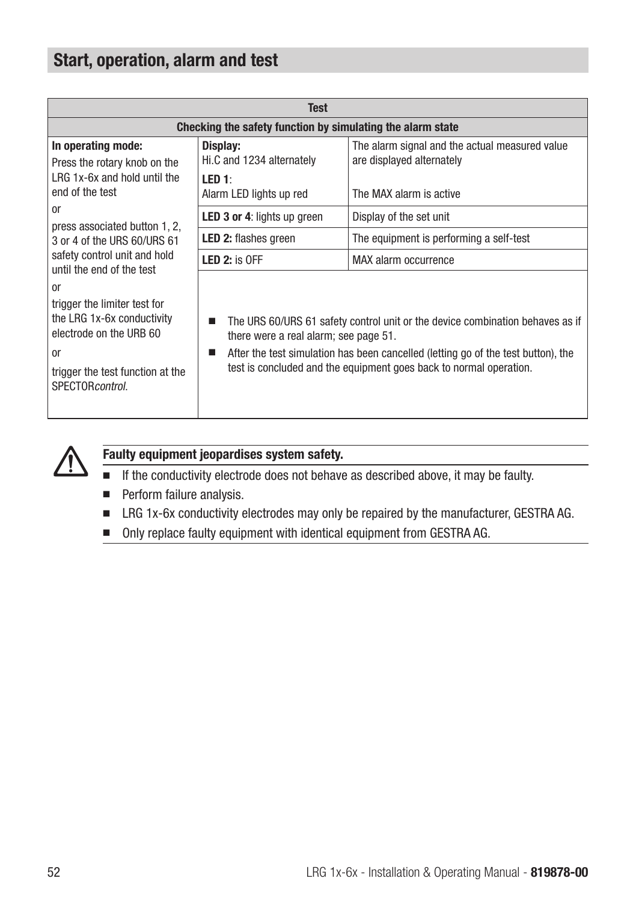## Start, operation, alarm and test

| Test | | |
|---|---|---|
| **Checking the safety function by simulating the alarm state** | | |
| **In operating mode:**<br>Press the rotary knob on the LRG 1x-6x and hold until the end of the test<br>or<br>press associated button 1, 2, 3 or 4 of the URS 60/URS 61 safety control unit and hold until the end of the test<br>or<br>trigger the limiter test for the LRG 1x-6x conductivity electrode on the URB 60<br>or<br>trigger the test function at the SPECTOR*control*. | **Display:**<br>Hi.C and 1234 alternately<br>**LED 1**:<br>Alarm LED lights up red | The alarm signal and the actual measured value are displayed alternately<br><br>The MAX alarm is active |
| | **LED 3 or 4**: lights up green | Display of the set unit |
| | **LED 2:** flashes green | The equipment is performing a self-test |
| | **LED 2:** is OFF | MAX alarm occurrence |
| | ■ The URS 60/URS 61 safety control unit or the device combination behaves as if there were a real alarm; see page 51.<br>■ After the test simulation has been cancelled (letting go of the test button), the test is concluded and the equipment goes back to normal operation. | |

**Faulty equipment jeopardises system safety.**

- If the conductivity electrode does not behave as described above, it may be faulty.
- Perform failure analysis.
- LRG 1x-6x conductivity electrodes may only be repaired by the manufacturer, GESTRA AG.
- Only replace faulty equipment with identical equipment from GESTRA AG.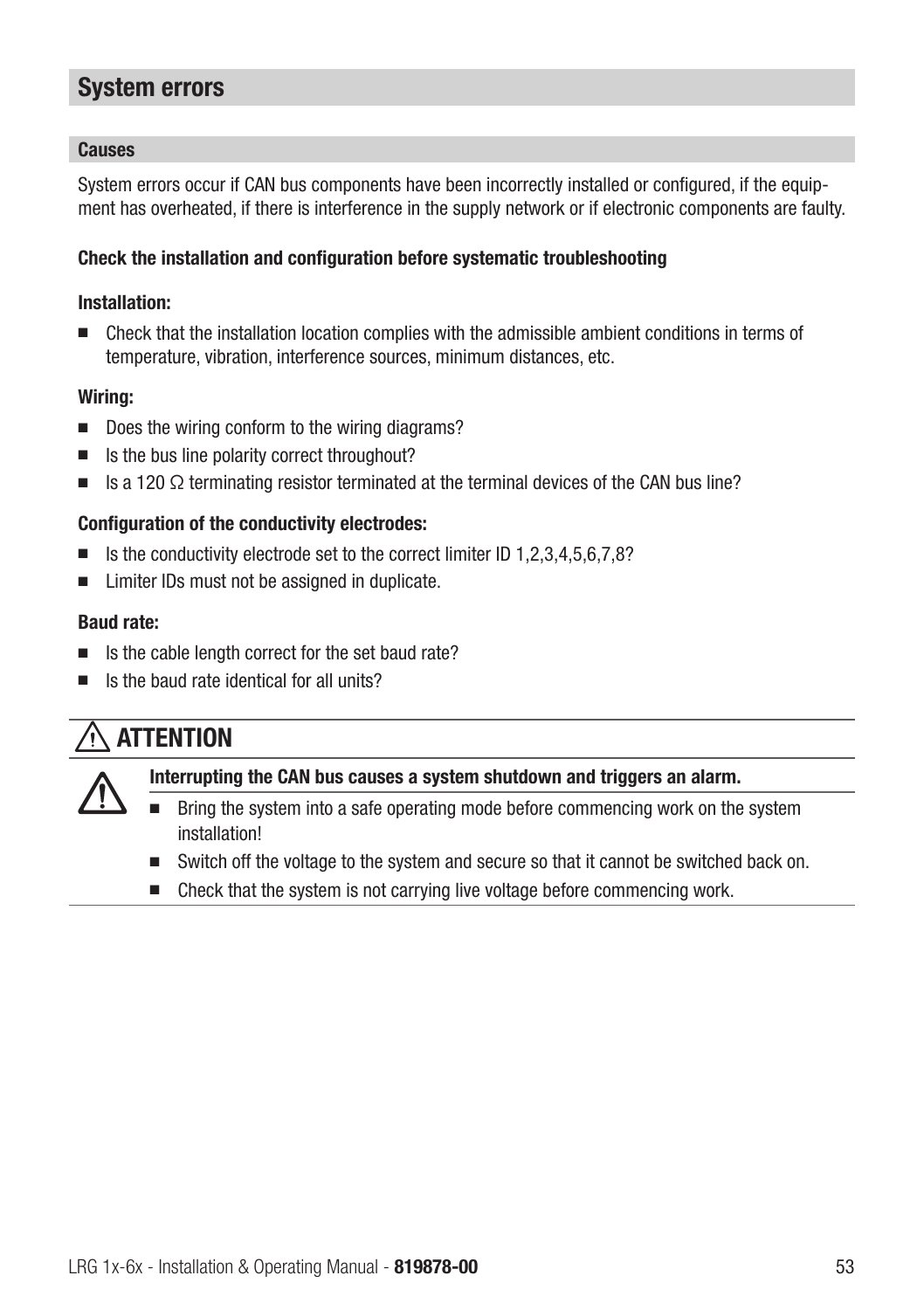## System errors

### Causes

System errors occur if CAN bus components have been incorrectly installed or configured, if the equipment has overheated, if there is interference in the supply network or if electronic components are faulty.

**Check the installation and configuration before systematic troubleshooting**

**Installation:**

- Check that the installation location complies with the admissible ambient conditions in terms of temperature, vibration, interference sources, minimum distances, etc.

**Wiring:**

- Does the wiring conform to the wiring diagrams?
- Is the bus line polarity correct throughout?
- Is a 120 Ω terminating resistor terminated at the terminal devices of the CAN bus line?

**Configuration of the conductivity electrodes:**

- Is the conductivity electrode set to the correct limiter ID 1,2,3,4,5,6,7,8?
- Limiter IDs must not be assigned in duplicate.

**Baud rate:**

- Is the cable length correct for the set baud rate?
- Is the baud rate identical for all units?

### ⚠ ATTENTION

**Interrupting the CAN bus causes a system shutdown and triggers an alarm.**

- Bring the system into a safe operating mode before commencing work on the system installation!
- Switch off the voltage to the system and secure so that it cannot be switched back on.
- Check that the system is not carrying live voltage before commencing work.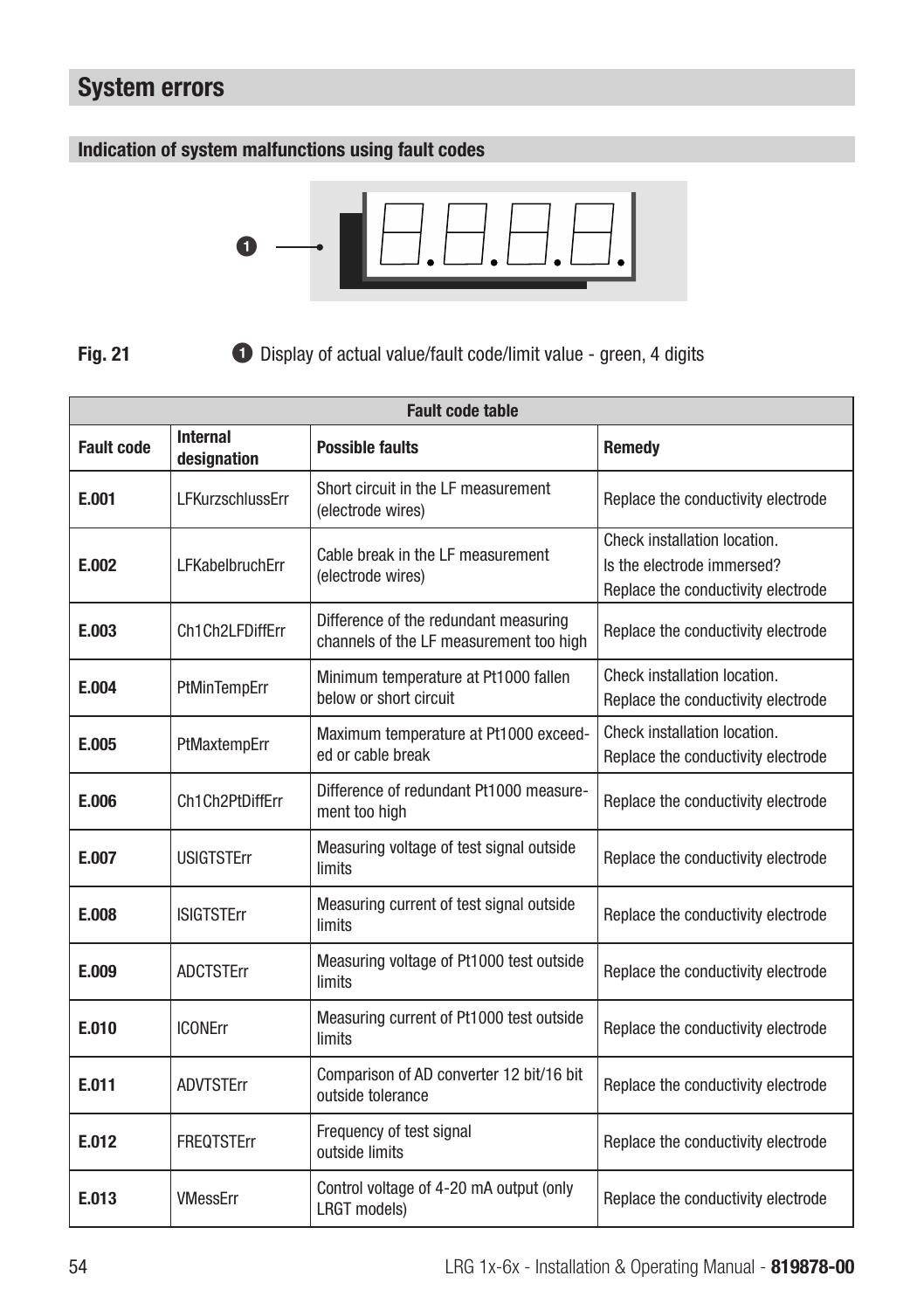# System errors

## Indication of system malfunctions using fault codes

**Fig. 21** ❶ Display of actual value/fault code/limit value - green, 4 digits

| Fault code table | | | |
|---|---|---|---|
| **Fault code** | **Internal designation** | **Possible faults** | **Remedy** |
| **E.001** | LFKurzschlussErr | Short circuit in the LF measurement (electrode wires) | Replace the conductivity electrode |
| **E.002** | LFKabelbruchErr | Cable break in the LF measurement (electrode wires) | Check installation location. Is the electrode immersed? Replace the conductivity electrode |
| **E.003** | Ch1Ch2LFDiffErr | Difference of the redundant measuring channels of the LF measurement too high | Replace the conductivity electrode |
| **E.004** | PtMinTempErr | Minimum temperature at Pt1000 fallen below or short circuit | Check installation location. Replace the conductivity electrode |
| **E.005** | PtMaxtempErr | Maximum temperature at Pt1000 exceeded or cable break | Check installation location. Replace the conductivity electrode |
| **E.006** | Ch1Ch2PtDiffErr | Difference of redundant Pt1000 measurement too high | Replace the conductivity electrode |
| **E.007** | USIGTSTErr | Measuring voltage of test signal outside limits | Replace the conductivity electrode |
| **E.008** | ISIGTSTErr | Measuring current of test signal outside limits | Replace the conductivity electrode |
| **E.009** | ADCTSTErr | Measuring voltage of Pt1000 test outside limits | Replace the conductivity electrode |
| **E.010** | ICONErr | Measuring current of Pt1000 test outside limits | Replace the conductivity electrode |
| **E.011** | ADVTSTErr | Comparison of AD converter 12 bit/16 bit outside tolerance | Replace the conductivity electrode |
| **E.012** | FREQTSTErr | Frequency of test signal outside limits | Replace the conductivity electrode |
| **E.013** | VMessErr | Control voltage of 4-20 mA output (only LRGT models) | Replace the conductivity electrode |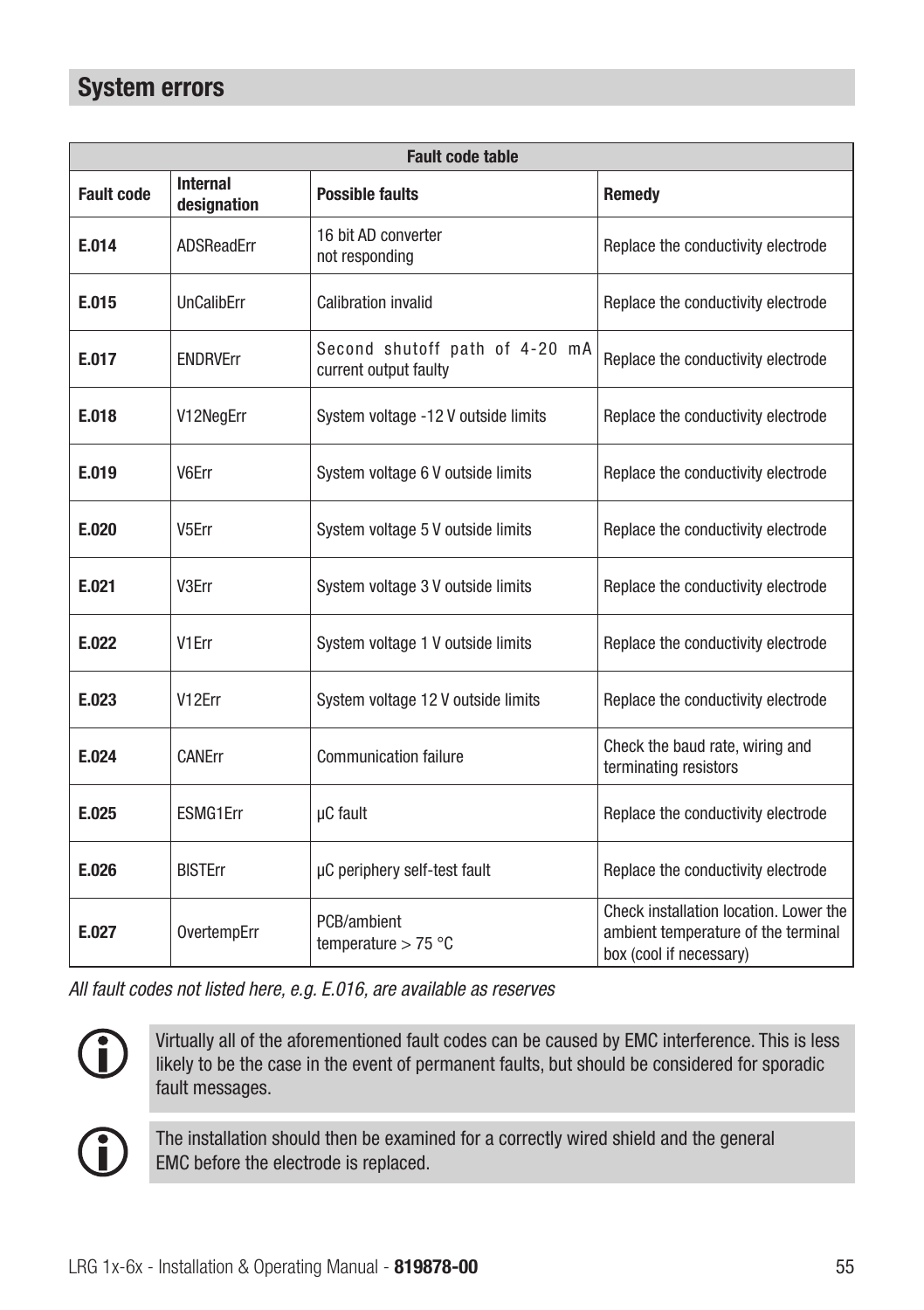## System errors

| Fault code table | | | |
|---|---|---|---|
| **Fault code** | **Internal designation** | **Possible faults** | **Remedy** |
| **E.014** | ADSReadErr | 16 bit AD converter not responding | Replace the conductivity electrode |
| **E.015** | UnCalibErr | Calibration invalid | Replace the conductivity electrode |
| **E.017** | ENDRVErr | Second shutoff path of 4-20 mA current output faulty | Replace the conductivity electrode |
| **E.018** | V12NegErr | System voltage -12 V outside limits | Replace the conductivity electrode |
| **E.019** | V6Err | System voltage 6 V outside limits | Replace the conductivity electrode |
| **E.020** | V5Err | System voltage 5 V outside limits | Replace the conductivity electrode |
| **E.021** | V3Err | System voltage 3 V outside limits | Replace the conductivity electrode |
| **E.022** | V1Err | System voltage 1 V outside limits | Replace the conductivity electrode |
| **E.023** | V12Err | System voltage 12 V outside limits | Replace the conductivity electrode |
| **E.024** | CANErr | Communication failure | Check the baud rate, wiring and terminating resistors |
| **E.025** | ESMG1Err | µC fault | Replace the conductivity electrode |
| **E.026** | BISTErr | µC periphery self-test fault | Replace the conductivity electrode |
| **E.027** | OvertempErr | PCB/ambient temperature > 75 °C | Check installation location. Lower the ambient temperature of the terminal box (cool if necessary) |

*All fault codes not listed here, e.g. E.016, are available as reserves*

Virtually all of the aforementioned fault codes can be caused by EMC interference. This is less likely to be the case in the event of permanent faults, but should be considered for sporadic fault messages.

The installation should then be examined for a correctly wired shield and the general EMC before the electrode is replaced.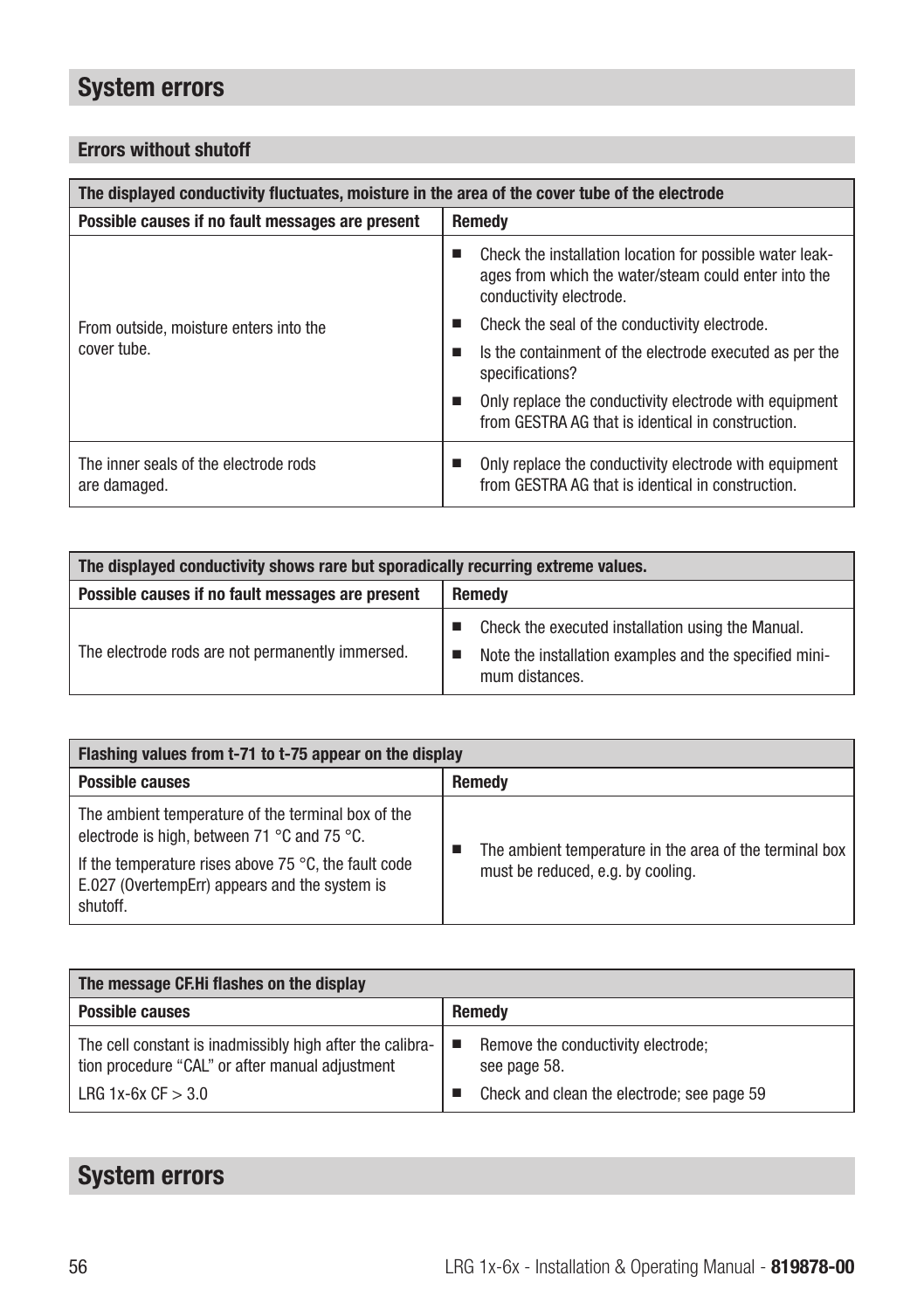# System errors

## Errors without shutoff

| The displayed conductivity fluctuates, moisture in the area of the cover tube of the electrode | |
|---|---|
| **Possible causes if no fault messages are present** | **Remedy** |
| From outside, moisture enters into the cover tube. | ■ Check the installation location for possible water leakages from which the water/steam could enter into the conductivity electrode.<br>■ Check the seal of the conductivity electrode.<br>■ Is the containment of the electrode executed as per the specifications?<br>■ Only replace the conductivity electrode with equipment from GESTRA AG that is identical in construction. |
| The inner seals of the electrode rods are damaged. | ■ Only replace the conductivity electrode with equipment from GESTRA AG that is identical in construction. |

| The displayed conductivity shows rare but sporadically recurring extreme values. | |
|---|---|
| **Possible causes if no fault messages are present** | **Remedy** |
| The electrode rods are not permanently immersed. | ■ Check the executed installation using the Manual.<br>■ Note the installation examples and the specified minimum distances. |

| Flashing values from t-71 to t-75 appear on the display | |
|---|---|
| **Possible causes** | **Remedy** |
| The ambient temperature of the terminal box of the electrode is high, between 71 °C and 75 °C.<br>If the temperature rises above 75 °C, the fault code E.027 (OvertempErr) appears and the system is shutoff. | ■ The ambient temperature in the area of the terminal box must be reduced, e.g. by cooling. |

| The message CF.Hi flashes on the display | |
|---|---|
| **Possible causes** | **Remedy** |
| The cell constant is inadmissibly high after the calibration procedure "CAL" or after manual adjustment<br>LRG 1x-6x CF > 3.0 | ■ Remove the conductivity electrode; see page 58.<br>■ Check and clean the electrode; see page 59 |

# System errors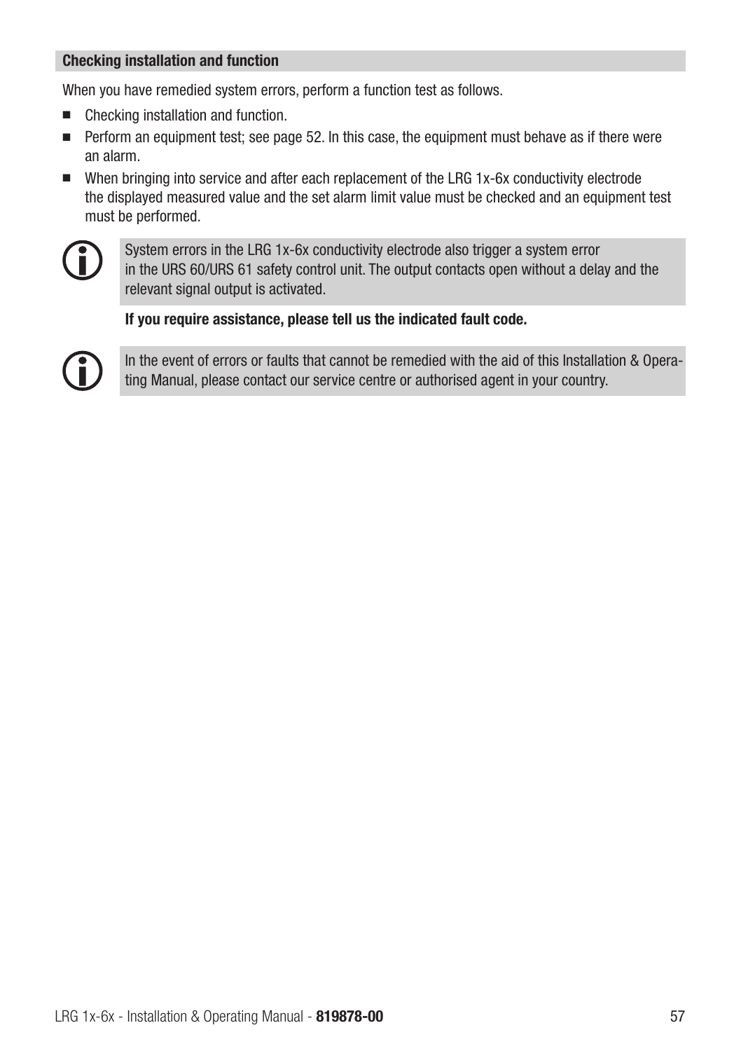## Checking installation and function

When you have remedied system errors, perform a function test as follows.

- Checking installation and function.
- Perform an equipment test; see page 52. In this case, the equipment must behave as if there were an alarm.
- When bringing into service and after each replacement of the LRG 1x-6x conductivity electrode the displayed measured value and the set alarm limit value must be checked and an equipment test must be performed.

System errors in the LRG 1x-6x conductivity electrode also trigger a system error in the URS 60/URS 61 safety control unit. The output contacts open without a delay and the relevant signal output is activated.

**If you require assistance, please tell us the indicated fault code.**

In the event of errors or faults that cannot be remedied with the aid of this Installation & Operating Manual, please contact our service centre or authorised agent in your country.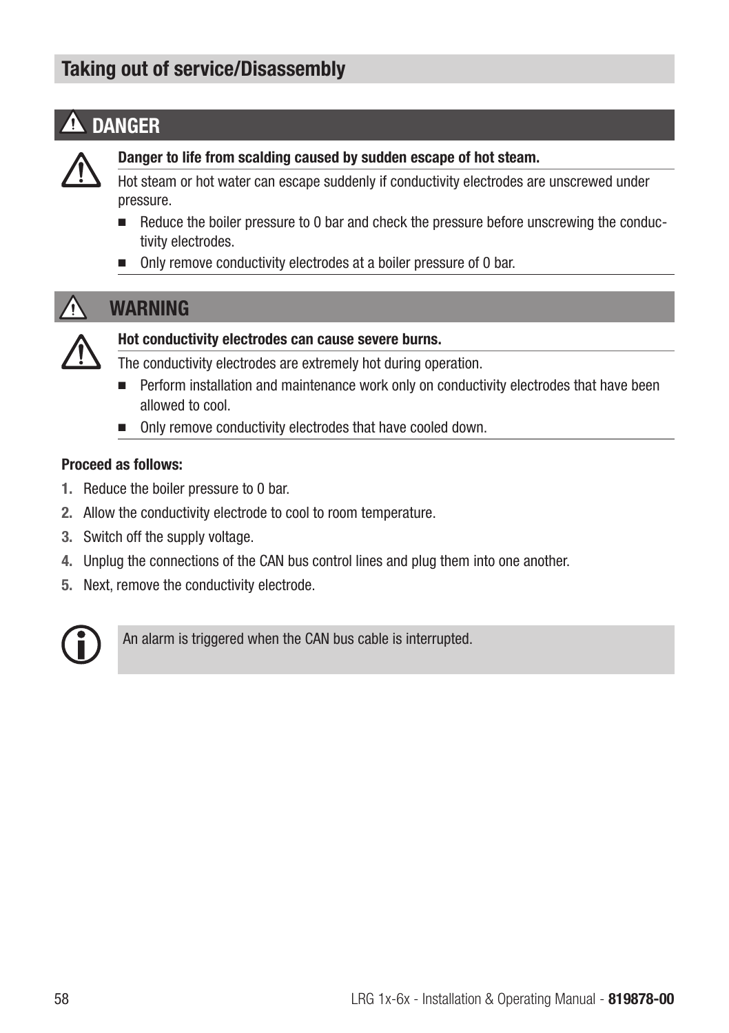## Taking out of service/Disassembly

### ⚠ DANGER

**Danger to life from scalding caused by sudden escape of hot steam.**

Hot steam or hot water can escape suddenly if conductivity electrodes are unscrewed under pressure.

- Reduce the boiler pressure to 0 bar and check the pressure before unscrewing the conductivity electrodes.
- Only remove conductivity electrodes at a boiler pressure of 0 bar.

### ⚠ WARNING

**Hot conductivity electrodes can cause severe burns.**

The conductivity electrodes are extremely hot during operation.

- Perform installation and maintenance work only on conductivity electrodes that have been allowed to cool.
- Only remove conductivity electrodes that have cooled down.

**Proceed as follows:**

1. Reduce the boiler pressure to 0 bar.
2. Allow the conductivity electrode to cool to room temperature.
3. Switch off the supply voltage.
4. Unplug the connections of the CAN bus control lines and plug them into one another.
5. Next, remove the conductivity electrode.

> An alarm is triggered when the CAN bus cable is interrupted.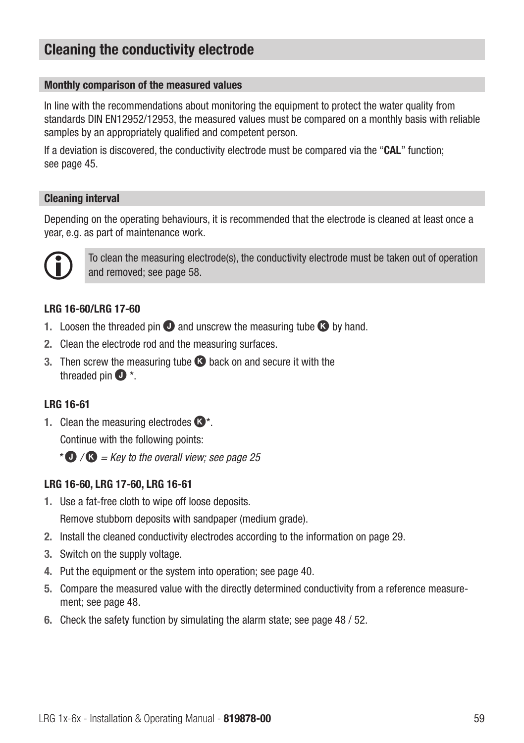## Cleaning the conductivity electrode

### Monthly comparison of the measured values

In line with the recommendations about monitoring the equipment to protect the water quality from standards DIN EN12952/12953, the measured values must be compared on a monthly basis with reliable samples by an appropriately qualified and competent person.

If a deviation is discovered, the conductivity electrode must be compared via the "**CAL**" function; see page 45.

### Cleaning interval

Depending on the operating behaviours, it is recommended that the electrode is cleaned at least once a year, e.g. as part of maintenance work.

> To clean the measuring electrode(s), the conductivity electrode must be taken out of operation and removed; see page 58.

**LRG 16-60/LRG 17-60**

1. Loosen the threaded pin J and unscrew the measuring tube K by hand.
2. Clean the electrode rod and the measuring surfaces.
3. Then screw the measuring tube K back on and secure it with the threaded pin J *.

**LRG 16-61**

1. Clean the measuring electrodes K*.

   Continue with the following points:

   *J / K = *Key to the overall view; see page 25*

**LRG 16-60, LRG 17-60, LRG 16-61**

1. Use a fat-free cloth to wipe off loose deposits.

   Remove stubborn deposits with sandpaper (medium grade).
2. Install the cleaned conductivity electrodes according to the information on page 29.
3. Switch on the supply voltage.
4. Put the equipment or the system into operation; see page 40.
5. Compare the measured value with the directly determined conductivity from a reference measurement; see page 48.
6. Check the safety function by simulating the alarm state; see page 48 / 52.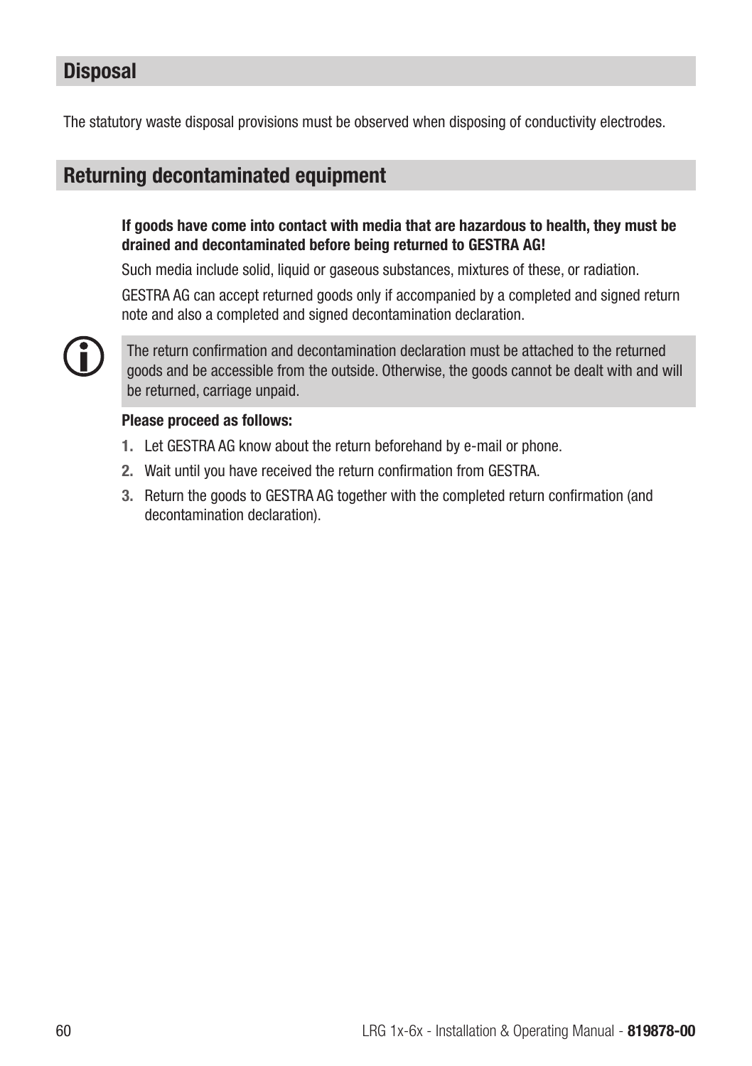## Disposal

The statutory waste disposal provisions must be observed when disposing of conductivity electrodes.

## Returning decontaminated equipment

**If goods have come into contact with media that are hazardous to health, they must be drained and decontaminated before being returned to GESTRA AG!**

Such media include solid, liquid or gaseous substances, mixtures of these, or radiation.

GESTRA AG can accept returned goods only if accompanied by a completed and signed return note and also a completed and signed decontamination declaration.

The return confirmation and decontamination declaration must be attached to the returned goods and be accessible from the outside. Otherwise, the goods cannot be dealt with and will be returned, carriage unpaid.

**Please proceed as follows:**

1. Let GESTRA AG know about the return beforehand by e-mail or phone.
2. Wait until you have received the return confirmation from GESTRA.
3. Return the goods to GESTRA AG together with the completed return confirmation (and decontamination declaration).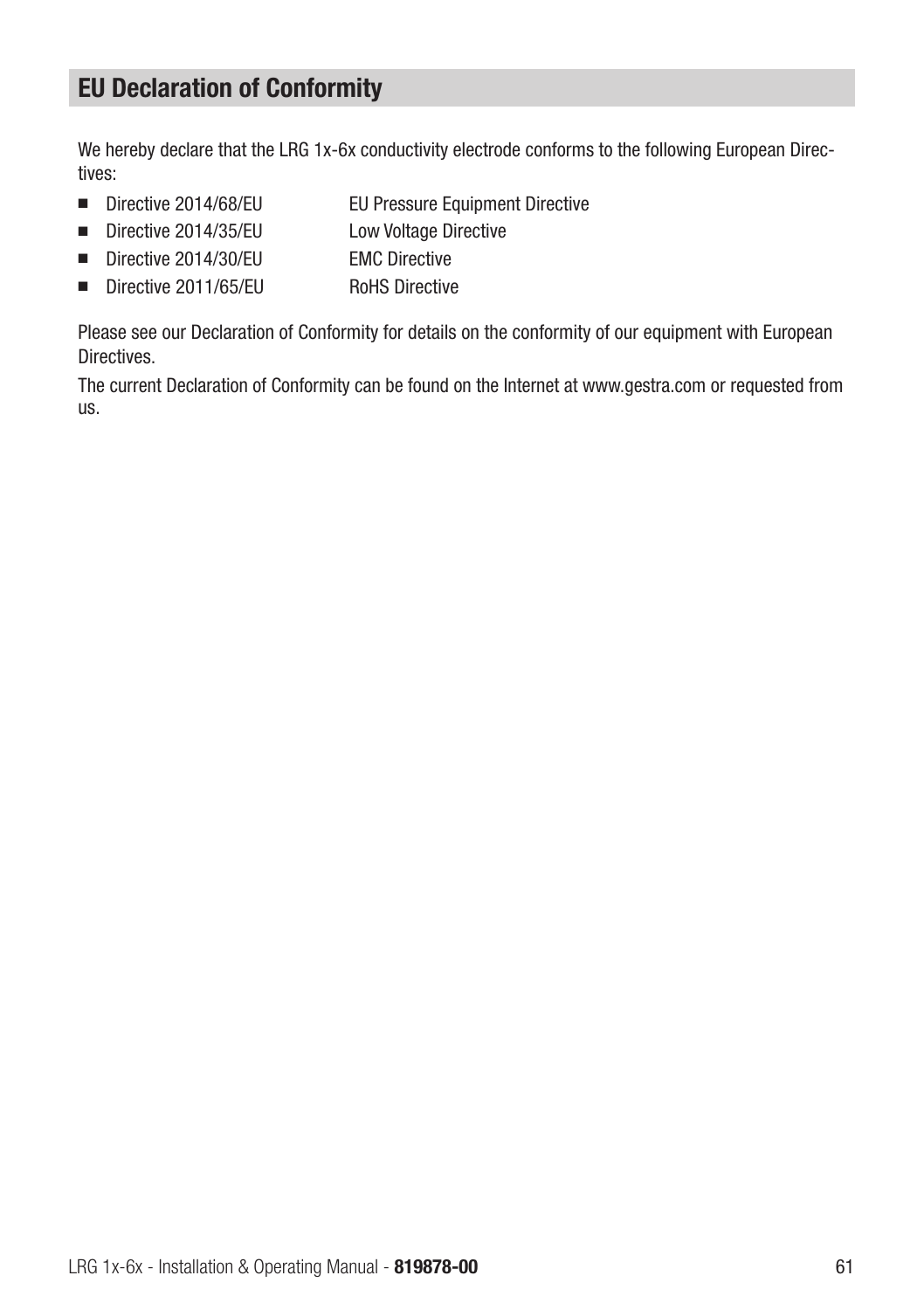# EU Declaration of Conformity

We hereby declare that the LRG 1x-6x conductivity electrode conforms to the following European Directives:

- Directive 2014/68/EU EU Pressure Equipment Directive
- Directive 2014/35/EU Low Voltage Directive
- Directive 2014/30/EU EMC Directive
- Directive 2011/65/EU RoHS Directive

Please see our Declaration of Conformity for details on the conformity of our equipment with European Directives.

The current Declaration of Conformity can be found on the Internet at www.gestra.com or requested from us.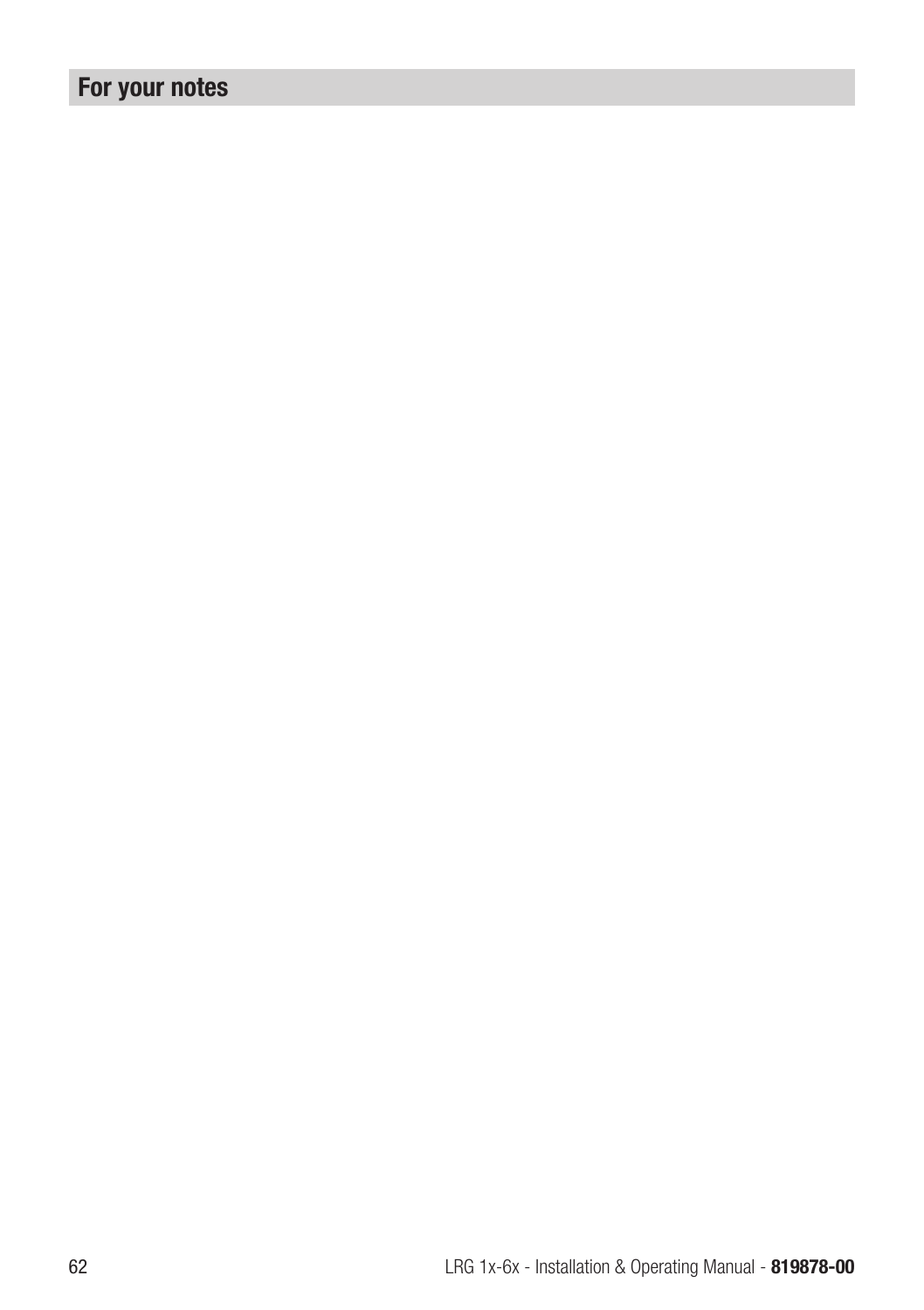## For your notes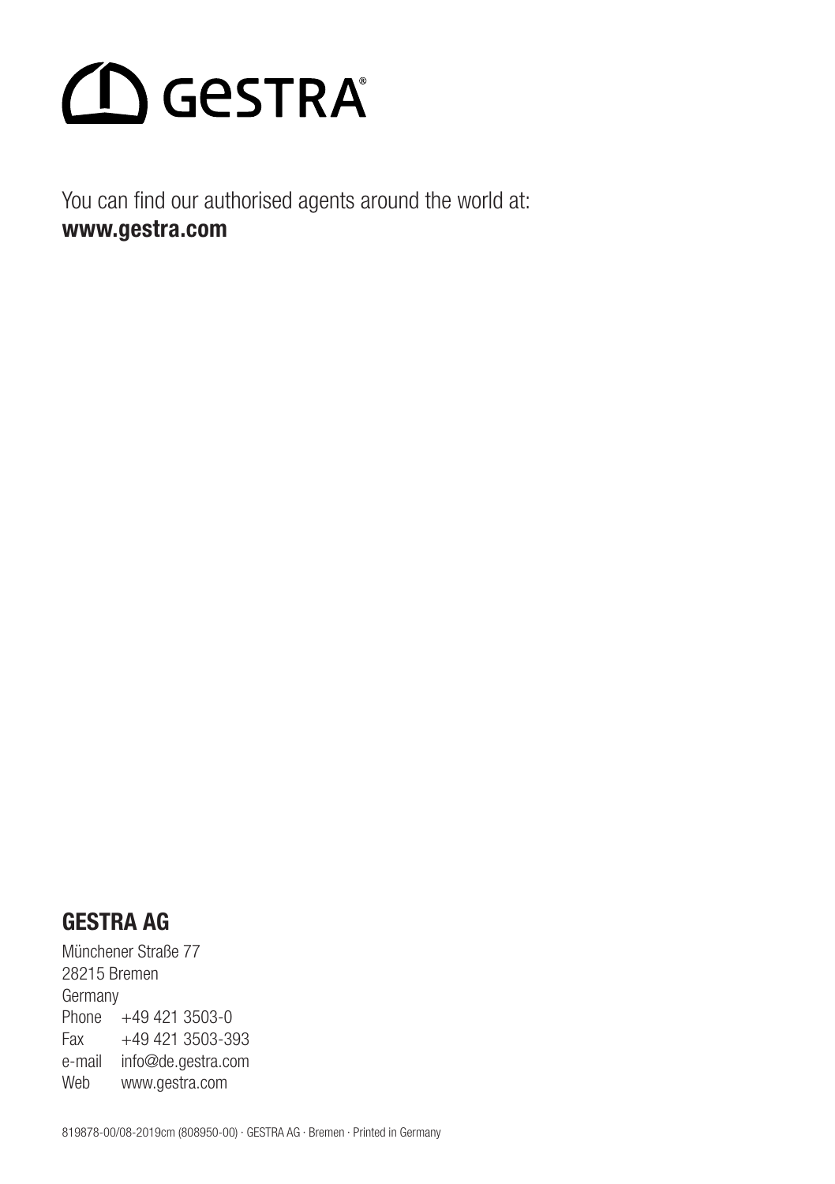GESTRA®

You can find our authorised agents around the world at:
**www.gestra.com**

## GESTRA AG

Münchener Straße 77
28215 Bremen
Germany
Phone +49 421 3503-0
Fax +49 421 3503-393
e-mail info@de.gestra.com
Web www.gestra.com

819878-00/08-2019cm (808950-00) · GESTRA AG · Bremen · Printed in Germany